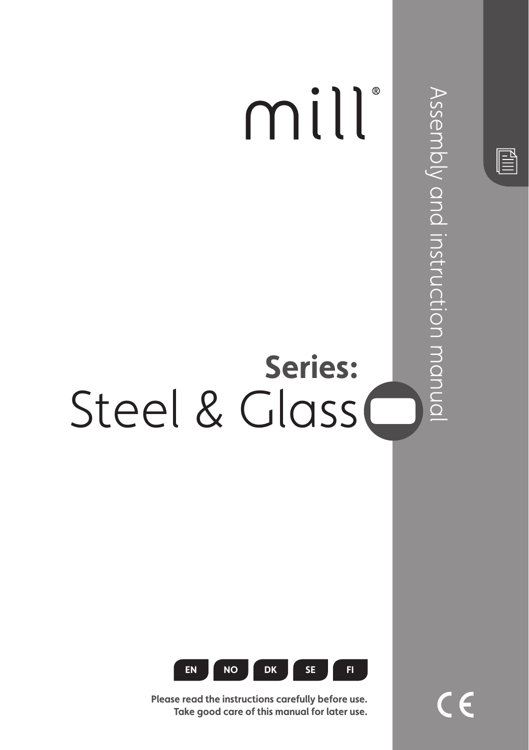# mill®

## Series:
# Steel & Glass

Assembly and instruction manual

EN NO DK SE FI

**Please read the instructions carefully before use.**
**Take good care of this manual for later use.**

CE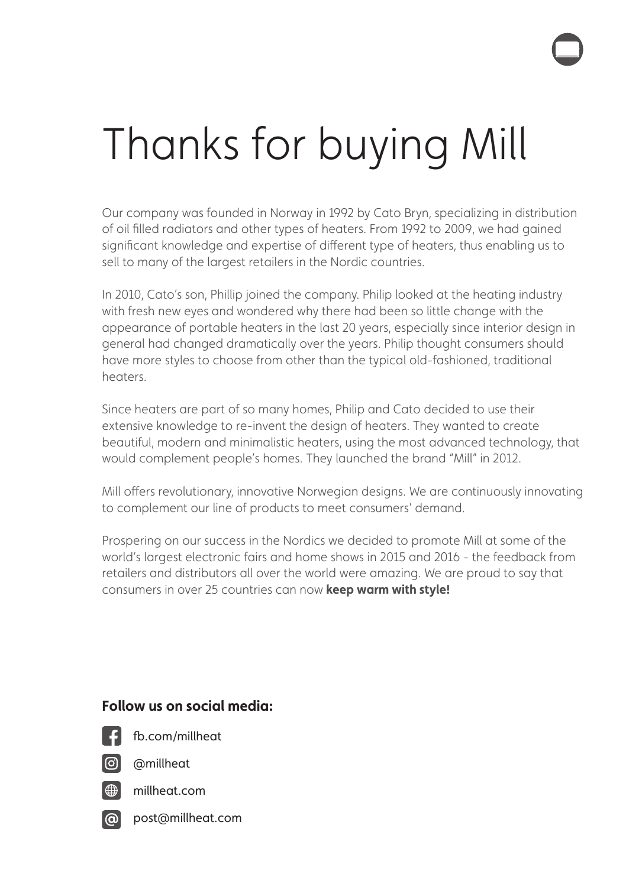# Thanks for buying Mill

Our company was founded in Norway in 1992 by Cato Bryn, specializing in distribution of oil filled radiators and other types of heaters. From 1992 to 2009, we had gained significant knowledge and expertise of different type of heaters, thus enabling us to sell to many of the largest retailers in the Nordic countries.

In 2010, Cato's son, Phillip joined the company. Philip looked at the heating industry with fresh new eyes and wondered why there had been so little change with the appearance of portable heaters in the last 20 years, especially since interior design in general had changed dramatically over the years. Philip thought consumers should have more styles to choose from other than the typical old-fashioned, traditional heaters.

Since heaters are part of so many homes, Philip and Cato decided to use their extensive knowledge to re-invent the design of heaters. They wanted to create beautiful, modern and minimalistic heaters, using the most advanced technology, that would complement people's homes. They launched the brand "Mill" in 2012.

Mill offers revolutionary, innovative Norwegian designs. We are continuously innovating to complement our line of products to meet consumers' demand.

Prospering on our success in the Nordics we decided to promote Mill at some of the world's largest electronic fairs and home shows in 2015 and 2016 - the feedback from retailers and distributors all over the world were amazing. We are proud to say that consumers in over 25 countries can now **keep warm with style!**

**Follow us on social media:**

- fb.com/millheat
- @millheat
- millheat.com
- post@millheat.com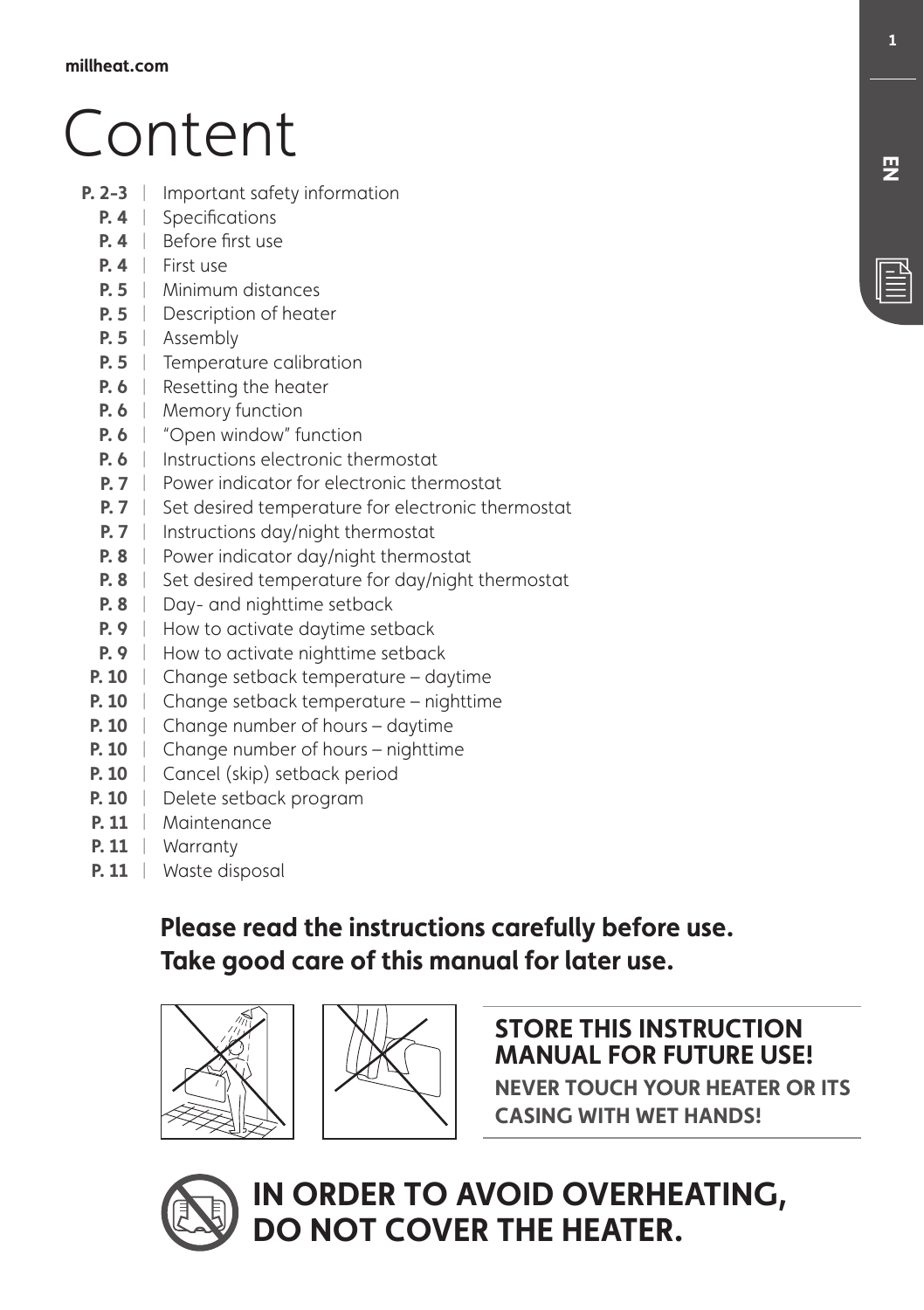# Content

- **P. 2-3** | Important safety information
- **P. 4** | Specifications
- **P. 4** | Before first use
- **P. 4** | First use
- **P. 5** | Minimum distances
- **P. 5** | Description of heater
- **P. 5** | Assembly
- **P. 5** | Temperature calibration
- **P. 6** | Resetting the heater
- **P. 6** | Memory function
- **P. 6** | "Open window" function
- **P. 6** | Instructions electronic thermostat
- **P. 7** | Power indicator for electronic thermostat
- **P. 7** | Set desired temperature for electronic thermostat
- **P. 7** | Instructions day/night thermostat
- **P. 8** | Power indicator day/night thermostat
- **P. 8** | Set desired temperature for day/night thermostat
- **P. 8** | Day- and nighttime setback
- **P. 9** | How to activate daytime setback
- **P. 9** | How to activate nighttime setback
- **P. 10** | Change setback temperature – daytime
- **P. 10** | Change setback temperature – nighttime
- **P. 10** | Change number of hours – daytime
- **P. 10** | Change number of hours – nighttime
- **P. 10** | Cancel (skip) setback period
- **P. 10** | Delete setback program
- **P. 11** | Maintenance
- **P. 11** | Warranty
- **P. 11** | Waste disposal

**Please read the instructions carefully before use.**
**Take good care of this manual for later use.**

**STORE THIS INSTRUCTION MANUAL FOR FUTURE USE!**

**NEVER TOUCH YOUR HEATER OR ITS CASING WITH WET HANDS!**

**IN ORDER TO AVOID OVERHEATING, DO NOT COVER THE HEATER.**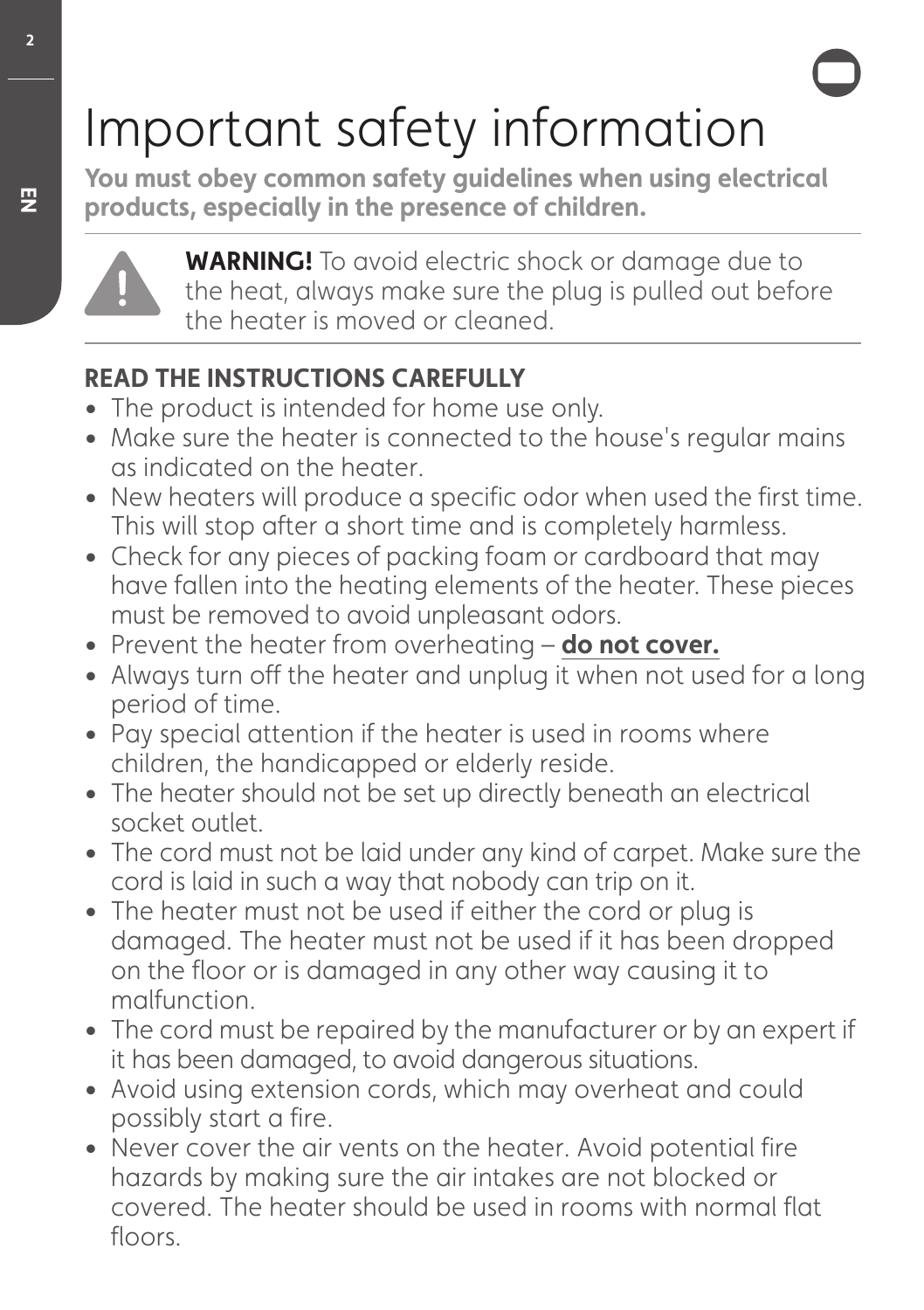# Important safety information

**You must obey common safety guidelines when using electrical products, especially in the presence of children.**

**WARNING!** To avoid electric shock or damage due to the heat, always make sure the plug is pulled out before the heater is moved or cleaned.

**READ THE INSTRUCTIONS CAREFULLY**

- The product is intended for home use only.
- Make sure the heater is connected to the house's regular mains as indicated on the heater.
- New heaters will produce a specific odor when used the first time. This will stop after a short time and is completely harmless.
- Check for any pieces of packing foam or cardboard that may have fallen into the heating elements of the heater. These pieces must be removed to avoid unpleasant odors.
- Prevent the heater from overheating – **do not cover.**
- Always turn off the heater and unplug it when not used for a long period of time.
- Pay special attention if the heater is used in rooms where children, the handicapped or elderly reside.
- The heater should not be set up directly beneath an electrical socket outlet.
- The cord must not be laid under any kind of carpet. Make sure the cord is laid in such a way that nobody can trip on it.
- The heater must not be used if either the cord or plug is damaged. The heater must not be used if it has been dropped on the floor or is damaged in any other way causing it to malfunction.
- The cord must be repaired by the manufacturer or by an expert if it has been damaged, to avoid dangerous situations.
- Avoid using extension cords, which may overheat and could possibly start a fire.
- Never cover the air vents on the heater. Avoid potential fire hazards by making sure the air intakes are not blocked or covered. The heater should be used in rooms with normal flat floors.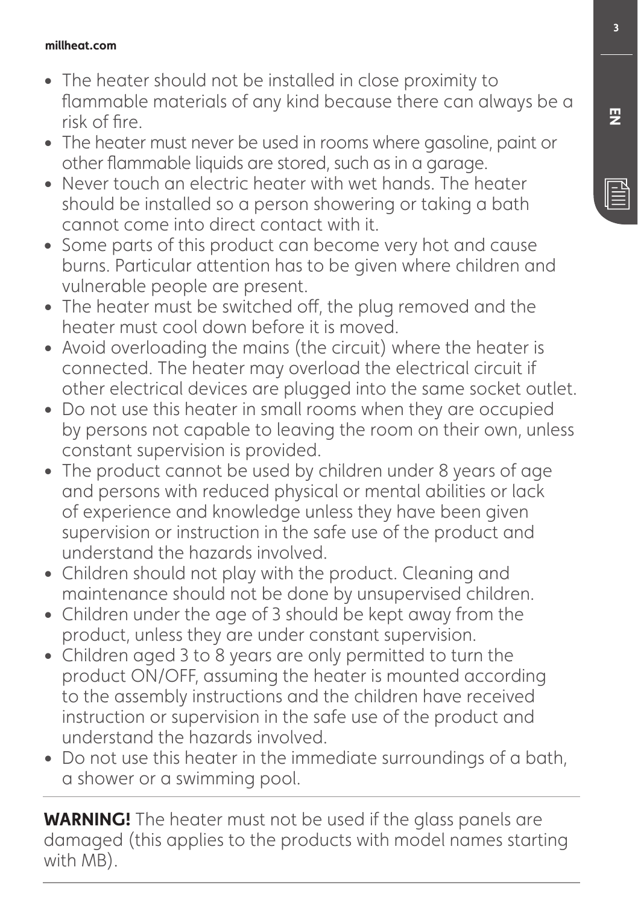- The heater should not be installed in close proximity to flammable materials of any kind because there can always be a risk of fire.
- The heater must never be used in rooms where gasoline, paint or other flammable liquids are stored, such as in a garage.
- Never touch an electric heater with wet hands. The heater should be installed so a person showering or taking a bath cannot come into direct contact with it.
- Some parts of this product can become very hot and cause burns. Particular attention has to be given where children and vulnerable people are present.
- The heater must be switched off, the plug removed and the heater must cool down before it is moved.
- Avoid overloading the mains (the circuit) where the heater is connected. The heater may overload the electrical circuit if other electrical devices are plugged into the same socket outlet.
- Do not use this heater in small rooms when they are occupied by persons not capable to leaving the room on their own, unless constant supervision is provided.
- The product cannot be used by children under 8 years of age and persons with reduced physical or mental abilities or lack of experience and knowledge unless they have been given supervision or instruction in the safe use of the product and understand the hazards involved.
- Children should not play with the product. Cleaning and maintenance should not be done by unsupervised children.
- Children under the age of 3 should be kept away from the product, unless they are under constant supervision.
- Children aged 3 to 8 years are only permitted to turn the product ON/OFF, assuming the heater is mounted according to the assembly instructions and the children have received instruction or supervision in the safe use of the product and understand the hazards involved.
- Do not use this heater in the immediate surroundings of a bath, a shower or a swimming pool.

---

**WARNING!** The heater must not be used if the glass panels are damaged (this applies to the products with model names starting with MB).

---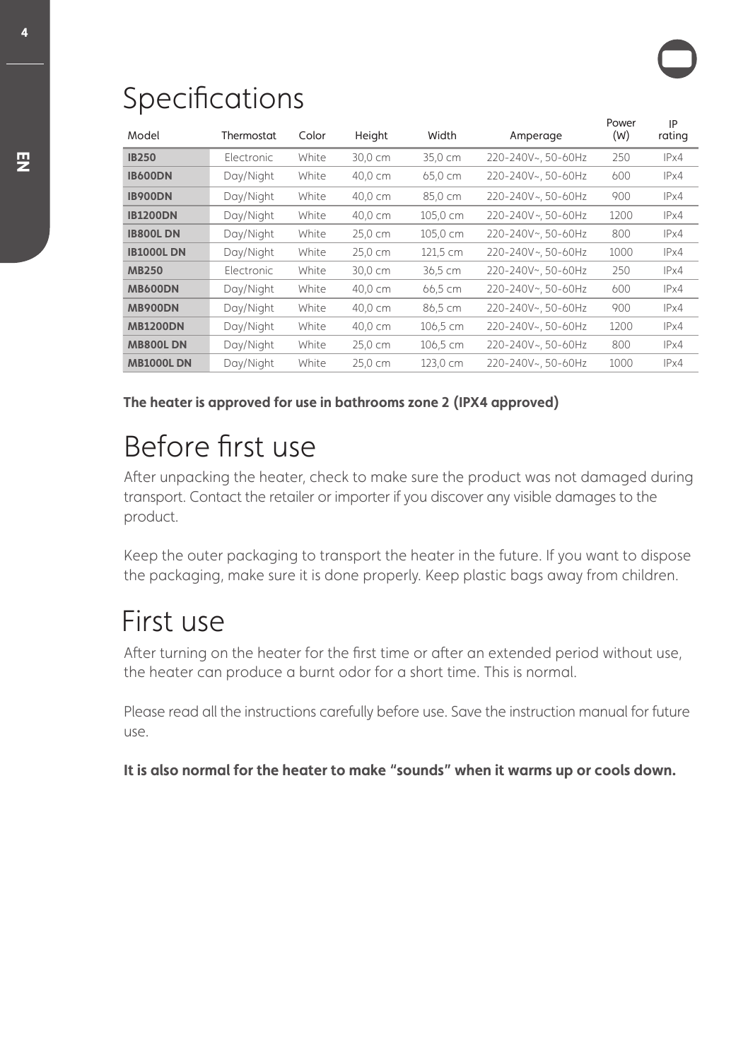# Specifications

| Model | Thermostat | Color | Height | Width | Amperage | Power (W) | IP rating |
|---|---|---|---|---|---|---|---|
| **IB250** | Electronic | White | 30,0 cm | 35,0 cm | 220-240V~, 50-60Hz | 250 | IPx4 |
| **IB600DN** | Day/Night | White | 40,0 cm | 65,0 cm | 220-240V~, 50-60Hz | 600 | IPx4 |
| **IB900DN** | Day/Night | White | 40,0 cm | 85,0 cm | 220-240V~, 50-60Hz | 900 | IPx4 |
| **IB1200DN** | Day/Night | White | 40,0 cm | 105,0 cm | 220-240V~, 50-60Hz | 1200 | IPx4 |
| **IB800L DN** | Day/Night | White | 25,0 cm | 105,0 cm | 220-240V~, 50-60Hz | 800 | IPx4 |
| **IB1000L DN** | Day/Night | White | 25,0 cm | 121,5 cm | 220-240V~, 50-60Hz | 1000 | IPx4 |
| **MB250** | Electronic | White | 30,0 cm | 36,5 cm | 220-240V~, 50-60Hz | 250 | IPx4 |
| **MB600DN** | Day/Night | White | 40,0 cm | 66,5 cm | 220-240V~, 50-60Hz | 600 | IPx4 |
| **MB900DN** | Day/Night | White | 40,0 cm | 86,5 cm | 220-240V~, 50-60Hz | 900 | IPx4 |
| **MB1200DN** | Day/Night | White | 40,0 cm | 106,5 cm | 220-240V~, 50-60Hz | 1200 | IPx4 |
| **MB800L DN** | Day/Night | White | 25,0 cm | 106,5 cm | 220-240V~, 50-60Hz | 800 | IPx4 |
| **MB1000L DN** | Day/Night | White | 25,0 cm | 123,0 cm | 220-240V~, 50-60Hz | 1000 | IPx4 |

**The heater is approved for use in bathrooms zone 2 (IPX4 approved)**

# Before first use

After unpacking the heater, check to make sure the product was not damaged during transport. Contact the retailer or importer if you discover any visible damages to the product.

Keep the outer packaging to transport the heater in the future. If you want to dispose the packaging, make sure it is done properly. Keep plastic bags away from children.

# First use

After turning on the heater for the first time or after an extended period without use, the heater can produce a burnt odor for a short time. This is normal.

Please read all the instructions carefully before use. Save the instruction manual for future use.

**It is also normal for the heater to make "sounds" when it warms up or cools down.**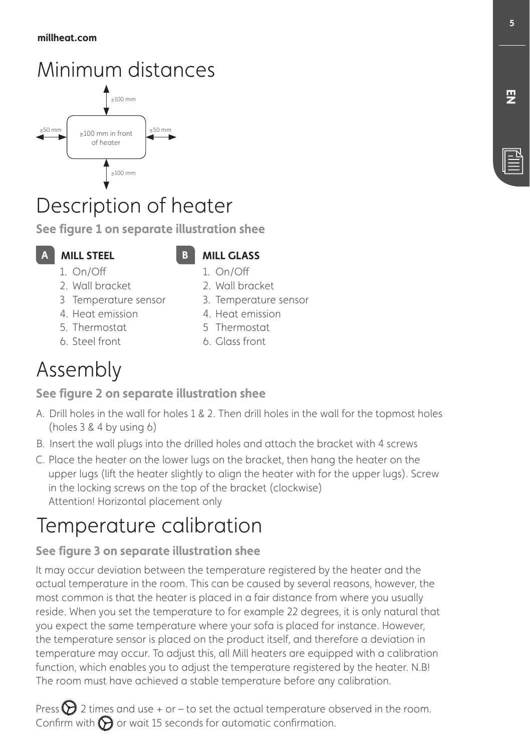# Minimum distances

≥100 mm

≥50 mm | ≥100 mm in front of heater | ≥50 mm

≥100 mm

# Description of heater

**See figure 1 on separate illustration shee**

**A MILL STEEL**

1. On/Off
2. Wall bracket
3. Temperature sensor
4. Heat emission
5. Thermostat
6. Steel front

**B MILL GLASS**

1. On/Off
2. Wall bracket
3. Temperature sensor
4. Heat emission
5. Thermostat
6. Glass front

# Assembly

**See figure 2 on separate illustration shee**

A. Drill holes in the wall for holes 1 & 2. Then drill holes in the wall for the topmost holes (holes 3 & 4 by using 6)
B. Insert the wall plugs into the drilled holes and attach the bracket with 4 screws
C. Place the heater on the lower lugs on the bracket, then hang the heater on the upper lugs (lift the heater slightly to align the heater with for the upper lugs). Screw in the locking screws on the top of the bracket (clockwise)
   Attention! Horizontal placement only

# Temperature calibration

**See figure 3 on separate illustration shee**

It may occur deviation between the temperature registered by the heater and the actual temperature in the room. This can be caused by several reasons, however, the most common is that the heater is placed in a fair distance from where you usually reside. When you set the temperature to for example 22 degrees, it is only natural that you expect the same temperature where your sofa is placed for instance. However, the temperature sensor is placed on the product itself, and therefore a deviation in temperature may occur. To adjust this, all Mill heaters are equipped with a calibration function, which enables you to adjust the temperature registered by the heater. N.B! The room must have achieved a stable temperature before any calibration.

Press ⚙ 2 times and use + or – to set the actual temperature observed in the room. Confirm with ⚙ or wait 15 seconds for automatic confirmation.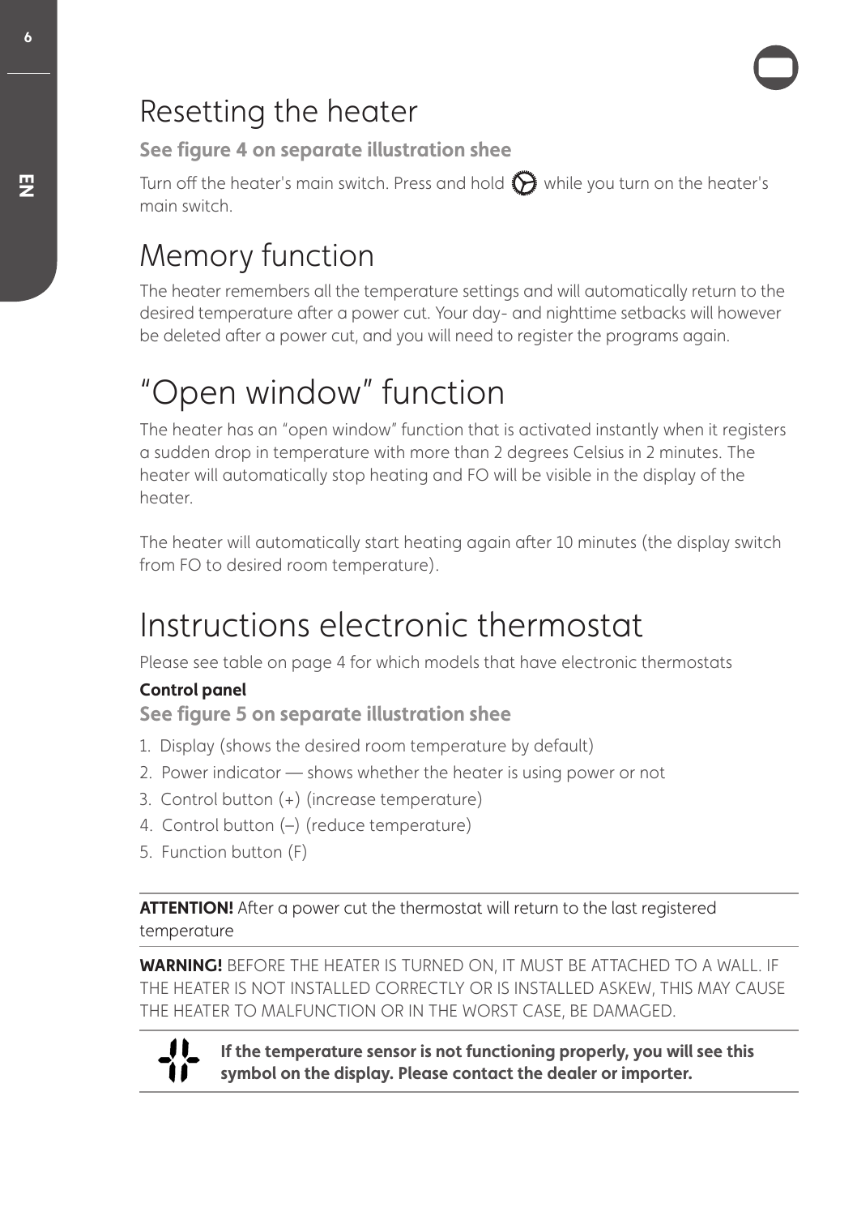# Resetting the heater

**See figure 4 on separate illustration shee**

Turn off the heater's main switch. Press and hold ⚙ while you turn on the heater's main switch.

# Memory function

The heater remembers all the temperature settings and will automatically return to the desired temperature after a power cut. Your day- and nighttime setbacks will however be deleted after a power cut, and you will need to register the programs again.

# "Open window" function

The heater has an "open window" function that is activated instantly when it registers a sudden drop in temperature with more than 2 degrees Celsius in 2 minutes. The heater will automatically stop heating and FO will be visible in the display of the heater.

The heater will automatically start heating again after 10 minutes (the display switch from FO to desired room temperature).

# Instructions electronic thermostat

Please see table on page 4 for which models that have electronic thermostats

**Control panel**

**See figure 5 on separate illustration shee**

1. Display (shows the desired room temperature by default)
2. Power indicator — shows whether the heater is using power or not
3. Control button (+) (increase temperature)
4. Control button (–) (reduce temperature)
5. Function button (F)

---

**ATTENTION!** After a power cut the thermostat will return to the last registered temperature

---

**WARNING!** BEFORE THE HEATER IS TURNED ON, IT MUST BE ATTACHED TO A WALL. IF THE HEATER IS NOT INSTALLED CORRECTLY OR IS INSTALLED ASKEW, THIS MAY CAUSE THE HEATER TO MALFUNCTION OR IN THE WORST CASE, BE DAMAGED.

---

**If the temperature sensor is not functioning properly, you will see this symbol on the display. Please contact the dealer or importer.**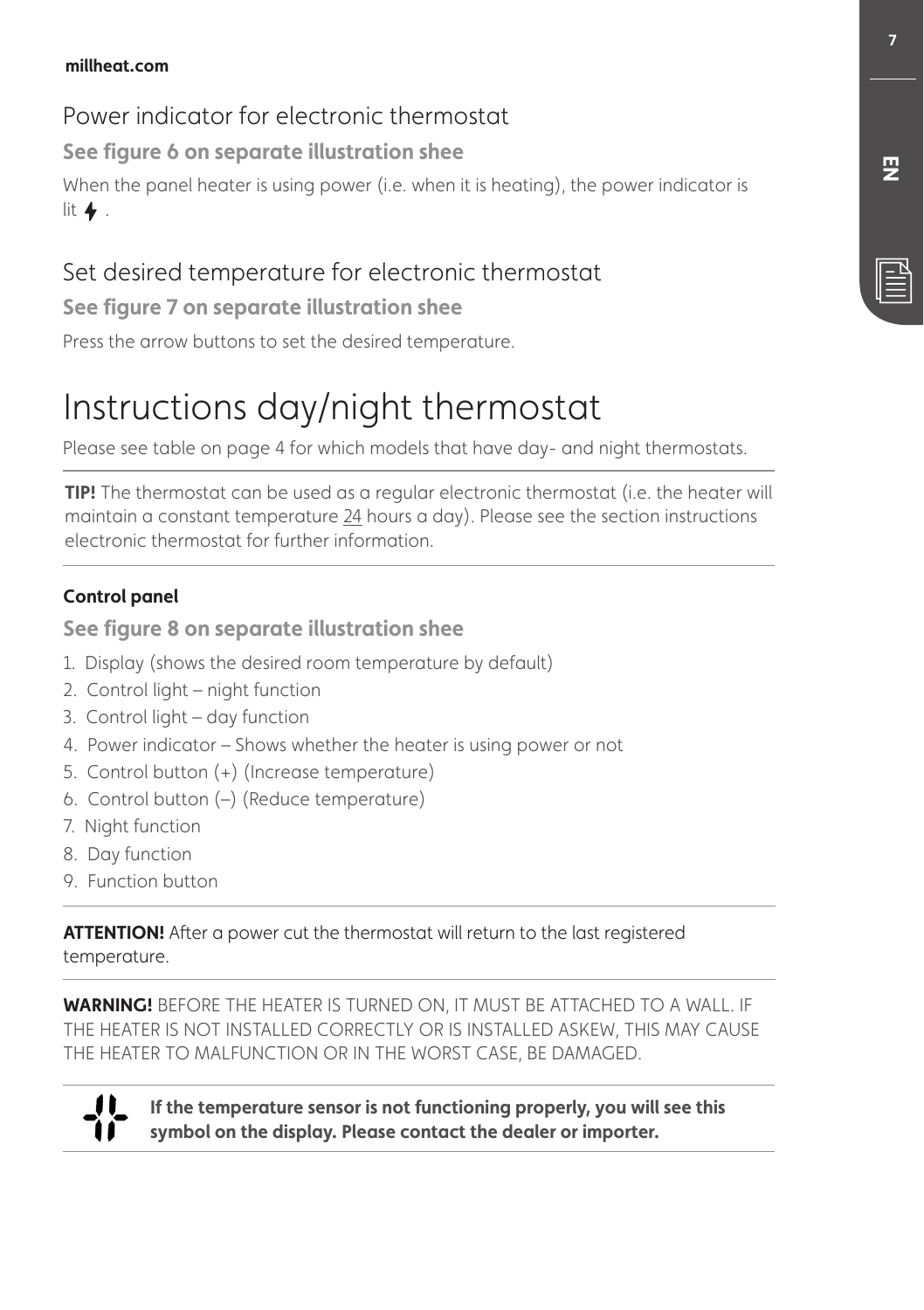## Power indicator for electronic thermostat

**See figure 6 on separate illustration shee**

When the panel heater is using power (i.e. when it is heating), the power indicator is lit ⚡ .

## Set desired temperature for electronic thermostat

**See figure 7 on separate illustration shee**

Press the arrow buttons to set the desired temperature.

# Instructions day/night thermostat

Please see table on page 4 for which models that have day- and night thermostats.

**TIP!** The thermostat can be used as a regular electronic thermostat (i.e. the heater will maintain a constant temperature 24 hours a day). Please see the section instructions electronic thermostat for further information.

**Control panel**

**See figure 8 on separate illustration shee**

1. Display (shows the desired room temperature by default)
2. Control light – night function
3. Control light – day function
4. Power indicator – Shows whether the heater is using power or not
5. Control button (+) (Increase temperature)
6. Control button (–) (Reduce temperature)
7. Night function
8. Day function
9. Function button

**ATTENTION!** After a power cut the thermostat will return to the last registered temperature.

**WARNING!** BEFORE THE HEATER IS TURNED ON, IT MUST BE ATTACHED TO A WALL. IF THE HEATER IS NOT INSTALLED CORRECTLY OR IS INSTALLED ASKEW, THIS MAY CAUSE THE HEATER TO MALFUNCTION OR IN THE WORST CASE, BE DAMAGED.

**If the temperature sensor is not functioning properly, you will see this symbol on the display. Please contact the dealer or importer.**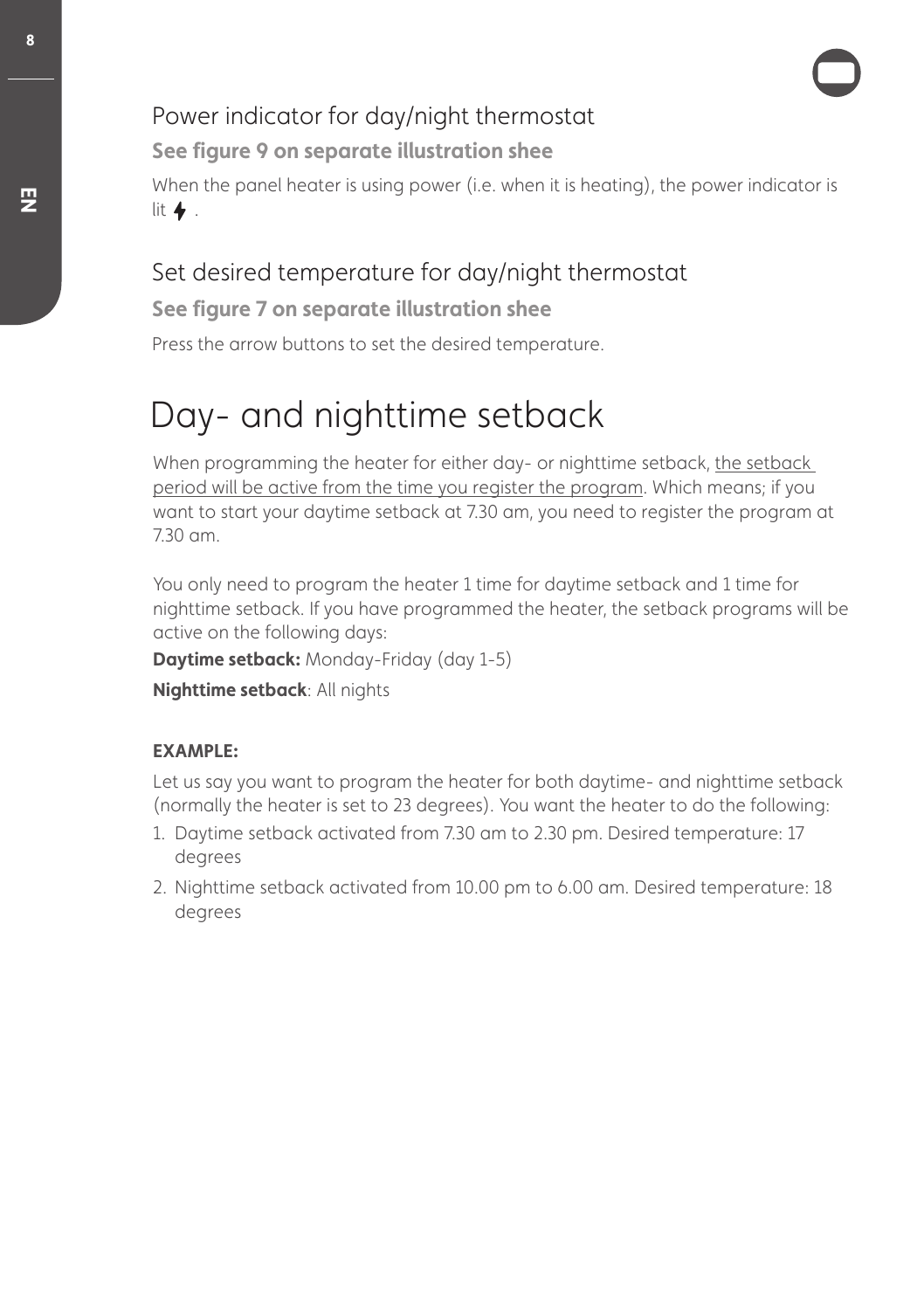## Power indicator for day/night thermostat

**See figure 9 on separate illustration shee**

When the panel heater is using power (i.e. when it is heating), the power indicator is lit ⚡ .

## Set desired temperature for day/night thermostat

**See figure 7 on separate illustration shee**

Press the arrow buttons to set the desired temperature.

# Day- and nighttime setback

When programming the heater for either day- or nighttime setback, <u>the setback period will be active from the time you register the program</u>. Which means; if you want to start your daytime setback at 7.30 am, you need to register the program at 7.30 am.

You only need to program the heater 1 time for daytime setback and 1 time for nighttime setback. If you have programmed the heater, the setback programs will be active on the following days:

**Daytime setback:** Monday-Friday (day 1-5)

**Nighttime setback**: All nights

**EXAMPLE:**

Let us say you want to program the heater for both daytime- and nighttime setback (normally the heater is set to 23 degrees). You want the heater to do the following:

1. Daytime setback activated from 7.30 am to 2.30 pm. Desired temperature: 17 degrees
2. Nighttime setback activated from 10.00 pm to 6.00 am. Desired temperature: 18 degrees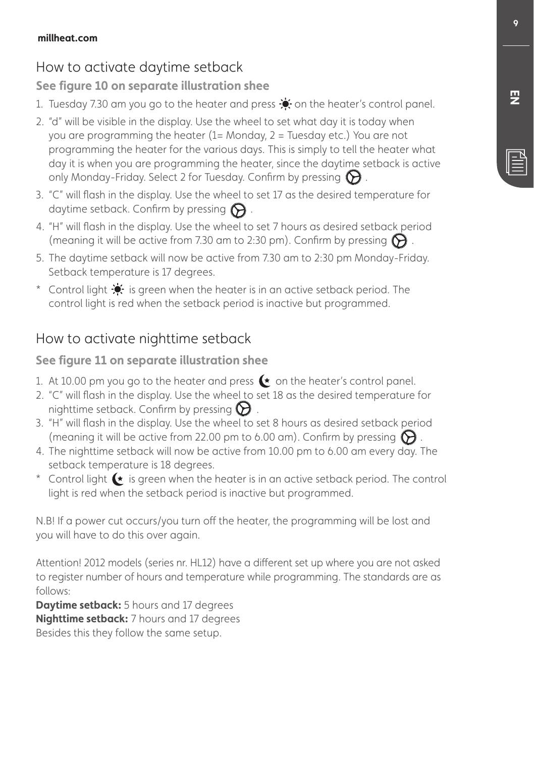## How to activate daytime setback

**See figure 10 on separate illustration shee**

1. Tuesday 7.30 am you go to the heater and press ☀ on the heater's control panel.
2. "d" will be visible in the display. Use the wheel to set what day it is today when you are programming the heater (1= Monday, 2 = Tuesday etc.) You are not programming the heater for the various days. This is simply to tell the heater what day it is when you are programming the heater, since the daytime setback is active only Monday-Friday. Select 2 for Tuesday. Confirm by pressing ⚙.
3. "C" will flash in the display. Use the wheel to set 17 as the desired temperature for daytime setback. Confirm by pressing ⚙.
4. "H" will flash in the display. Use the wheel to set 7 hours as desired setback period (meaning it will be active from 7.30 am to 2:30 pm). Confirm by pressing ⚙.
5. The daytime setback will now be active from 7.30 am to 2:30 pm Monday-Friday. Setback temperature is 17 degrees.

* Control light ☀ is green when the heater is in an active setback period. The control light is red when the setback period is inactive but programmed.

## How to activate nighttime setback

**See figure 11 on separate illustration shee**

1. At 10.00 pm you go to the heater and press ☾ on the heater's control panel.
2. "C" will flash in the display. Use the wheel to set 18 as the desired temperature for nighttime setback. Confirm by pressing ⚙.
3. "H" will flash in the display. Use the wheel to set 8 hours as desired setback period (meaning it will be active from 22.00 pm to 6.00 am). Confirm by pressing ⚙.
4. The nighttime setback will now be active from 10.00 pm to 6.00 am every day. The setback temperature is 18 degrees.

* Control light ☾ is green when the heater is in an active setback period. The control light is red when the setback period is inactive but programmed.

N.B! If a power cut occurs/you turn off the heater, the programming will be lost and you will have to do this over again.

Attention! 2012 models (series nr. HL12) have a different set up where you are not asked to register number of hours and temperature while programming. The standards are as follows:

**Daytime setback:** 5 hours and 17 degrees
**Nighttime setback:** 7 hours and 17 degrees
Besides this they follow the same setup.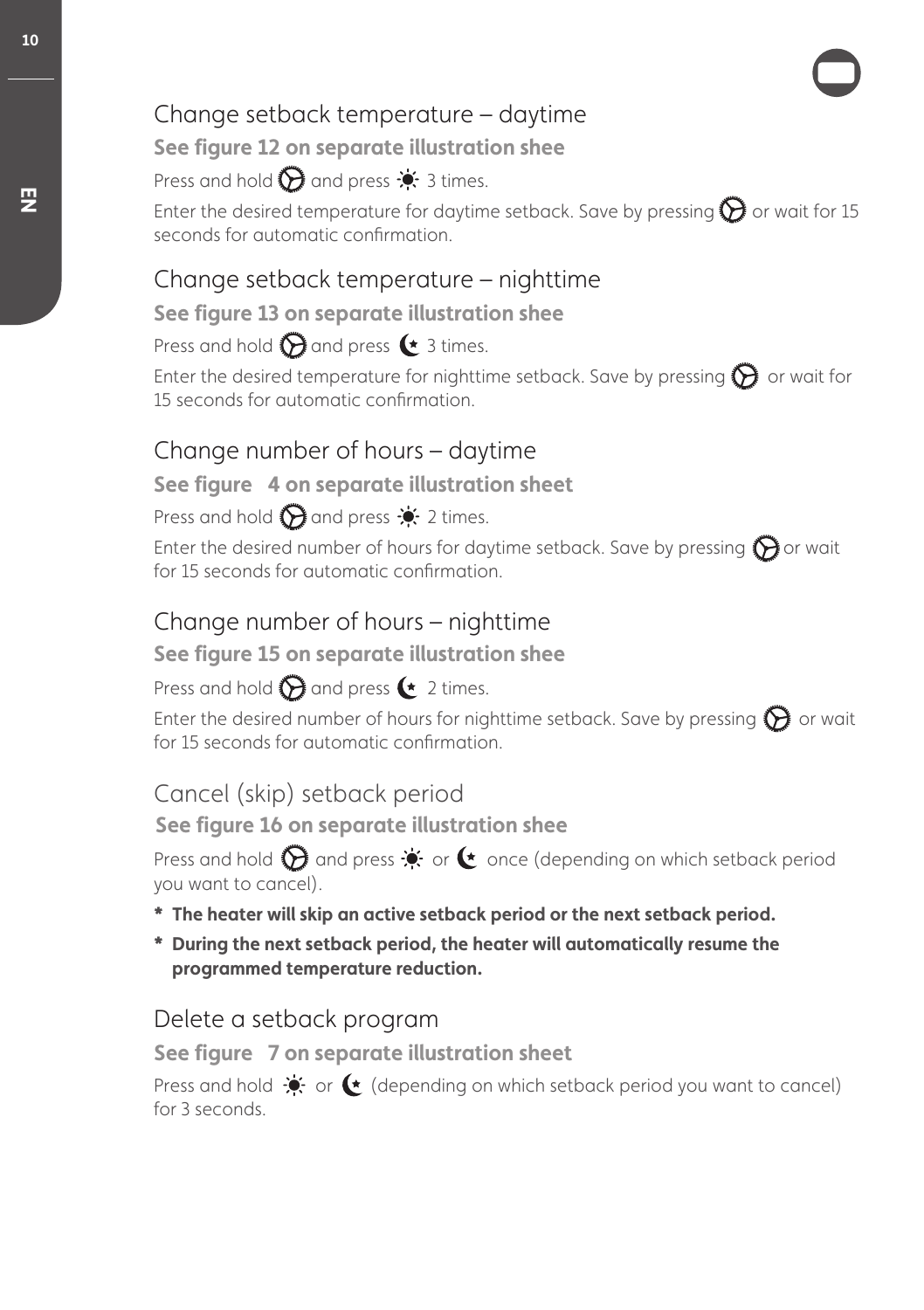## Change setback temperature – daytime

**See figure 12 on separate illustration shee**

Press and hold and press 3 times.

Enter the desired temperature for daytime setback. Save by pressing or wait for 15 seconds for automatic confirmation.

## Change setback temperature – nighttime

**See figure 13 on separate illustration shee**

Press and hold and press 3 times.

Enter the desired temperature for nighttime setback. Save by pressing or wait for 15 seconds for automatic confirmation.

## Change number of hours – daytime

**See figure 4 on separate illustration sheet**

Press and hold and press 2 times.

Enter the desired number of hours for daytime setback. Save by pressing or wait for 15 seconds for automatic confirmation.

## Change number of hours – nighttime

**See figure 15 on separate illustration shee**

Press and hold and press 2 times.

Enter the desired number of hours for nighttime setback. Save by pressing or wait for 15 seconds for automatic confirmation.

## Cancel (skip) setback period

**See figure 16 on separate illustration shee**

Press and hold and press or once (depending on which setback period you want to cancel).

- **The heater will skip an active setback period or the next setback period.**
- **During the next setback period, the heater will automatically resume the programmed temperature reduction.**

## Delete a setback program

**See figure 7 on separate illustration sheet**

Press and hold or (depending on which setback period you want to cancel) for 3 seconds.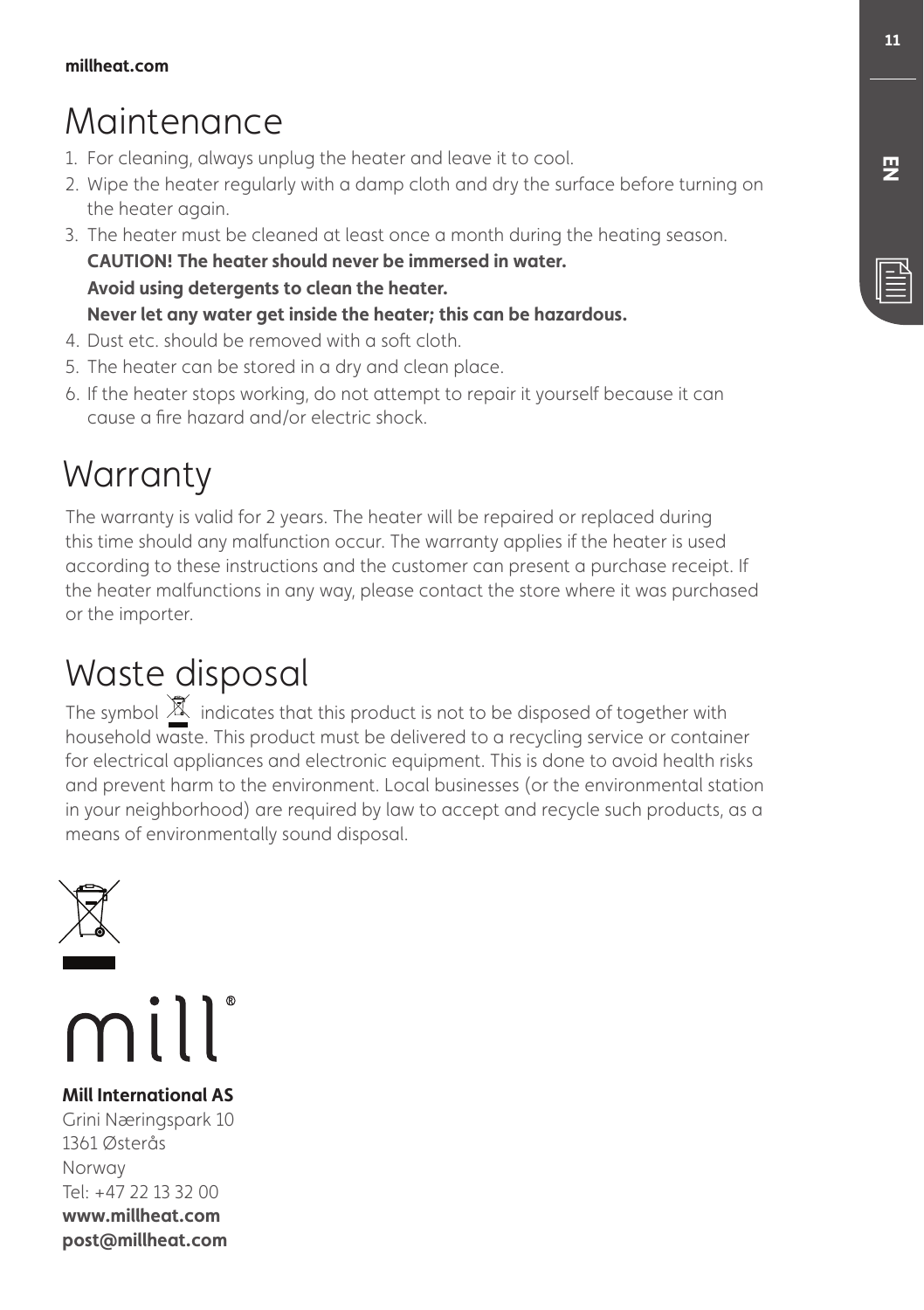# Maintenance

1. For cleaning, always unplug the heater and leave it to cool.
2. Wipe the heater regularly with a damp cloth and dry the surface before turning on the heater again.
3. The heater must be cleaned at least once a month during the heating season.
   **CAUTION! The heater should never be immersed in water.**
   **Avoid using detergents to clean the heater.**
   **Never let any water get inside the heater; this can be hazardous.**
4. Dust etc. should be removed with a soft cloth.
5. The heater can be stored in a dry and clean place.
6. If the heater stops working, do not attempt to repair it yourself because it can cause a fire hazard and/or electric shock.

# Warranty

The warranty is valid for 2 years. The heater will be repaired or replaced during this time should any malfunction occur. The warranty applies if the heater is used according to these instructions and the customer can present a purchase receipt. If the heater malfunctions in any way, please contact the store where it was purchased or the importer.

# Waste disposal

The symbol indicates that this product is not to be disposed of together with household waste. This product must be delivered to a recycling service or container for electrical appliances and electronic equipment. This is done to avoid health risks and prevent harm to the environment. Local businesses (or the environmental station in your neighborhood) are required by law to accept and recycle such products, as a means of environmentally sound disposal.

mill®

**Mill International AS**
Grini Næringspark 10
1361 Østerås
Norway
Tel: +47 22 13 32 00
**www.millheat.com**
**post@millheat.com**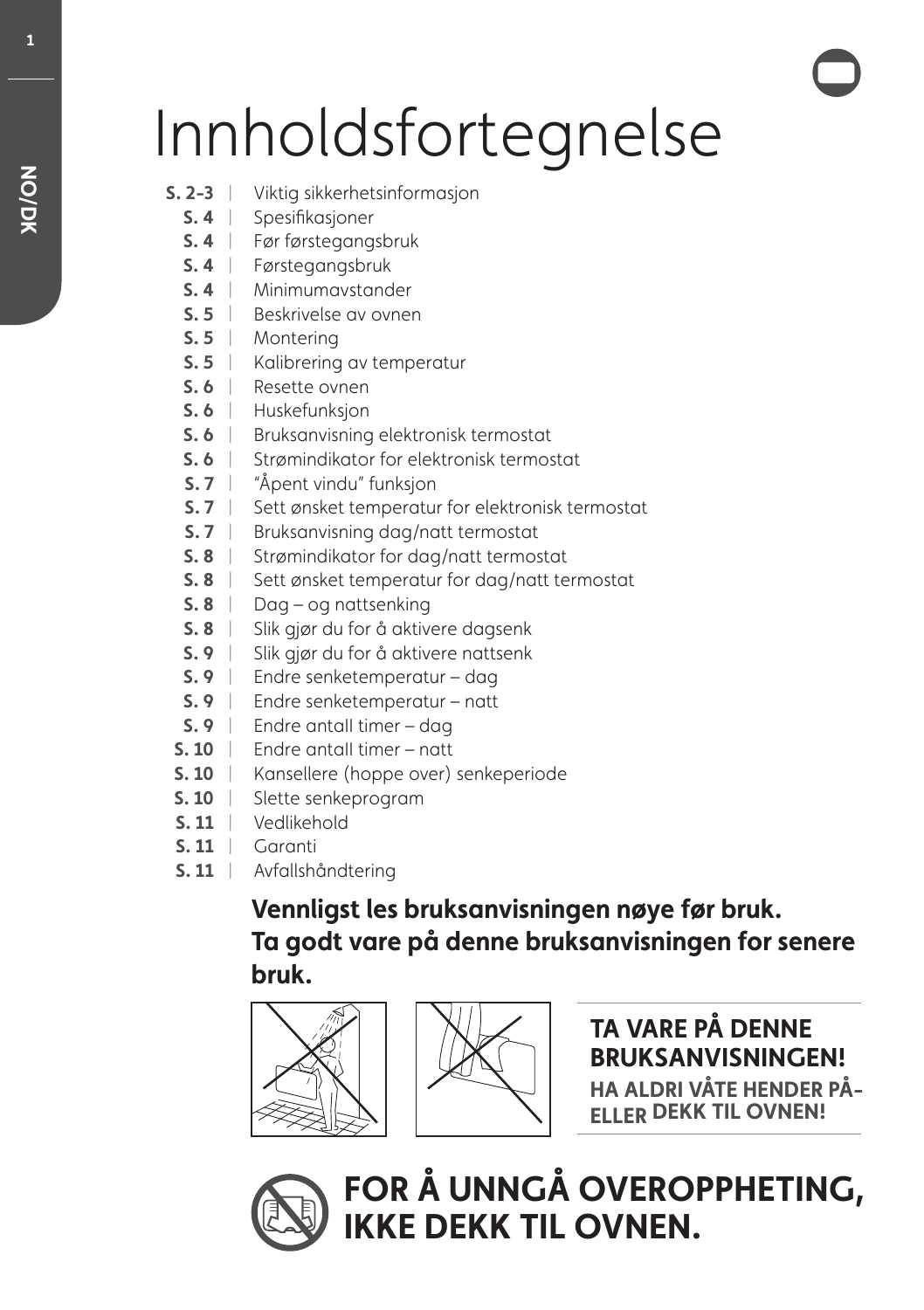# Innholdsfortegnelse

| | |
|---|---|
| **S. 2-3** | Viktig sikkerhetsinformasjon |
| **S. 4** | Spesifikasjoner |
| **S. 4** | Før førstegangsbruk |
| **S. 4** | Førstegangsbruk |
| **S. 4** | Minimumavstander |
| **S. 5** | Beskrivelse av ovnen |
| **S. 5** | Montering |
| **S. 5** | Kalibrering av temperatur |
| **S. 6** | Resette ovnen |
| **S. 6** | Huskefunksjon |
| **S. 6** | Bruksanvisning elektronisk termostat |
| **S. 6** | Strømindikator for elektronisk termostat |
| **S. 7** | "Åpent vindu" funksjon |
| **S. 7** | Sett ønsket temperatur for elektronisk termostat |
| **S. 7** | Bruksanvisning dag/natt termostat |
| **S. 8** | Strømindikator for dag/natt termostat |
| **S. 8** | Sett ønsket temperatur for dag/natt termostat |
| **S. 8** | Dag – og nattsenking |
| **S. 8** | Slik gjør du for å aktivere dagsenk |
| **S. 9** | Slik gjør du for å aktivere nattsenk |
| **S. 9** | Endre senketemperatur – dag |
| **S. 9** | Endre senketemperatur – natt |
| **S. 9** | Endre antall timer – dag |
| **S. 10** | Endre antall timer – natt |
| **S. 10** | Kansellere (hoppe over) senkeperiode |
| **S. 10** | Slette senkeprogram |
| **S. 11** | Vedlikehold |
| **S. 11** | Garanti |
| **S. 11** | Avfallshåndtering |

**Vennligst les bruksanvisningen nøye før bruk. Ta godt vare på denne bruksanvisningen for senere bruk.**

**TA VARE PÅ DENNE BRUKSANVISNINGEN!**

**HA ALDRI VÅTE HENDER PÅ- ELLER DEKK TIL OVNEN!**

**FOR Å UNNGÅ OVEROPPHETING, IKKE DEKK TIL OVNEN.**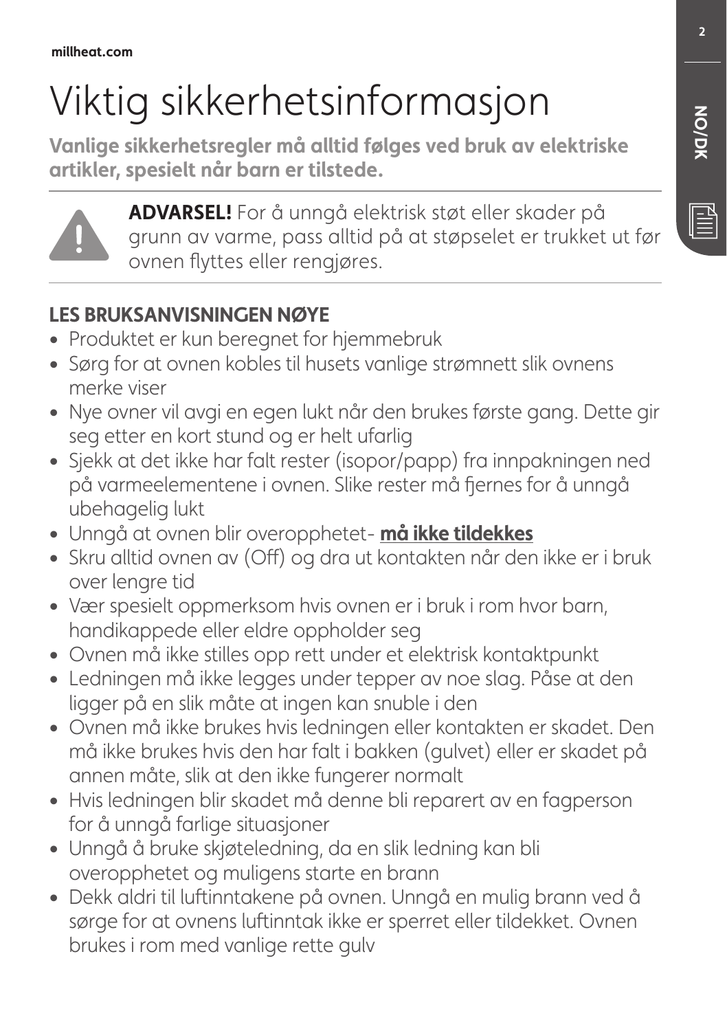# Viktig sikkerhetsinformasjon

**Vanlige sikkerhetsregler må alltid følges ved bruk av elektriske artikler, spesielt når barn er tilstede.**

**ADVARSEL!** For å unngå elektrisk støt eller skader på grunn av varme, pass alltid på at støpselet er trukket ut før ovnen flyttes eller rengjøres.

## LES BRUKSANVISNINGEN NØYE

- Produktet er kun beregnet for hjemmebruk
- Sørg for at ovnen kobles til husets vanlige strømnett slik ovnens merke viser
- Nye ovner vil avgi en egen lukt når den brukes første gang. Dette gir seg etter en kort stund og er helt ufarlig
- Sjekk at det ikke har falt rester (isopor/papp) fra innpakningen ned på varmeelementene i ovnen. Slike rester må fjernes for å unngå ubehagelig lukt
- Unngå at ovnen blir overopphetet- **må ikke tildekkes**
- Skru alltid ovnen av (Off) og dra ut kontakten når den ikke er i bruk over lengre tid
- Vær spesielt oppmerksom hvis ovnen er i bruk i rom hvor barn, handikappede eller eldre oppholder seg
- Ovnen må ikke stilles opp rett under et elektrisk kontaktpunkt
- Ledningen må ikke legges under tepper av noe slag. Påse at den ligger på en slik måte at ingen kan snuble i den
- Ovnen må ikke brukes hvis ledningen eller kontakten er skadet. Den må ikke brukes hvis den har falt i bakken (gulvet) eller er skadet på annen måte, slik at den ikke fungerer normalt
- Hvis ledningen blir skadet må denne bli reparert av en fagperson for å unngå farlige situasjoner
- Unngå å bruke skjøteledning, da en slik ledning kan bli overopphetet og muligens starte en brann
- Dekk aldri til luftinntakene på ovnen. Unngå en mulig brann ved å sørge for at ovnens luftinntak ikke er sperret eller tildekket. Ovnen brukes i rom med vanlige rette gulv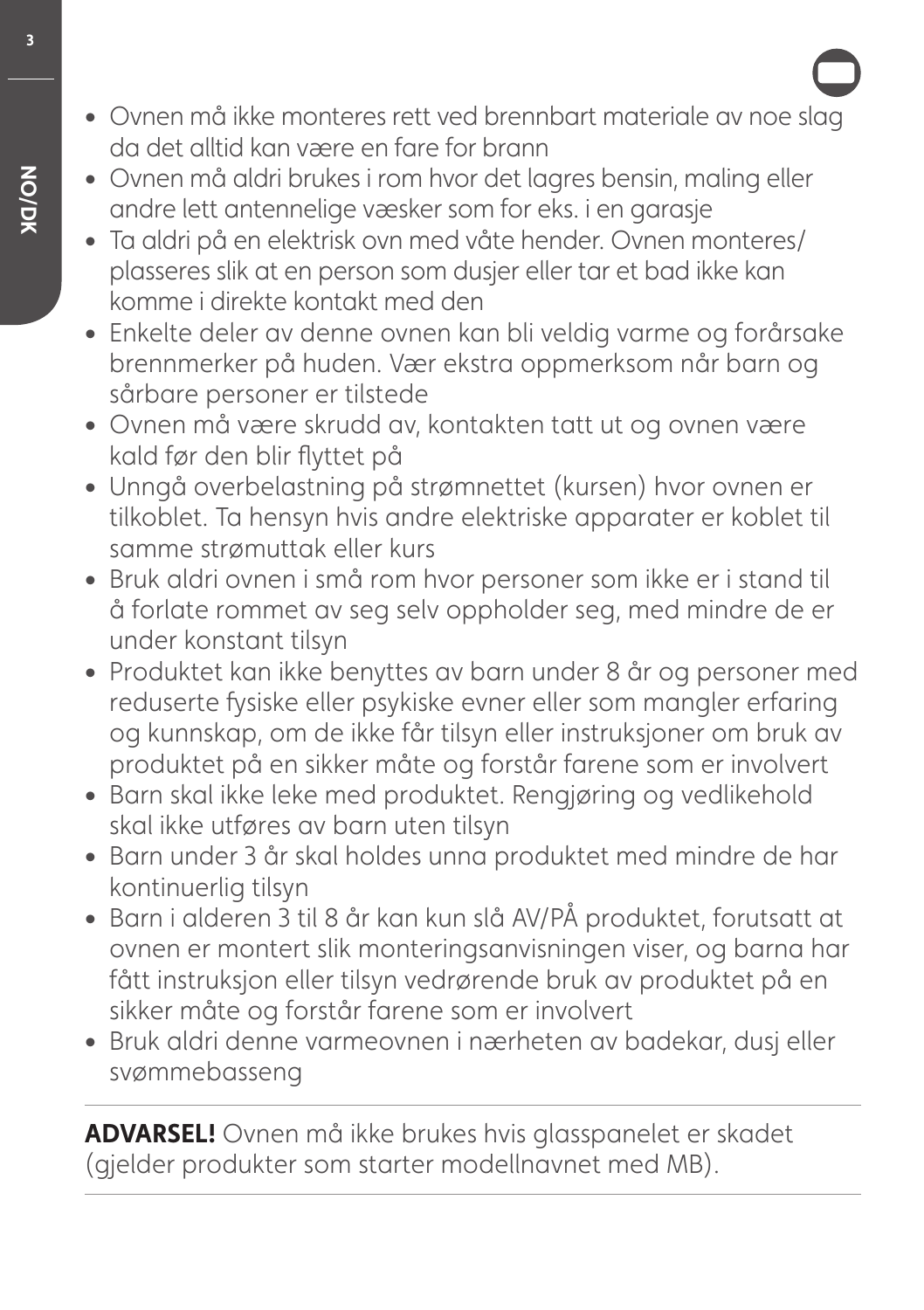- Ovnen må ikke monteres rett ved brennbart materiale av noe slag da det alltid kan være en fare for brann
- Ovnen må aldri brukes i rom hvor det lagres bensin, maling eller andre lett antennelige væsker som for eks. i en garasje
- Ta aldri på en elektrisk ovn med våte hender. Ovnen monteres/plasseres slik at en person som dusjer eller tar et bad ikke kan komme i direkte kontakt med den
- Enkelte deler av denne ovnen kan bli veldig varme og forårsake brennmerker på huden. Vær ekstra oppmerksom når barn og sårbare personer er tilstede
- Ovnen må være skrudd av, kontakten tatt ut og ovnen være kald før den blir flyttet på
- Unngå overbelastning på strømnettet (kursen) hvor ovnen er tilkoblet. Ta hensyn hvis andre elektriske apparater er koblet til samme strømuttak eller kurs
- Bruk aldri ovnen i små rom hvor personer som ikke er i stand til å forlate rommet av seg selv oppholder seg, med mindre de er under konstant tilsyn
- Produktet kan ikke benyttes av barn under 8 år og personer med reduserte fysiske eller psykiske evner eller som mangler erfaring og kunnskap, om de ikke får tilsyn eller instruksjoner om bruk av produktet på en sikker måte og forstår farene som er involvert
- Barn skal ikke leke med produktet. Rengjøring og vedlikehold skal ikke utføres av barn uten tilsyn
- Barn under 3 år skal holdes unna produktet med mindre de har kontinuerlig tilsyn
- Barn i alderen 3 til 8 år kan kun slå AV/PÅ produktet, forutsatt at ovnen er montert slik monteringsanvisningen viser, og barna har fått instruksjon eller tilsyn vedrørende bruk av produktet på en sikker måte og forstår farene som er involvert
- Bruk aldri denne varmeovnen i nærheten av badekar, dusj eller svømmebasseng

---

**ADVARSEL!** Ovnen må ikke brukes hvis glasspanelet er skadet (gjelder produkter som starter modellnavnet med MB).

---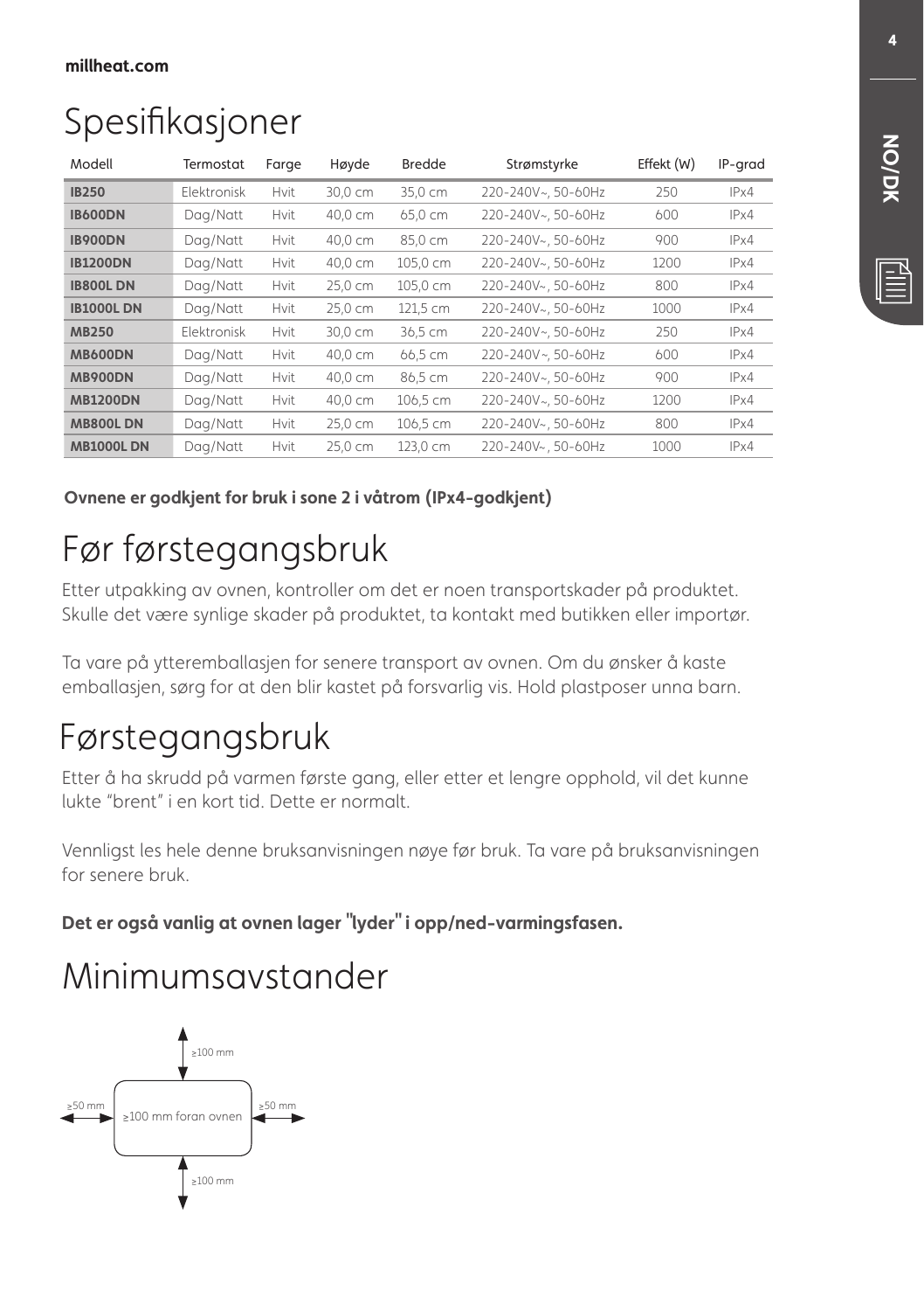# Spesifikasjoner

| Modell | Termostat | Farge | Høyde | Bredde | Strømstyrke | Effekt (W) | IP-grad |
|---|---|---|---|---|---|---|---|
| **IB250** | Elektronisk | Hvit | 30,0 cm | 35,0 cm | 220-240V~, 50-60Hz | 250 | IPx4 |
| **IB600DN** | Dag/Natt | Hvit | 40,0 cm | 65,0 cm | 220-240V~, 50-60Hz | 600 | IPx4 |
| **IB900DN** | Dag/Natt | Hvit | 40,0 cm | 85,0 cm | 220-240V~, 50-60Hz | 900 | IPx4 |
| **IB1200DN** | Dag/Natt | Hvit | 40,0 cm | 105,0 cm | 220-240V~, 50-60Hz | 1200 | IPx4 |
| **IB800L DN** | Dag/Natt | Hvit | 25,0 cm | 105,0 cm | 220-240V~, 50-60Hz | 800 | IPx4 |
| **IB1000L DN** | Dag/Natt | Hvit | 25,0 cm | 121,5 cm | 220-240V~, 50-60Hz | 1000 | IPx4 |
| **MB250** | Elektronisk | Hvit | 30,0 cm | 36,5 cm | 220-240V~, 50-60Hz | 250 | IPx4 |
| **MB600DN** | Dag/Natt | Hvit | 40,0 cm | 66,5 cm | 220-240V~, 50-60Hz | 600 | IPx4 |
| **MB900DN** | Dag/Natt | Hvit | 40,0 cm | 86,5 cm | 220-240V~, 50-60Hz | 900 | IPx4 |
| **MB1200DN** | Dag/Natt | Hvit | 40,0 cm | 106,5 cm | 220-240V~, 50-60Hz | 1200 | IPx4 |
| **MB800L DN** | Dag/Natt | Hvit | 25,0 cm | 106,5 cm | 220-240V~, 50-60Hz | 800 | IPx4 |
| **MB1000L DN** | Dag/Natt | Hvit | 25,0 cm | 123,0 cm | 220-240V~, 50-60Hz | 1000 | IPx4 |

**Ovnene er godkjent for bruk i sone 2 i våtrom (IPx4-godkjent)**

# Før førstegangsbruk

Etter utpakking av ovnen, kontroller om det er noen transportskader på produktet. Skulle det være synlige skader på produktet, ta kontakt med butikken eller importør.

Ta vare på ytteremballasjen for senere transport av ovnen. Om du ønsker å kaste emballasjen, sørg for at den blir kastet på forsvarlig vis. Hold plastposer unna barn.

# Førstegangsbruk

Etter å ha skrudd på varmen første gang, eller etter et lengre opphold, vil det kunne lukte "brent" i en kort tid. Dette er normalt.

Vennligst les hele denne bruksanvisningen nøye før bruk. Ta vare på bruksanvisningen for senere bruk.

**Det er også vanlig at ovnen lager "lyder" i opp/ned-varmingsfasen.**

# Minimumsavstander

≥100 mm

≥50 mm | ≥100 mm foran ovnen | ≥50 mm

≥100 mm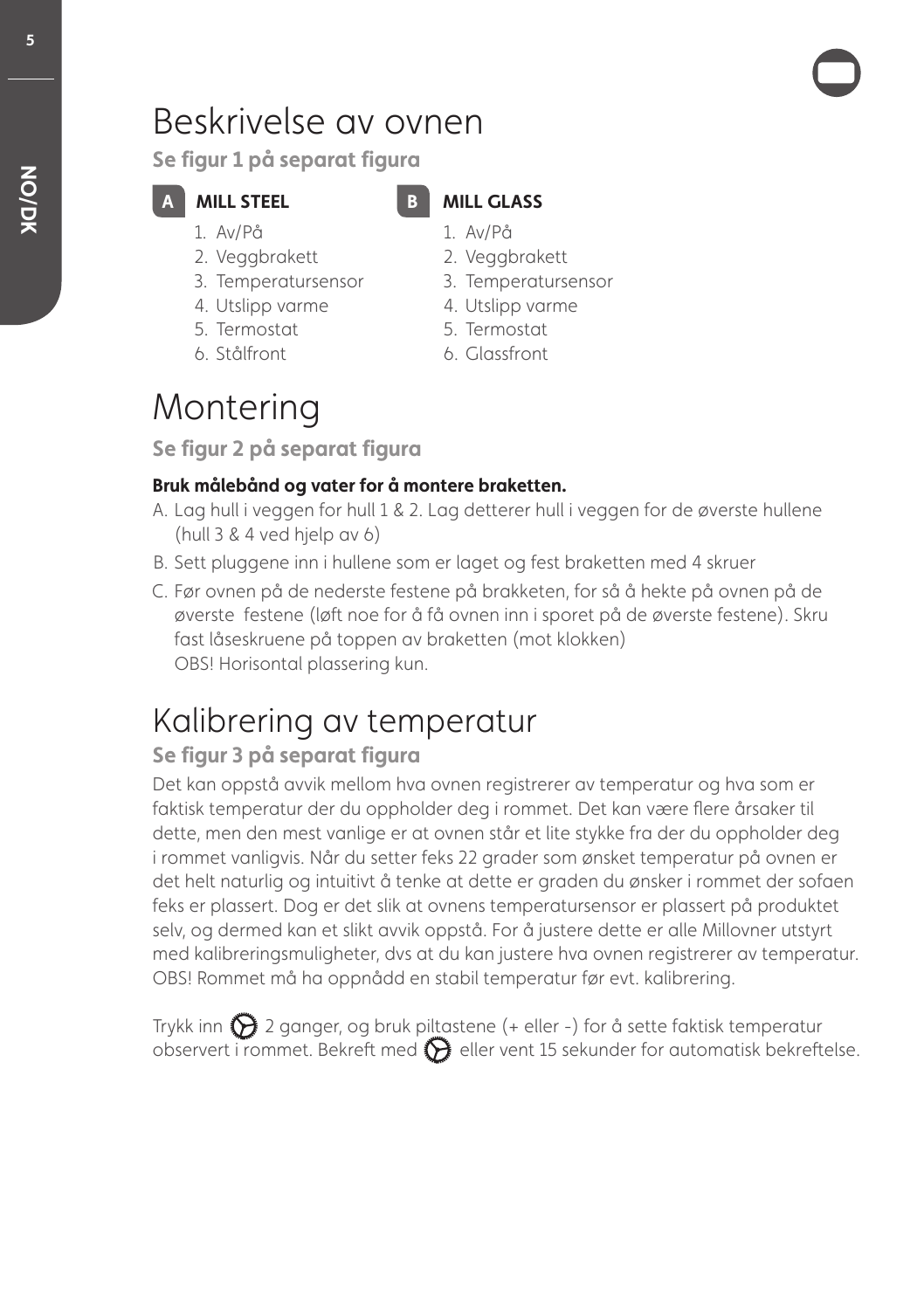# Beskrivelse av ovnen

**Se figur 1 på separat figura**

**A MILL STEEL**

1. Av/På
2. Veggbrakett
3. Temperatursensor
4. Utslipp varme
5. Termostat
6. Stålfront

**B MILL GLASS**

1. Av/På
2. Veggbrakett
3. Temperatursensor
4. Utslipp varme
5. Termostat
6. Glassfront

# Montering

**Se figur 2 på separat figura**

**Bruk målebånd og vater for å montere braketten.**

A. Lag hull i veggen for hull 1 & 2. Lag detterer hull i veggen for de øverste hullene (hull 3 & 4 ved hjelp av 6)

B. Sett pluggene inn i hullene som er laget og fest braketten med 4 skruer

C. Før ovnen på de nederste festene på brakketen, for så å hekte på ovnen på de øverste festene (løft noe for å få ovnen inn i sporet på de øverste festene). Skru fast låseskruene på toppen av braketten (mot klokken)
OBS! Horisontal plassering kun.

# Kalibrering av temperatur

**Se figur 3 på separat figura**

Det kan oppstå avvik mellom hva ovnen registrerer av temperatur og hva som er faktisk temperatur der du oppholder deg i rommet. Det kan være flere årsaker til dette, men den mest vanlige er at ovnen står et lite stykke fra der du oppholder deg i rommet vanligvis. Når du setter feks 22 grader som ønsket temperatur på ovnen er det helt naturlig og intuitivt å tenke at dette er graden du ønsker i rommet der sofaen feks er plassert. Dog er det slik at ovnens temperatursensor er plassert på produktet selv, og dermed kan et slikt avvik oppstå. For å justere dette er alle Millovner utstyrt med kalibreringsmuligheter, dvs at du kan justere hva ovnen registrerer av temperatur. OBS! Rommet må ha oppnådd en stabil temperatur før evt. kalibrering.

Trykk inn ⚙ 2 ganger, og bruk piltastene (+ eller -) for å sette faktisk temperatur observert i rommet. Bekreft med ⚙ eller vent 15 sekunder for automatisk bekreftelse.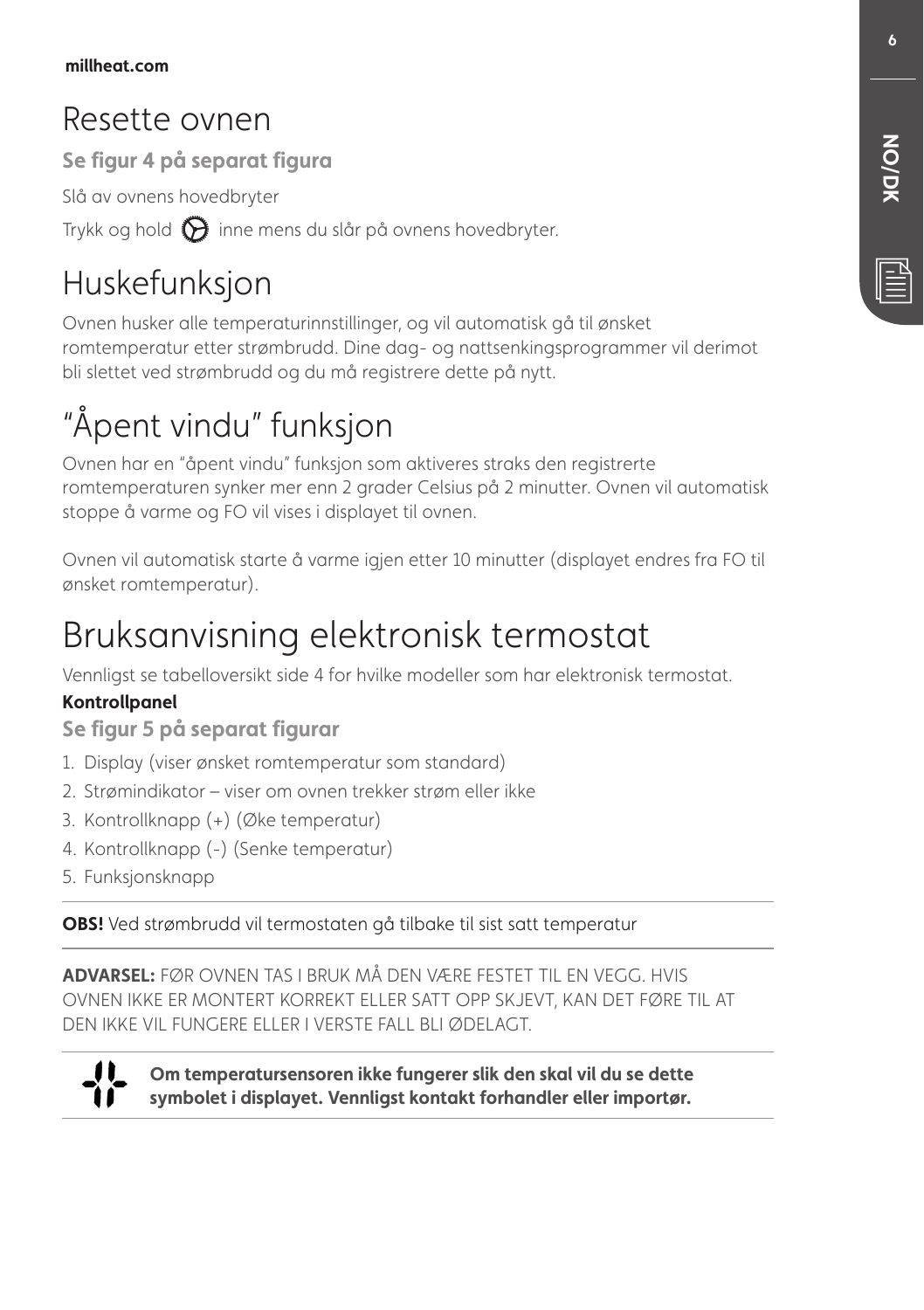# Resette ovnen

**Se figur 4 på separat figura**

Slå av ovnens hovedbryter

Trykk og hold ⚙ inne mens du slår på ovnens hovedbryter.

# Huskefunksjon

Ovnen husker alle temperaturinnstillinger, og vil automatisk gå til ønsket romtemperatur etter strømbrudd. Dine dag- og nattsenkingsprogrammer vil derimot bli slettet ved strømbrudd og du må registrere dette på nytt.

# "Åpent vindu" funksjon

Ovnen har en "åpent vindu" funksjon som aktiveres straks den registrerte romtemperaturen synker mer enn 2 grader Celsius på 2 minutter. Ovnen vil automatisk stoppe å varme og FO vil vises i displayet til ovnen.

Ovnen vil automatisk starte å varme igjen etter 10 minutter (displayet endres fra FO til ønsket romtemperatur).

# Bruksanvisning elektronisk termostat

Vennligst se tabelloversikt side 4 for hvilke modeller som har elektronisk termostat.

**Kontrollpanel**

**Se figur 5 på separat figurar**

1. Display (viser ønsket romtemperatur som standard)
2. Strømindikator – viser om ovnen trekker strøm eller ikke
3. Kontrollknapp (+) (Øke temperatur)
4. Kontrollknapp (-) (Senke temperatur)
5. Funksjonsknapp

---

**OBS!** Ved strømbrudd vil termostaten gå tilbake til sist satt temperatur

---

**ADVARSEL:** FØR OVNEN TAS I BRUK MÅ DEN VÆRE FESTET TIL EN VEGG. HVIS OVNEN IKKE ER MONTERT KORREKT ELLER SATT OPP SKJEVT, KAN DET FØRE TIL AT DEN IKKE VIL FUNGERE ELLER I VERSTE FALL BLI ØDELAGT.

---

**Om temperatursensoren ikke fungerer slik den skal vil du se dette symbolet i displayet. Vennligst kontakt forhandler eller importør.**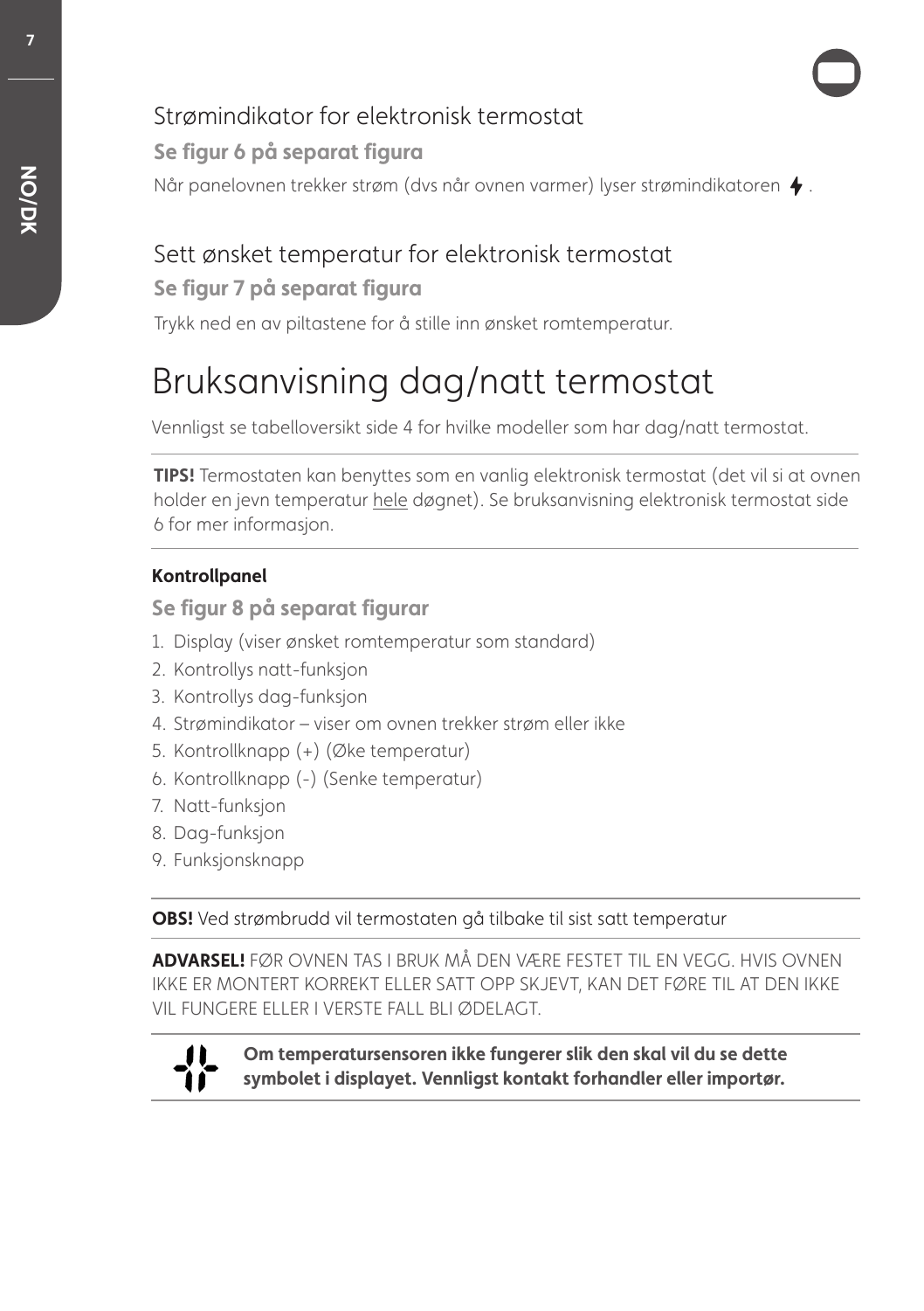## Strømindikator for elektronisk termostat

**Se figur 6 på separat figura**

Når panelovnen trekker strøm (dvs når ovnen varmer) lyser strømindikatoren ⚡.

## Sett ønsket temperatur for elektronisk termostat

**Se figur 7 på separat figura**

Trykk ned en av piltastene for å stille inn ønsket romtemperatur.

# Bruksanvisning dag/natt termostat

Vennligst se tabelloversikt side 4 for hvilke modeller som har dag/natt termostat.

---

**TIPS!** Termostaten kan benyttes som en vanlig elektronisk termostat (det vil si at ovnen holder en jevn temperatur hele døgnet). Se bruksanvisning elektronisk termostat side 6 for mer informasjon.

---

**Kontrollpanel**

**Se figur 8 på separat figurar**

1. Display (viser ønsket romtemperatur som standard)
2. Kontrollys natt-funksjon
3. Kontrollys dag-funksjon
4. Strømindikator – viser om ovnen trekker strøm eller ikke
5. Kontrollknapp (+) (Øke temperatur)
6. Kontrollknapp (-) (Senke temperatur)
7. Natt-funksjon
8. Dag-funksjon
9. Funksjonsknapp

---

**OBS!** Ved strømbrudd vil termostaten gå tilbake til sist satt temperatur

---

**ADVARSEL!** FØR OVNEN TAS I BRUK MÅ DEN VÆRE FESTET TIL EN VEGG. HVIS OVNEN IKKE ER MONTERT KORREKT ELLER SATT OPP SKJEVT, KAN DET FØRE TIL AT DEN IKKE VIL FUNGERE ELLER I VERSTE FALL BLI ØDELAGT.

---

**Om temperatursensoren ikke fungerer slik den skal vil du se dette symbolet i displayet. Vennligst kontakt forhandler eller importør.**

---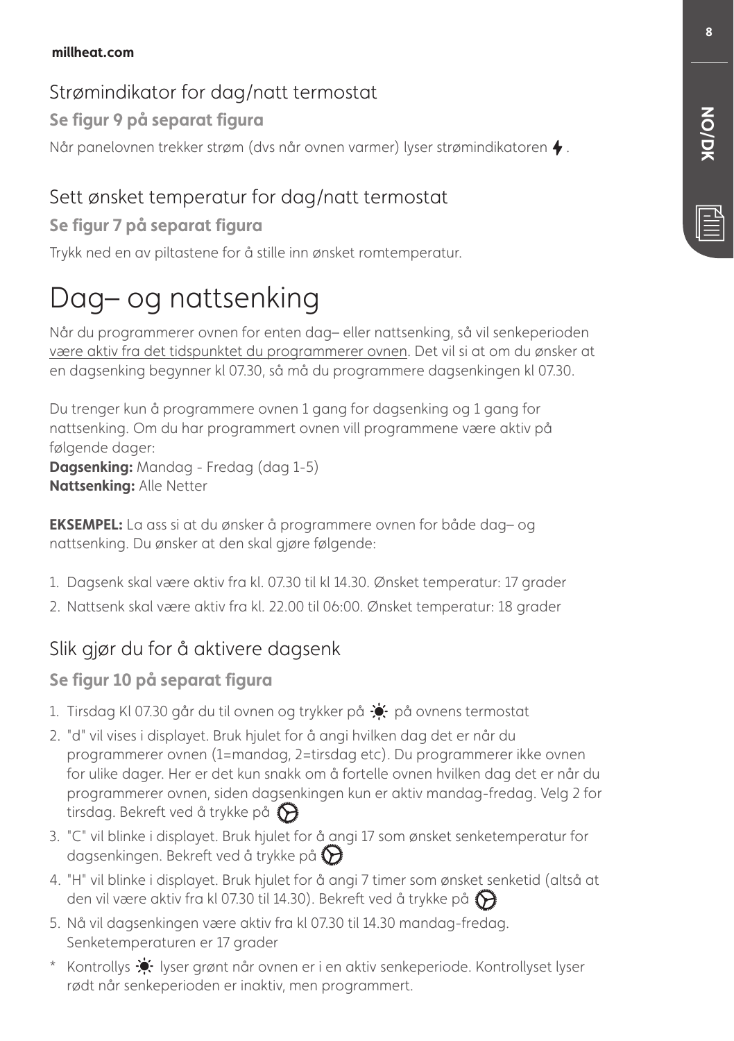## Strømindikator for dag/natt termostat

**Se figur 9 på separat figura**

Når panelovnen trekker strøm (dvs når ovnen varmer) lyser strømindikatoren ⚡.

## Sett ønsket temperatur for dag/natt termostat

**Se figur 7 på separat figura**

Trykk ned en av piltastene for å stille inn ønsket romtemperatur.

# Dag– og nattsenking

Når du programmerer ovnen for enten dag– eller nattsenking, så vil senkeperioden være aktiv fra det tidspunktet du programmerer ovnen. Det vil si at om du ønsker at en dagsenking begynner kl 07.30, så må du programmere dagsenkingen kl 07.30.

Du trenger kun å programmere ovnen 1 gang for dagsenking og 1 gang for nattsenking. Om du har programmert ovnen vill programmene være aktiv på følgende dager:
**Dagsenking:** Mandag - Fredag (dag 1-5)
**Nattsenking:** Alle Netter

**EKSEMPEL:** La ass si at du ønsker å programmere ovnen for både dag– og nattsenking. Du ønsker at den skal gjøre følgende:

1. Dagsenk skal være aktiv fra kl. 07.30 til kl 14.30. Ønsket temperatur: 17 grader
2. Nattsenk skal være aktiv fra kl. 22.00 til 06:00. Ønsket temperatur: 18 grader

## Slik gjør du for å aktivere dagsenk

**Se figur 10 på separat figura**

1. Tirsdag Kl 07.30 går du til ovnen og trykker på ☀ på ovnens termostat
2. "d" vil vises i displayet. Bruk hjulet for å angi hvilken dag det er når du programmerer ovnen (1=mandag, 2=tirsdag etc). Du programmerer ikke ovnen for ulike dager. Her er det kun snakk om å fortelle ovnen hvilken dag det er når du programmerer ovnen, siden dagsenkingen kun er aktiv mandag-fredag. Velg 2 for tirsdag. Bekreft ved å trykke på ⚙
3. "C" vil blinke i displayet. Bruk hjulet for å angi 17 som ønsket senketemperatur for dagsenkingen. Bekreft ved å trykke på ⚙
4. "H" vil blinke i displayet. Bruk hjulet for å angi 7 timer som ønsket senketid (altså at den vil være aktiv fra kl 07.30 til 14.30). Bekreft ved å trykke på ⚙
5. Nå vil dagsenkingen være aktiv fra kl 07.30 til 14.30 mandag-fredag. Senketemperaturen er 17 grader

\* Kontrollys ☀ lyser grønt når ovnen er i en aktiv senkeperiode. Kontrollyset lyser rødt når senkeperioden er inaktiv, men programmert.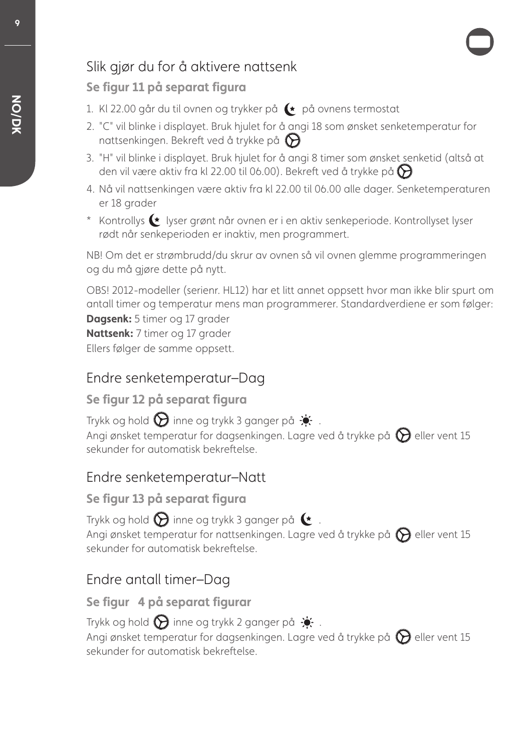## Slik gjør du for å aktivere nattsenk

**Se figur 11 på separat figura**

1. Kl 22.00 går du til ovnen og trykker på ☾ på ovnens termostat
2. "C" vil blinke i displayet. Bruk hjulet for å angi 18 som ønsket senketemperatur for nattsenkingen. Bekreft ved å trykke på ⚙
3. "H" vil blinke i displayet. Bruk hjulet for å angi 8 timer som ønsket senketid (altså at den vil være aktiv fra kl 22.00 til 06.00). Bekreft ved å trykke på ⚙
4. Nå vil nattsenkingen være aktiv fra kl 22.00 til 06.00 alle dager. Senketemperaturen er 18 grader

\* Kontrollys ☾ lyser grønt når ovnen er i en aktiv senkeperiode. Kontrollyset lyser rødt når senkeperioden er inaktiv, men programmert.

NB! Om det er strømbrudd/du skrur av ovnen så vil ovnen glemme programmeringen og du må gjøre dette på nytt.

OBS! 2012-modeller (serienr. HL12) har et litt annet oppsett hvor man ikke blir spurt om antall timer og temperatur mens man programmerer. Standardverdiene er som følger:
**Dagsenk:** 5 timer og 17 grader
**Nattsenk:** 7 timer og 17 grader
Ellers følger de samme oppsett.

## Endre senketemperatur–Dag

**Se figur 12 på separat figura**

Trykk og hold ⚙ inne og trykk 3 ganger på ☀ .
Angi ønsket temperatur for dagsenkingen. Lagre ved å trykke på ⚙ eller vent 15 sekunder for automatisk bekreftelse.

## Endre senketemperatur–Natt

**Se figur 13 på separat figura**

Trykk og hold ⚙ inne og trykk 3 ganger på ☾ .
Angi ønsket temperatur for nattsenkingen. Lagre ved å trykke på ⚙ eller vent 15 sekunder for automatisk bekreftelse.

## Endre antall timer–Dag

**Se figur 4 på separat figurar**

Trykk og hold ⚙ inne og trykk 2 ganger på ☀ .
Angi ønsket temperatur for dagsenkingen. Lagre ved å trykke på ⚙ eller vent 15 sekunder for automatisk bekreftelse.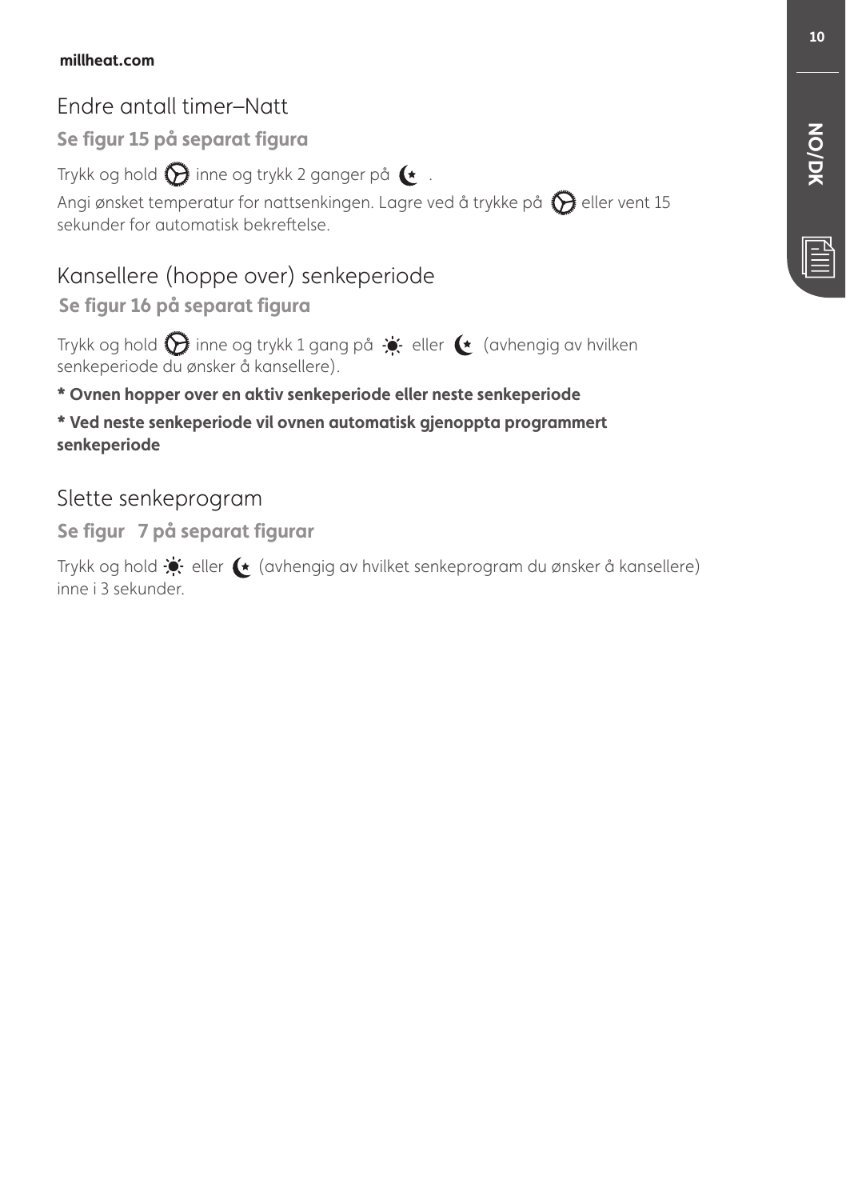## Endre antall timer–Natt

**Se figur 15 på separat figura**

Trykk og hold ⚙ inne og trykk 2 ganger på ☾ .

Angi ønsket temperatur for nattsenkingen. Lagre ved å trykke på ⚙ eller vent 15 sekunder for automatisk bekreftelse.

## Kansellere (hoppe over) senkeperiode

**Se figur 16 på separat figura**

Trykk og hold ⚙ inne og trykk 1 gang på ☀ eller ☾ (avhengig av hvilken senkeperiode du ønsker å kansellere).

**\* Ovnen hopper over en aktiv senkeperiode eller neste senkeperiode**

**\* Ved neste senkeperiode vil ovnen automatisk gjenoppta programmert senkeperiode**

## Slette senkeprogram

**Se figur 7 på separat figurar**

Trykk og hold ☀ eller ☾ (avhengig av hvilket senkeprogram du ønsker å kansellere) inne i 3 sekunder.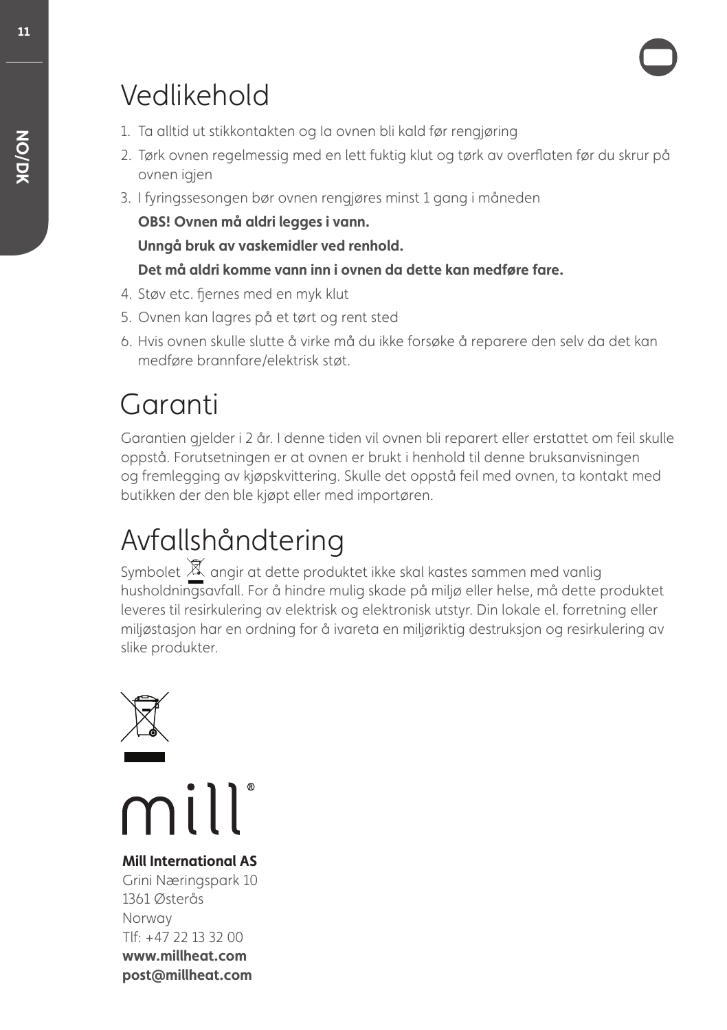# Vedlikehold

1. Ta alltid ut stikkontakten og la ovnen bli kald før rengjøring
2. Tørk ovnen regelmessig med en lett fuktig klut og tørk av overflaten før du skrur på ovnen igjen
3. I fyringssesongen bør ovnen rengjøres minst 1 gang i måneden

   **OBS! Ovnen må aldri legges i vann.**

   **Unngå bruk av vaskemidler ved renhold.**

   **Det må aldri komme vann inn i ovnen da dette kan medføre fare.**
4. Støv etc. fjernes med en myk klut
5. Ovnen kan lagres på et tørt og rent sted
6. Hvis ovnen skulle slutte å virke må du ikke forsøke å reparere den selv da det kan medføre brannfare/elektrisk støt.

# Garanti

Garantien gjelder i 2 år. I denne tiden vil ovnen bli reparert eller erstattet om feil skulle oppstå. Forutsetningen er at ovnen er brukt i henhold til denne bruksanvisningen og fremlegging av kjøpskvittering. Skulle det oppstå feil med ovnen, ta kontakt med butikken der den ble kjøpt eller med importøren.

# Avfallshåndtering

Symbolet angir at dette produktet ikke skal kastes sammen med vanlig husholdningsavfall. For å hindre mulig skade på miljø eller helse, må dette produktet leveres til resirkulering av elektrisk og elektronisk utstyr. Din lokale el. forretning eller miljøstasjon har en ordning for å ivareta en miljøriktig destruksjon og resirkulering av slike produkter.

mill®

**Mill International AS**
Grini Næringspark 10
1361 Østerås
Norway
Tlf: +47 22 13 32 00
**www.millheat.com**
**post@millheat.com**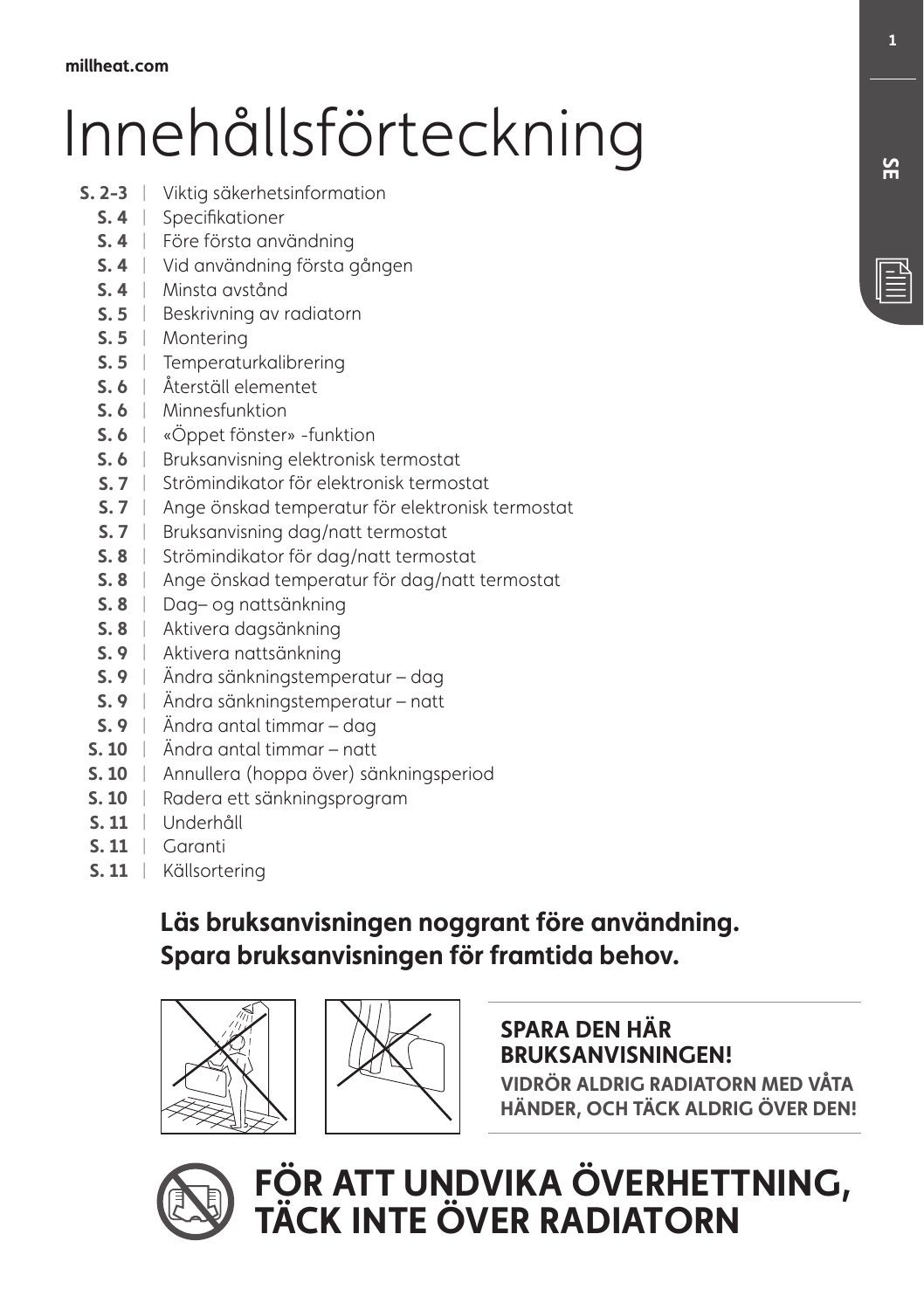millheat.com

# Innehållsförteckning

- **S. 2–3** | Viktig säkerhetsinformation
- **S. 4** | Specifikationer
- **S. 4** | Före första användning
- **S. 4** | Vid användning första gången
- **S. 4** | Minsta avstånd
- **S. 5** | Beskrivning av radiatorn
- **S. 5** | Montering
- **S. 5** | Temperaturkalibrering
- **S. 6** | Återställ elementet
- **S. 6** | Minnesfunktion
- **S. 6** | «Öppet fönster» -funktion
- **S. 6** | Bruksanvisning elektronisk termostat
- **S. 7** | Strömindikator för elektronisk termostat
- **S. 7** | Ange önskad temperatur för elektronisk termostat
- **S. 7** | Bruksanvisning dag/natt termostat
- **S. 8** | Strömindikator för dag/natt termostat
- **S. 8** | Ange önskad temperatur för dag/natt termostat
- **S. 8** | Dag– og nattsänkning
- **S. 8** | Aktivera dagsänkning
- **S. 9** | Aktivera nattsänkning
- **S. 9** | Ändra sänkningstemperatur – dag
- **S. 9** | Ändra sänkningstemperatur – natt
- **S. 9** | Ändra antal timmar – dag
- **S. 10** | Ändra antal timmar – natt
- **S. 10** | Annullera (hoppa över) sänkningsperiod
- **S. 10** | Radera ett sänkningsprogram
- **S. 11** | Underhåll
- **S. 11** | Garanti
- **S. 11** | Källsortering

**Läs bruksanvisningen noggrant före användning.**
**Spara bruksanvisningen för framtida behov.**

**SPARA DEN HÄR BRUKSANVISNINGEN!**

**VIDRÖR ALDRIG RADIATORN MED VÅTA HÄNDER, OCH TÄCK ALDRIG ÖVER DEN!**

**FÖR ATT UNDVIKA ÖVERHETTNING, TÄCK INTE ÖVER RADIATORN**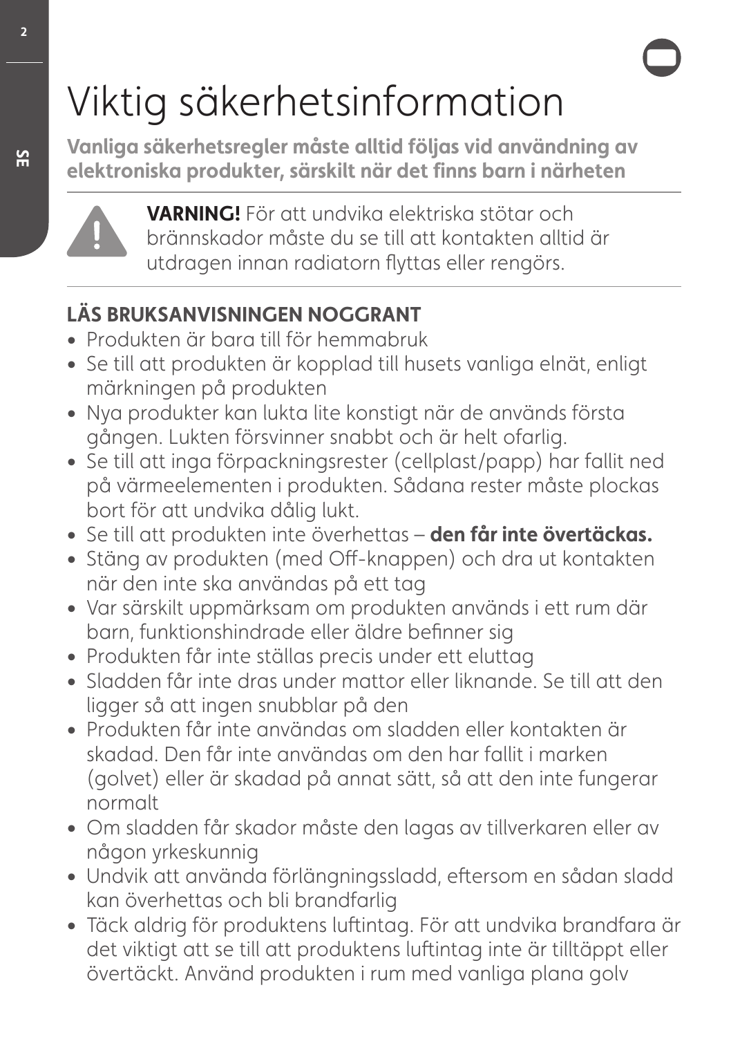# Viktig säkerhetsinformation

**Vanliga säkerhetsregler måste alltid följas vid användning av elektroniska produkter, särskilt när det finns barn i närheten**

**VARNING!** För att undvika elektriska stötar och brännskador måste du se till att kontakten alltid är utdragen innan radiatorn flyttas eller rengörs.

## LÄS BRUKSANVISNINGEN NOGGRANT

- Produkten är bara till för hemmabruk
- Se till att produkten är kopplad till husets vanliga elnät, enligt märkningen på produkten
- Nya produkter kan lukta lite konstigt när de används första gången. Lukten försvinner snabbt och är helt ofarlig.
- Se till att inga förpackningsrester (cellplast/papp) har fallit ned på värmeelementen i produkten. Sådana rester måste plockas bort för att undvika dålig lukt.
- Se till att produkten inte överhettas – **den får inte övertäckas.**
- Stäng av produkten (med Off-knappen) och dra ut kontakten när den inte ska användas på ett tag
- Var särskilt uppmärksam om produkten används i ett rum där barn, funktionshindrade eller äldre befinner sig
- Produkten får inte ställas precis under ett eluttag
- Sladden får inte dras under mattor eller liknande. Se till att den ligger så att ingen snubblar på den
- Produkten får inte användas om sladden eller kontakten är skadad. Den får inte användas om den har fallit i marken (golvet) eller är skadad på annat sätt, så att den inte fungerar normalt
- Om sladden får skador måste den lagas av tillverkaren eller av någon yrkeskunnig
- Undvik att använda förlängningssladd, eftersom en sådan sladd kan överhettas och bli brandfarlig
- Täck aldrig för produktens luftintag. För att undvika brandfara är det viktigt att se till att produktens luftintag inte är tilltäppt eller övertäckt. Använd produkten i rum med vanliga plana golv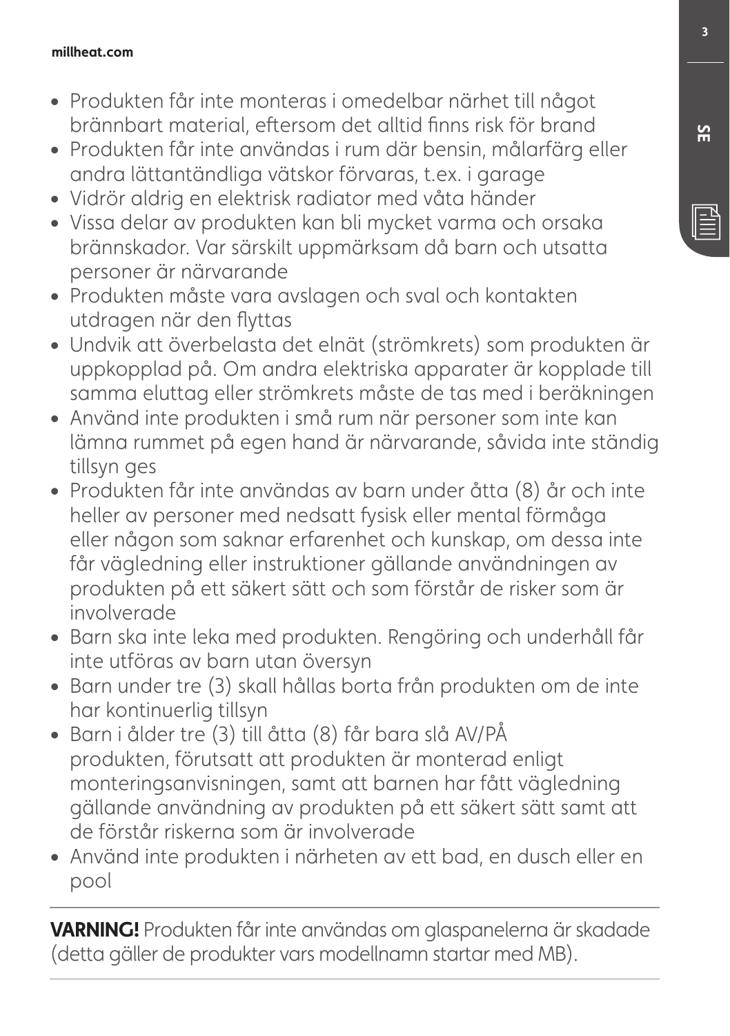- Produkten får inte monteras i omedelbar närhet till något brännbart material, eftersom det alltid finns risk för brand
- Produkten får inte användas i rum där bensin, målarfärg eller andra lättantändliga vätskor förvaras, t.ex. i garage
- Vidrör aldrig en elektrisk radiator med våta händer
- Vissa delar av produkten kan bli mycket varma och orsaka brännskador. Var särskilt uppmärksam då barn och utsatta personer är närvarande
- Produkten måste vara avslagen och sval och kontakten utdragen när den flyttas
- Undvik att överbelasta det elnät (strömkrets) som produkten är uppkopplad på. Om andra elektriska apparater är kopplade till samma eluttag eller strömkrets måste de tas med i beräkningen
- Använd inte produkten i små rum när personer som inte kan lämna rummet på egen hand är närvarande, såvida inte ständig tillsyn ges
- Produkten får inte användas av barn under åtta (8) år och inte heller av personer med nedsatt fysisk eller mental förmåga eller någon som saknar erfarenhet och kunskap, om dessa inte får vägledning eller instruktioner gällande användningen av produkten på ett säkert sätt och som förstår de risker som är involverade
- Barn ska inte leka med produkten. Rengöring och underhåll får inte utföras av barn utan översyn
- Barn under tre (3) skall hållas borta från produkten om de inte har kontinuerlig tillsyn
- Barn i ålder tre (3) till åtta (8) får bara slå AV/PÅ produkten, förutsatt att produkten är monterad enligt monteringsanvisningen, samt att barnen har fått vägledning gällande användning av produkten på ett säkert sätt samt att de förstår riskerna som är involverade
- Använd inte produkten i närheten av ett bad, en dusch eller en pool

---

**VARNING!** Produkten får inte användas om glaspanelerna är skadade (detta gäller de produkter vars modellnamn startar med MB).

---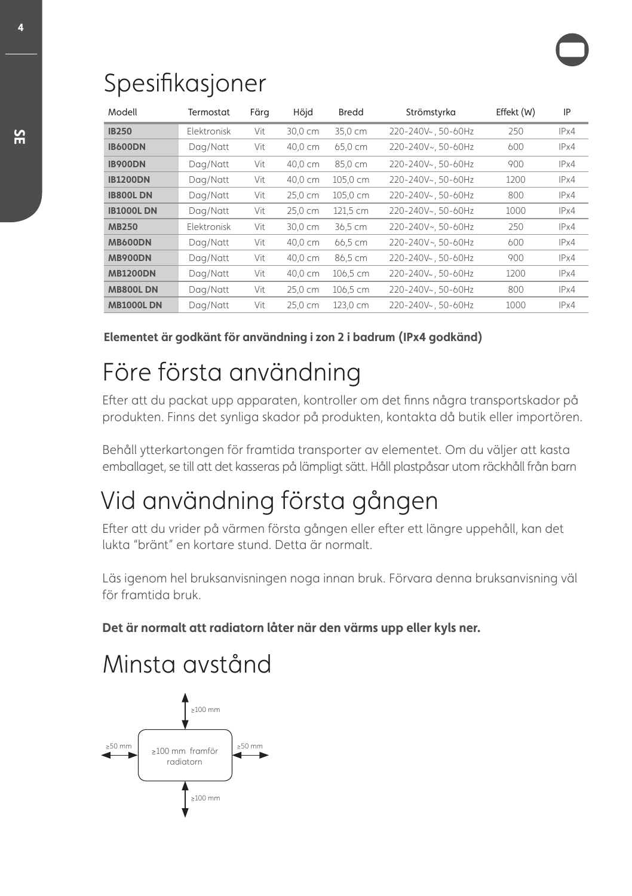# Spesifikasjoner

| Modell | Termostat | Färg | Höjd | Bredd | Strömstyrka | Effekt (W) | IP |
|---|---|---|---|---|---|---|---|
| **IB250** | Elektronisk | Vit | 30,0 cm | 35,0 cm | 220-240V~, 50-60Hz | 250 | IPx4 |
| **IB600DN** | Dag/Natt | Vit | 40,0 cm | 65,0 cm | 220-240V~, 50-60Hz | 600 | IPx4 |
| **IB900DN** | Dag/Natt | Vit | 40,0 cm | 85,0 cm | 220-240V~, 50-60Hz | 900 | IPx4 |
| **IB1200DN** | Dag/Natt | Vit | 40,0 cm | 105,0 cm | 220-240V~, 50-60Hz | 1200 | IPx4 |
| **IB800L DN** | Dag/Natt | Vit | 25,0 cm | 105,0 cm | 220-240V~, 50-60Hz | 800 | IPx4 |
| **IB1000L DN** | Dag/Natt | Vit | 25,0 cm | 121,5 cm | 220-240V~, 50-60Hz | 1000 | IPx4 |
| **MB250** | Elektronisk | Vit | 30,0 cm | 36,5 cm | 220-240V~, 50-60Hz | 250 | IPx4 |
| **MB600DN** | Dag/Natt | Vit | 40,0 cm | 66,5 cm | 220-240V~, 50-60Hz | 600 | IPx4 |
| **MB900DN** | Dag/Natt | Vit | 40,0 cm | 86,5 cm | 220-240V~, 50-60Hz | 900 | IPx4 |
| **MB1200DN** | Dag/Natt | Vit | 40,0 cm | 106,5 cm | 220-240V~, 50-60Hz | 1200 | IPx4 |
| **MB800L DN** | Dag/Natt | Vit | 25,0 cm | 106,5 cm | 220-240V~, 50-60Hz | 800 | IPx4 |
| **MB1000L DN** | Dag/Natt | Vit | 25,0 cm | 123,0 cm | 220-240V~, 50-60Hz | 1000 | IPx4 |

**Elementet är godkänt för användning i zon 2 i badrum (IPx4 godkänd)**

# Före första användning

Efter att du packat upp apparaten, kontroller om det finns några transportskador på produkten. Finns det synliga skador på produkten, kontakta då butik eller importören.

Behåll ytterkartongen för framtida transporter av elementet. Om du väljer att kasta emballaget, se till att det kasseras på lämpligt sätt. Håll plastpåsar utom räckhåll från barn

# Vid användning första gången

Efter att du vrider på värmen första gången eller efter ett längre uppehåll, kan det lukta "bränt" en kortare stund. Detta är normalt.

Läs igenom hel bruksanvisningen noga innan bruk. Förvara denna bruksanvisning väl för framtida bruk.

**Det är normalt att radiatorn låter när den värms upp eller kyls ner.**

# Minsta avstånd

≥100 mm

≥50 mm | ≥100 mm framför radiatorn | ≥50 mm

≥100 mm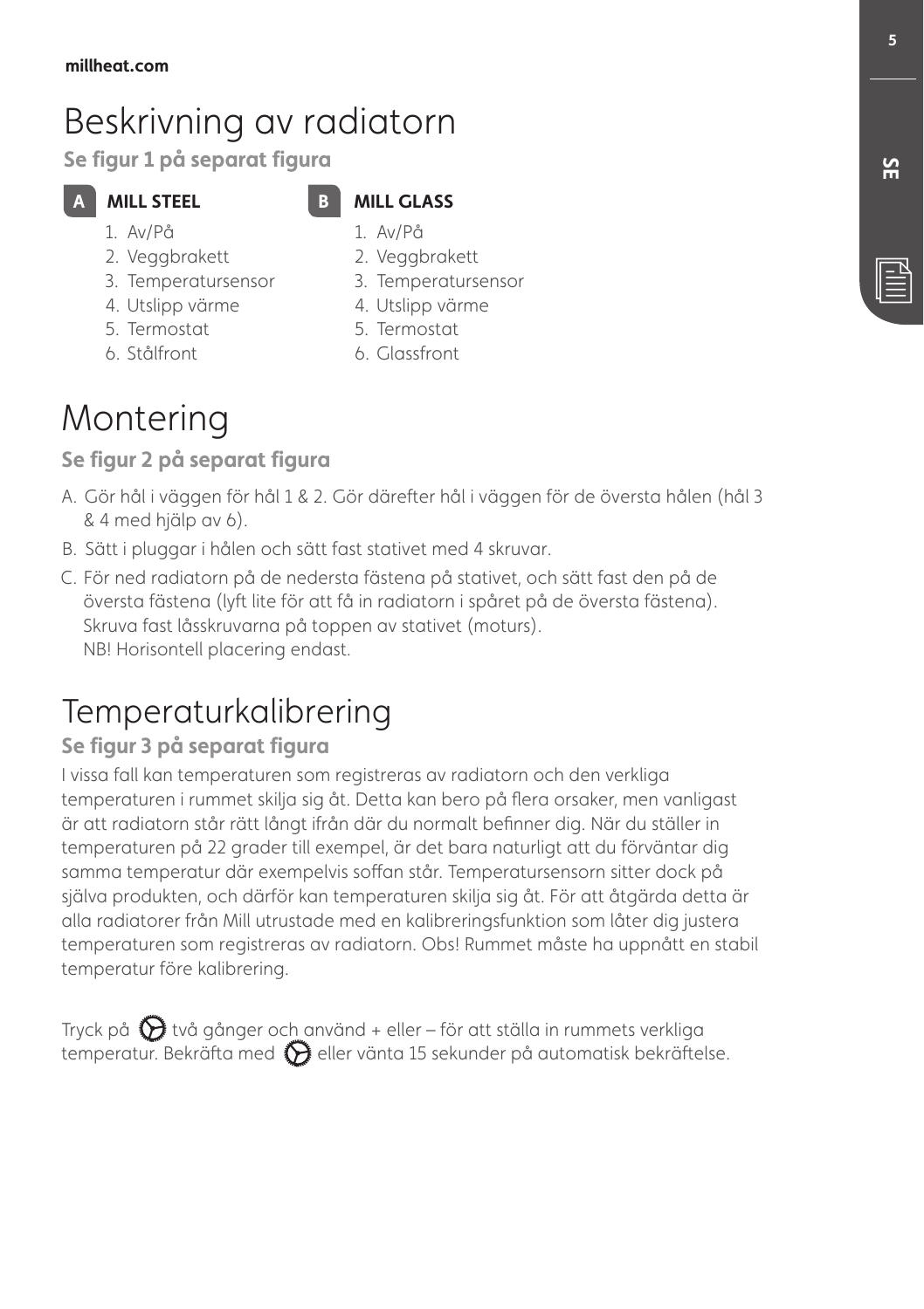# Beskrivning av radiatorn

**Se figur 1 på separat figura**

**A MILL STEEL**

1. Av/På
2. Veggbrakett
3. Temperatursensor
4. Utslipp värme
5. Termostat
6. Stålfront

**B MILL GLASS**

1. Av/På
2. Veggbrakett
3. Temperatursensor
4. Utslipp värme
5. Termostat
6. Glassfront

# Montering

**Se figur 2 på separat figura**

A. Gör hål i väggen för hål 1 & 2. Gör därefter hål i väggen för de översta hålen (hål 3 & 4 med hjälp av 6).

B. Sätt i pluggar i hålen och sätt fast stativet med 4 skruvar.

C. För ned radiatorn på de nedersta fästena på stativet, och sätt fast den på de översta fästena (lyft lite för att få in radiatorn i spåret på de översta fästena). Skruva fast låsskruvarna på toppen av stativet (moturs).
NB! Horisontell placering endast.

# Temperaturkalibrering

**Se figur 3 på separat figura**

I vissa fall kan temperaturen som registreras av radiatorn och den verkliga temperaturen i rummet skilja sig åt. Detta kan bero på flera orsaker, men vanligast är att radiatorn står rätt långt ifrån där du normalt befinner dig. När du ställer in temperaturen på 22 grader till exempel, är det bara naturligt att du förväntar dig samma temperatur där exempelvis soffan står. Temperatursensorn sitter dock på själva produkten, och därför kan temperaturen skilja sig åt. För att åtgärda detta är alla radiatorer från Mill utrustade med en kalibreringsfunktion som låter dig justera temperaturen som registreras av radiatorn. Obs! Rummet måste ha uppnått en stabil temperatur före kalibrering.

Tryck på ⚙ två gånger och använd + eller – för att ställa in rummets verkliga temperatur. Bekräfta med ⚙ eller vänta 15 sekunder på automatisk bekräftelse.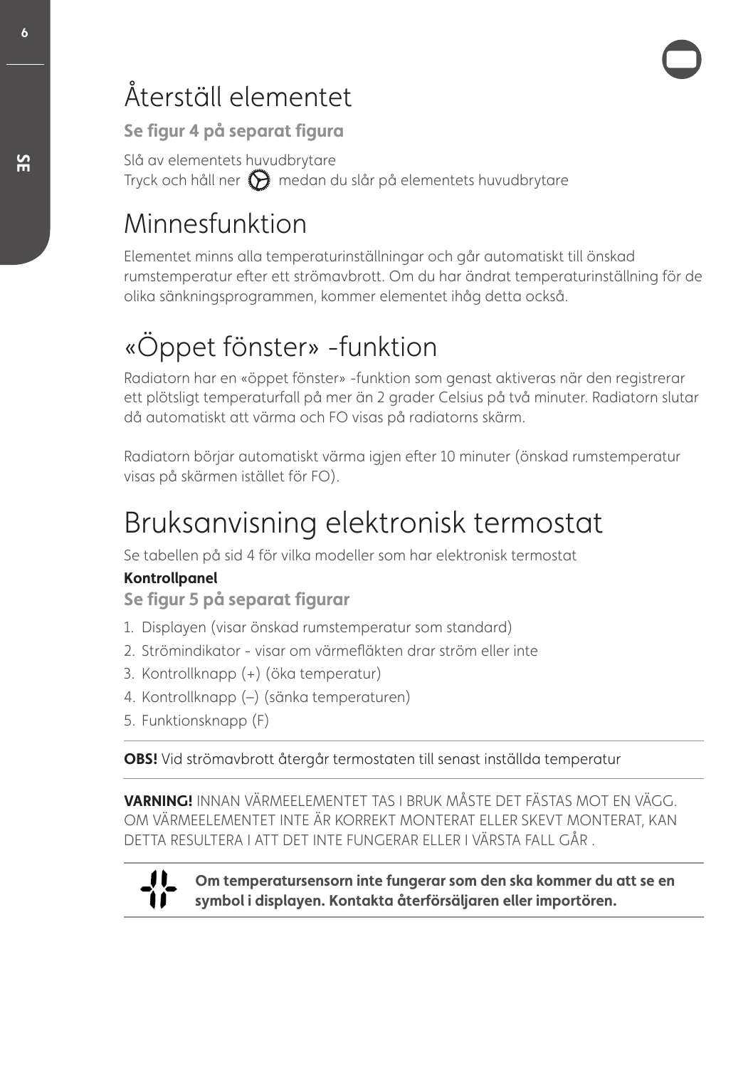# Återställ elementet

**Se figur 4 på separat figura**

Slå av elementets huvudbrytare
Tryck och håll ner medan du slår på elementets huvudbrytare

# Minnesfunktion

Elementet minns alla temperaturinställningar och går automatiskt till önskad rumstemperatur efter ett strömavbrott. Om du har ändrat temperaturinställning för de olika sänkningsprogrammen, kommer elementet ihåg detta också.

# «Öppet fönster» -funktion

Radiatorn har en «öppet fönster» -funktion som genast aktiveras när den registrerar ett plötsligt temperaturfall på mer än 2 grader Celsius på två minuter. Radiatorn slutar då automatiskt att värma och FO visas på radiatorns skärm.

Radiatorn börjar automatiskt värma igjen efter 10 minuter (önskad rumstemperatur visas på skärmen istället för FO).

# Bruksanvisning elektronisk termostat

Se tabellen på sid 4 för vilka modeller som har elektronisk termostat

**Kontrollpanel**

**Se figur 5 på separat figurar**

1. Displayen (visar önskad rumstemperatur som standard)
2. Strömindikator - visar om värmefläkten drar ström eller inte
3. Kontrollknapp (+) (öka temperatur)
4. Kontrollknapp (–) (sänka temperaturen)
5. Funktionsknapp (F)

---

**OBS!** Vid strömavbrott återgår termostaten till senast inställda temperatur

---

**VARNING!** INNAN VÄRMEELEMENTET TAS I BRUK MÅSTE DET FÄSTAS MOT EN VÄGG. OM VÄRMEELEMENTET INTE ÄR KORREKT MONTERAT ELLER SKEVT MONTERAT, KAN DETTA RESULTERA I ATT DET INTE FUNGERAR ELLER I VÄRSTA FALL GÅR .

---

**Om temperatursensorn inte fungerar som den ska kommer du att se en symbol i displayen. Kontakta återförsäljaren eller importören.**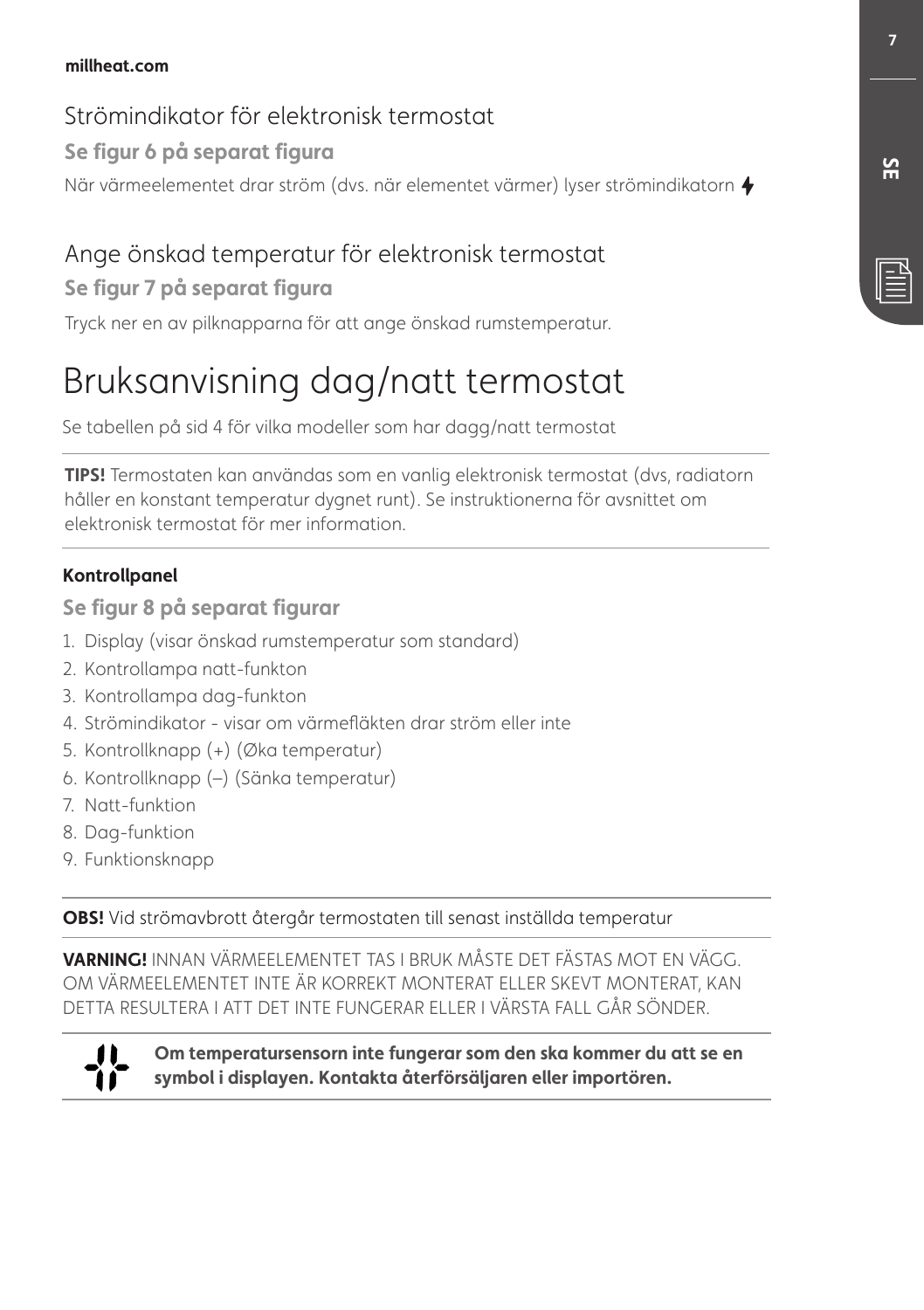## Strömindikator för elektronisk termostat

**Se figur 6 på separat figura**

När värmeelementet drar ström (dvs. när elementet värmer) lyser strömindikatorn

## Ange önskad temperatur för elektronisk termostat

**Se figur 7 på separat figura**

Tryck ner en av pilknapparna för att ange önskad rumstemperatur.

# Bruksanvisning dag/natt termostat

Se tabellen på sid 4 för vilka modeller som har dagg/natt termostat

---

**TIPS!** Termostaten kan användas som en vanlig elektronisk termostat (dvs, radiatorn håller en konstant temperatur dygnet runt). Se instruktionerna för avsnittet om elektronisk termostat för mer information.

---

**Kontrollpanel**

**Se figur 8 på separat figurar**

1. Display (visar önskad rumstemperatur som standard)
2. Kontrollampa natt-funkton
3. Kontrollampa dag-funkton
4. Strömindikator - visar om värmefläkten drar ström eller inte
5. Kontrollknapp (+) (Øka temperatur)
6. Kontrollknapp (–) (Sänka temperatur)
7. Natt-funktion
8. Dag-funktion
9. Funktionsknapp

---

**OBS!** Vid strömavbrott återgår termostaten till senast inställda temperatur

---

**VARNING!** INNAN VÄRMEELEMENTET TAS I BRUK MÅSTE DET FÄSTAS MOT EN VÄGG. OM VÄRMEELEMENTET INTE ÄR KORREKT MONTERAT ELLER SKEVT MONTERAT, KAN DETTA RESULTERA I ATT DET INTE FUNGERAR ELLER I VÄRSTA FALL GÅR SÖNDER.

---

**Om temperatursensorn inte fungerar som den ska kommer du att se en symbol i displayen. Kontakta återförsäljaren eller importören.**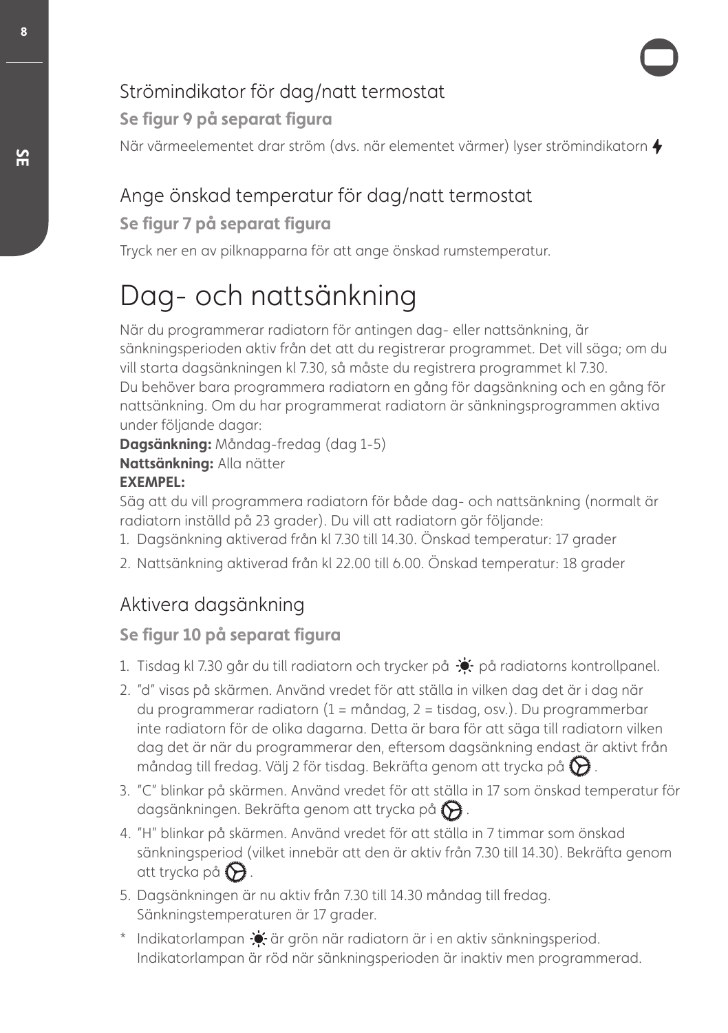## Strömindikator för dag/natt termostat

**Se figur 9 på separat figura**

När värmeelementet drar ström (dvs. när elementet värmer) lyser strömindikatorn ⚡

## Ange önskad temperatur för dag/natt termostat

**Se figur 7 på separat figura**

Tryck ner en av pilknapparna för att ange önskad rumstemperatur.

# Dag- och nattsänkning

När du programmerar radiatorn för antingen dag- eller nattsänkning, är sänkningsperioden aktiv från det att du registrerar programmet. Det vill säga; om du vill starta dagsänkningen kl 7.30, så måste du registrera programmet kl 7.30.
Du behöver bara programmera radiatorn en gång för dagsänkning och en gång för nattsänkning. Om du har programmerat radiatorn är sänkningsprogrammen aktiva under följande dagar:
**Dagsänkning:** Måndag-fredag (dag 1-5)
**Nattsänkning:** Alla nätter
**EXEMPEL:**
Säg att du vill programmera radiatorn för både dag- och nattsänkning (normalt är radiatorn inställd på 23 grader). Du vill att radiatorn gör följande:

1. Dagsänkning aktiverad från kl 7.30 till 14.30. Önskad temperatur: 17 grader
2. Nattsänkning aktiverad från kl 22.00 till 6.00. Önskad temperatur: 18 grader

## Aktivera dagsänkning

**Se figur 10 på separat figura**

1. Tisdag kl 7.30 går du till radiatorn och trycker på ☀ på radiatorns kontrollpanel.
2. "d" visas på skärmen. Använd vredet för att ställa in vilken dag det är i dag när du programmerar radiatorn (1 = måndag, 2 = tisdag, osv.). Du programmerbar inte radiatorn för de olika dagarna. Detta är bara för att säga till radiatorn vilken dag det är när du programmerar den, eftersom dagsänkning endast är aktivt från måndag till fredag. Välj 2 för tisdag. Bekräfta genom att trycka på ⚙.
3. "C" blinkar på skärmen. Använd vredet för att ställa in 17 som önskad temperatur för dagsänkningen. Bekräfta genom att trycka på ⚙.
4. "H" blinkar på skärmen. Använd vredet för att ställa in 7 timmar som önskad sänkningsperiod (vilket innebär att den är aktiv från 7.30 till 14.30). Bekräfta genom att trycka på ⚙.
5. Dagsänkningen är nu aktiv från 7.30 till 14.30 måndag till fredag. Sänkningstemperaturen är 17 grader.

* Indikatorlampan ☀ är grön när radiatorn är i en aktiv sänkningsperiod. Indikatorlampan är röd när sänkningsperioden är inaktiv men programmerad.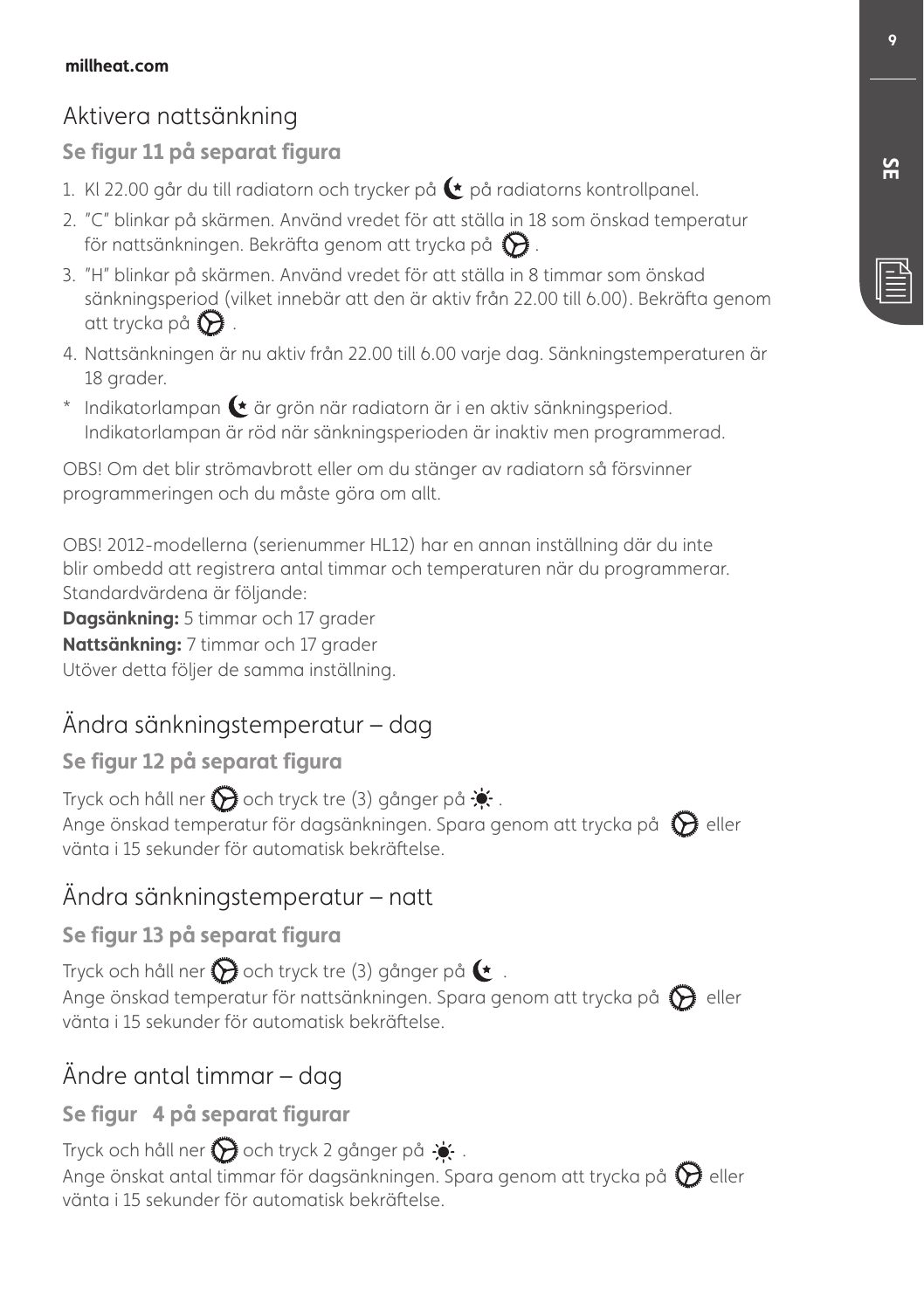## Aktivera nattsänkning

### Se figur 11 på separat figura

1. Kl 22.00 går du till radiatorn och trycker på på radiatorns kontrollpanel.
2. "C" blinkar på skärmen. Använd vredet för att ställa in 18 som önskad temperatur för nattsänkningen. Bekräfta genom att trycka på .
3. "H" blinkar på skärmen. Använd vredet för att ställa in 8 timmar som önskad sänkningsperiod (vilket innebär att den är aktiv från 22.00 till 6.00). Bekräfta genom att trycka på .
4. Nattsänkningen är nu aktiv från 22.00 till 6.00 varje dag. Sänkningstemperaturen är 18 grader.

\* Indikatorlampan är grön när radiatorn är i en aktiv sänkningsperiod. Indikatorlampan är röd när sänkningsperioden är inaktiv men programmerad.

OBS! Om det blir strömavbrott eller om du stänger av radiatorn så försvinner programmeringen och du måste göra om allt.

OBS! 2012-modellerna (serienummer HL12) har en annan inställning där du inte blir ombedd att registrera antal timmar och temperaturen när du programmerar. Standardvärdena är följande:
**Dagsänkning:** 5 timmar och 17 grader
**Nattsänkning:** 7 timmar och 17 grader
Utöver detta följer de samma inställning.

## Ändra sänkningstemperatur – dag

### Se figur 12 på separat figura

Tryck och håll ner och tryck tre (3) gånger på .
Ange önskad temperatur för dagsänkningen. Spara genom att trycka på eller vänta i 15 sekunder för automatisk bekräftelse.

## Ändra sänkningstemperatur – natt

### Se figur 13 på separat figura

Tryck och håll ner och tryck tre (3) gånger på .
Ange önskad temperatur för nattsänkningen. Spara genom att trycka på eller vänta i 15 sekunder för automatisk bekräftelse.

## Ändre antal timmar – dag

### Se figur 4 på separat figurar

Tryck och håll ner och tryck 2 gånger på .
Ange önskat antal timmar för dagsänkningen. Spara genom att trycka på eller vänta i 15 sekunder för automatisk bekräftelse.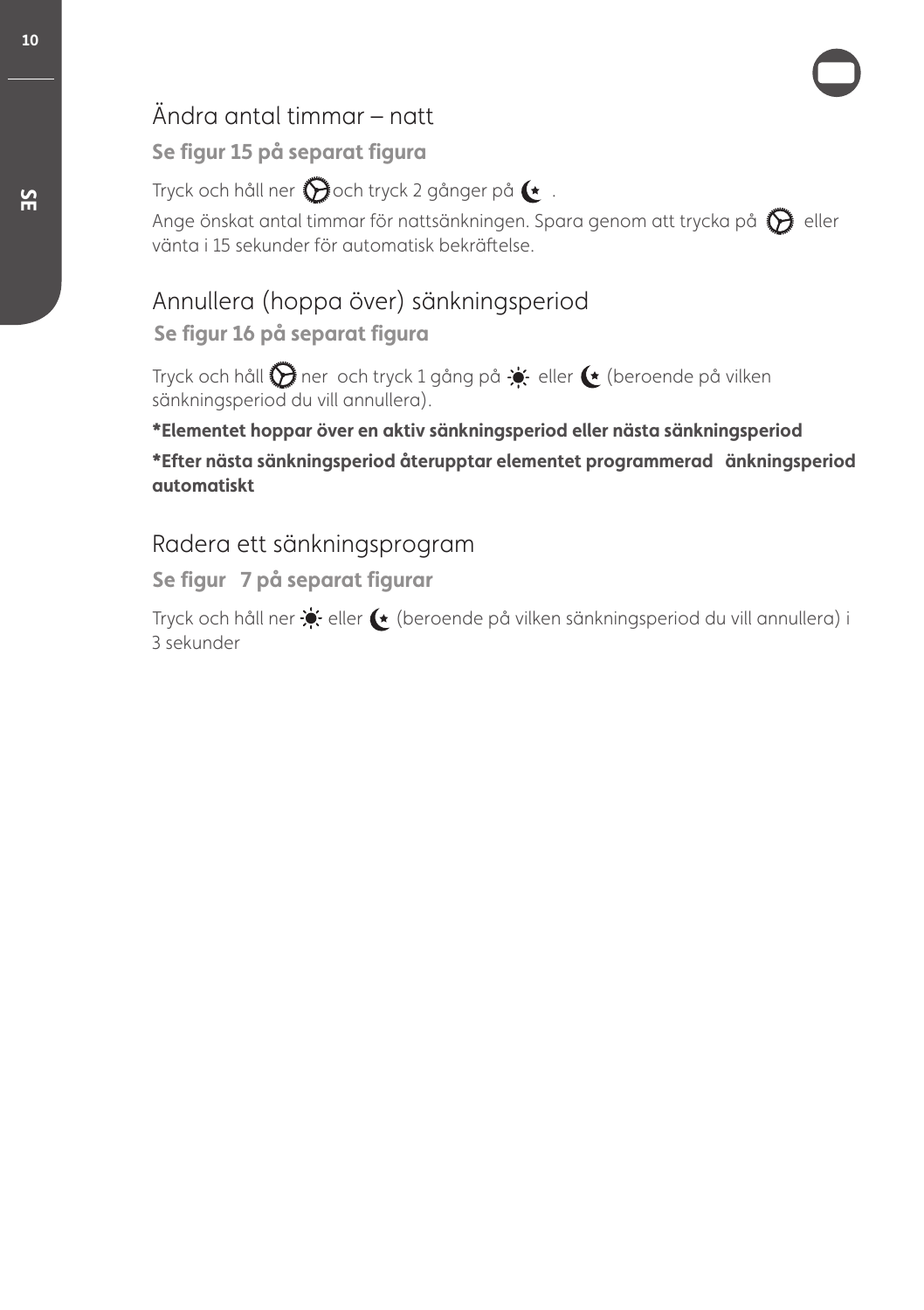## Ändra antal timmar – natt

**Se figur 15 på separat figura**

Tryck och håll ner och tryck 2 gånger på .

Ange önskat antal timmar för nattsänkningen. Spara genom att trycka på eller vänta i 15 sekunder för automatisk bekräftelse.

## Annullera (hoppa över) sänkningsperiod

**Se figur 16 på separat figura**

Tryck och håll ner och tryck 1 gång på eller (beroende på vilken sänkningsperiod du vill annullera).

**\*Elementet hoppar över en aktiv sänkningsperiod eller nästa sänkningsperiod**

**\*Efter nästa sänkningsperiod återupptar elementet programmerad änkningsperiod automatiskt**

## Radera ett sänkningsprogram

**Se figur 7 på separat figurar**

Tryck och håll ner eller (beroende på vilken sänkningsperiod du vill annullera) i 3 sekunder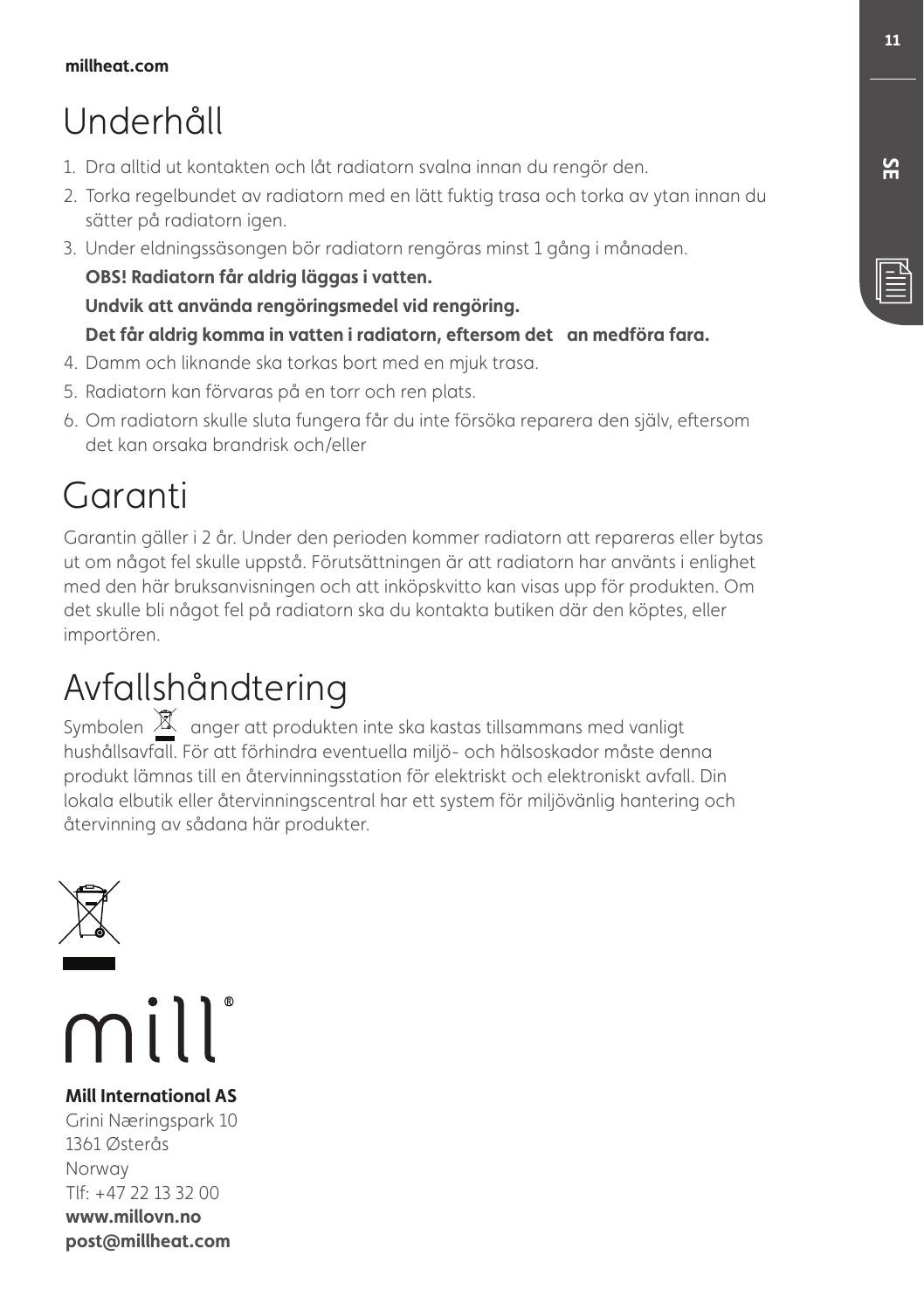# Underhåll

1. Dra alltid ut kontakten och låt radiatorn svalna innan du rengör den.
2. Torka regelbundet av radiatorn med en lätt fuktig trasa och torka av ytan innan du sätter på radiatorn igen.
3. Under eldningssäsongen bör radiatorn rengöras minst 1 gång i månaden.

   **OBS! Radiatorn får aldrig läggas i vatten.**

   **Undvik att använda rengöringsmedel vid rengöring.**

   **Det får aldrig komma in vatten i radiatorn, eftersom det an medföra fara.**
4. Damm och liknande ska torkas bort med en mjuk trasa.
5. Radiatorn kan förvaras på en torr och ren plats.
6. Om radiatorn skulle sluta fungera får du inte försöka reparera den själv, eftersom det kan orsaka brandrisk och/eller

# Garanti

Garantin gäller i 2 år. Under den perioden kommer radiatorn att repareras eller bytas ut om något fel skulle uppstå. Förutsättningen är att radiatorn har använts i enlighet med den här bruksanvisningen och att inköpskvitto kan visas upp för produkten. Om det skulle bli något fel på radiatorn ska du kontakta butiken där den köptes, eller importören.

# Avfallshåndtering

Symbolen anger att produkten inte ska kastas tillsammans med vanligt hushållsavfall. För att förhindra eventuella miljö- och hälsoskador måste denna produkt lämnas till en återvinningsstation för elektriskt och elektroniskt avfall. Din lokala elbutik eller återvinningscentral har ett system för miljövänlig hantering och återvinning av sådana här produkter.

mill®

**Mill International AS**
Grini Næringspark 10
1361 Østerås
Norway
Tlf: +47 22 13 32 00
**www.millovn.no**
**post@millheat.com**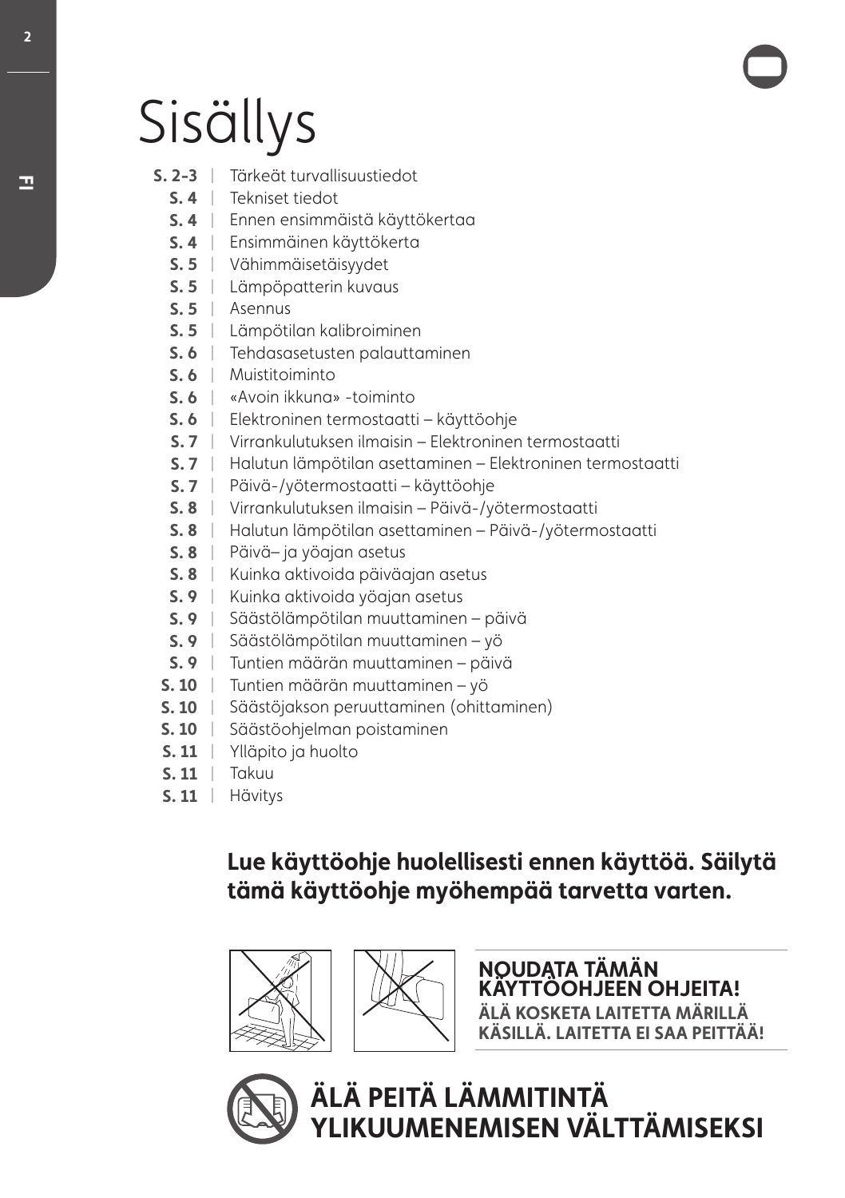# Sisällys

- **S. 2-3** | Tärkeät turvallisuustiedot
- **S. 4** | Tekniset tiedot
- **S. 4** | Ennen ensimmäistä käyttökertaa
- **S. 4** | Ensimmäinen käyttökerta
- **S. 5** | Vähimmäisetäisyydet
- **S. 5** | Lämpöpatterin kuvaus
- **S. 5** | Asennus
- **S. 5** | Lämpötilan kalibroiminen
- **S. 6** | Tehdasasetusten palauttaminen
- **S. 6** | Muistitoiminto
- **S. 6** | «Avoin ikkuna» -toiminto
- **S. 6** | Elektroninen termostaatti – käyttöohje
- **S. 7** | Virrankulutuksen ilmaisin – Elektroninen termostaatti
- **S. 7** | Halutun lämpötilan asettaminen – Elektroninen termostaatti
- **S. 7** | Päivä-/yötermostaatti – käyttöohje
- **S. 8** | Virrankulutuksen ilmaisin – Päivä-/yötermostaatti
- **S. 8** | Halutun lämpötilan asettaminen – Päivä-/yötermostaatti
- **S. 8** | Päivä– ja yöajan asetus
- **S. 8** | Kuinka aktivoida päiväajan asetus
- **S. 9** | Kuinka aktivoida yöajan asetus
- **S. 9** | Säästölämpötilan muuttaminen – päivä
- **S. 9** | Säästölämpötilan muuttaminen – yö
- **S. 9** | Tuntien määrän muuttaminen – päivä
- **S. 10** | Tuntien määrän muuttaminen – yö
- **S. 10** | Säästöjakson peruuttaminen (ohittaminen)
- **S. 10** | Säästöohjelman poistaminen
- **S. 11** | Ylläpito ja huolto
- **S. 11** | Takuu
- **S. 11** | Hävitys

**Lue käyttöohje huolellisesti ennen käyttöä. Säilytä tämä käyttöohje myöhempää tarvetta varten.**

**NOUDATA TÄMÄN KÄYTTÖOHJEEN OHJEITA!**
**ÄLÄ KOSKETA LAITETTA MÄRILLÄ KÄSILLÄ. LAITETTA EI SAA PEITTÄÄ!**

**ÄLÄ PEITÄ LÄMMITINTÄ YLIKUUMENEMISEN VÄLTTÄMISEKSI**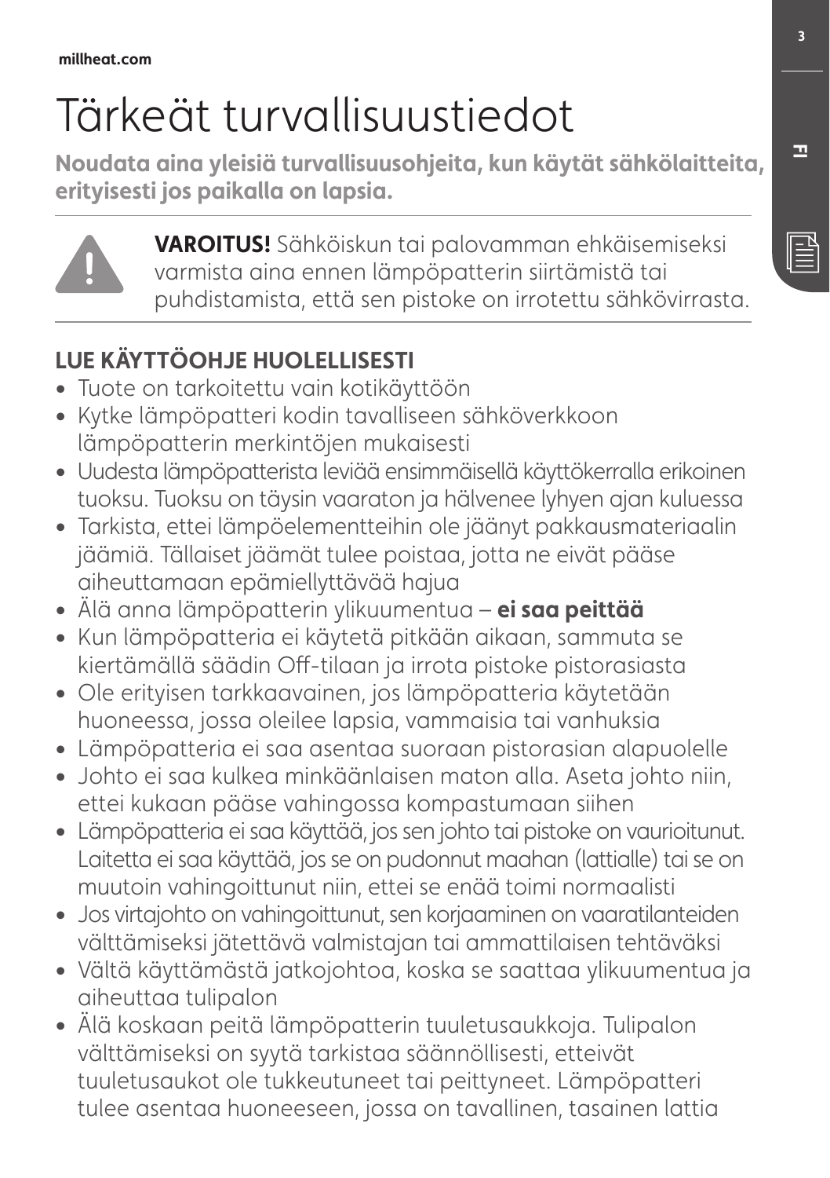# Tärkeät turvallisuustiedot

**Noudata aina yleisiä turvallisuusohjeita, kun käytät sähkölaitteita, erityisesti jos paikalla on lapsia.**

**VAROITUS!** Sähköiskun tai palovamman ehkäisemiseksi varmista aina ennen lämpöpatterin siirtämistä tai puhdistamista, että sen pistoke on irrotettu sähkövirrasta.

## LUE KÄYTTÖOHJE HUOLELLISESTI

- Tuote on tarkoitettu vain kotikäyttöön
- Kytke lämpöpatteri kodin tavalliseen sähköverkkoon lämpöpatterin merkintöjen mukaisesti
- Uudesta lämpöpatterista leviää ensimmäisellä käyttökerralla erikoinen tuoksu. Tuoksu on täysin vaaraton ja hälvenee lyhyen ajan kuluessa
- Tarkista, ettei lämpöelementteihin ole jäänyt pakkausmateriaalin jäämiä. Tällaiset jäämät tulee poistaa, jotta ne eivät pääse aiheuttamaan epämiellyttävää hajua
- Älä anna lämpöpatterin ylikuumentua – **ei saa peittää**
- Kun lämpöpatteria ei käytetä pitkään aikaan, sammuta se kiertämällä säädin Off-tilaan ja irrota pistoke pistorasiasta
- Ole erityisen tarkkaavainen, jos lämpöpatteria käytetään huoneessa, jossa oleilee lapsia, vammaisia tai vanhuksia
- Lämpöpatteria ei saa asentaa suoraan pistorasian alapuolelle
- Johto ei saa kulkea minkäänlaisen maton alla. Aseta johto niin, ettei kukaan pääse vahingossa kompastumaan siihen
- Lämpöpatteria ei saa käyttää, jos sen johto tai pistoke on vaurioitunut. Laitetta ei saa käyttää, jos se on pudonnut maahan (lattialle) tai se on muutoin vahingoittunut niin, ettei se enää toimi normaalisti
- Jos virtajohto on vahingoittunut, sen korjaaminen on vaaratilanteiden välttämiseksi jätettävä valmistajan tai ammattilaisen tehtäväksi
- Vältä käyttämästä jatkojohtoa, koska se saattaa ylikuumentua ja aiheuttaa tulipalon
- Älä koskaan peitä lämpöpatterin tuuletusaukkoja. Tulipalon välttämiseksi on syytä tarkistaa säännöllisesti, etteivät tuuletusaukot ole tukkeutuneet tai peittyneet. Lämpöpatteri tulee asentaa huoneeseen, jossa on tavallinen, tasainen lattia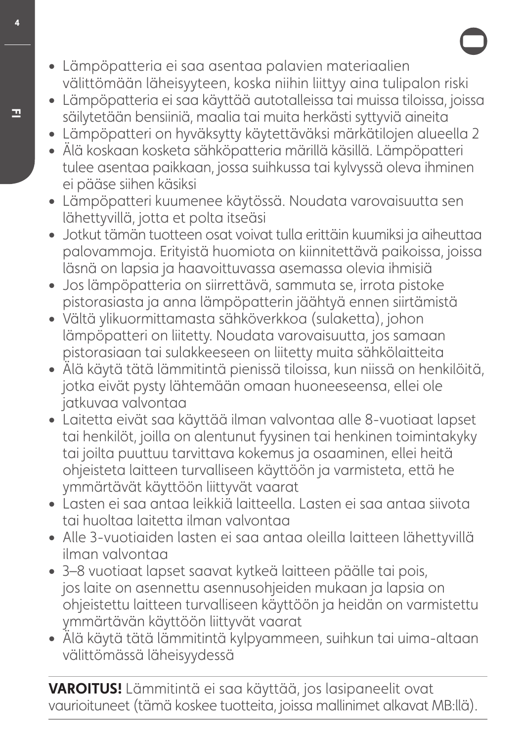- Lämpöpatteria ei saa asentaa palavien materiaalien välittömään läheisyyteen, koska niihin liittyy aina tulipalon riski
- Lämpöpatteria ei saa käyttää autotalleissa tai muissa tiloissa, joissa säilytetään bensiiniä, maalia tai muita herkästi syttyviä aineita
- Lämpöpatteri on hyväksytty käytettäväksi märkätilojen alueella 2
- Älä koskaan kosketa sähköpatteria märillä käsillä. Lämpöpatteri tulee asentaa paikkaan, jossa suihkussa tai kylvyssä oleva ihminen ei pääse siihen käsiksi
- Lämpöpatteri kuumenee käytössä. Noudata varovaisuutta sen lähettyvillä, jotta et polta itseäsi
- Jotkut tämän tuotteen osat voivat tulla erittäin kuumiksi ja aiheuttaa palovammoja. Erityistä huomiota on kiinnitettävä paikoissa, joissa läsnä on lapsia ja haavoittuvassa asemassa olevia ihmisiä
- Jos lämpöpatteria on siirrettävä, sammuta se, irrota pistoke pistorasiasta ja anna lämpöpatterin jäähtyä ennen siirtämistä
- Vältä ylikuormittamasta sähköverkkoa (sulaketta), johon lämpöpatteri on liitetty. Noudata varovaisuutta, jos samaan pistorasiaan tai sulakkeeseen on liitetty muita sähkölaitteita
- Älä käytä tätä lämmitintä pienissä tiloissa, kun niissä on henkilöitä, jotka eivät pysty lähtemään omaan huoneeseensa, ellei ole jatkuvaa valvontaa
- Laitetta eivät saa käyttää ilman valvontaa alle 8-vuotiaat lapset tai henkilöt, joilla on alentunut fyysinen tai henkinen toimintakyky tai joilta puuttuu tarvittava kokemus ja osaaminen, ellei heitä ohjeisteta laitteen turvalliseen käyttöön ja varmisteta, että he ymmärtävät käyttöön liittyvät vaarat
- Lasten ei saa antaa leikkiä laitteella. Lasten ei saa antaa siivota tai huoltaa laitetta ilman valvontaa
- Alle 3-vuotiaiden lasten ei saa antaa oleilla laitteen lähettyvillä ilman valvontaa
- 3–8 vuotiaat lapset saavat kytkeä laitteen päälle tai pois, jos laite on asennettu asennusohjeiden mukaan ja lapsia on ohjeistettu laitteen turvalliseen käyttöön ja heidän on varmistettu ymmärtävän käyttöön liittyvät vaarat
- Älä käytä tätä lämmitintä kylpyammeen, suihkun tai uima-altaan välittömässä läheisyydessä

**VAROITUS!** Lämmitintä ei saa käyttää, jos lasipaneelit ovat vaurioituneet (tämä koskee tuotteita, joissa mallinimet alkavat MB:llä).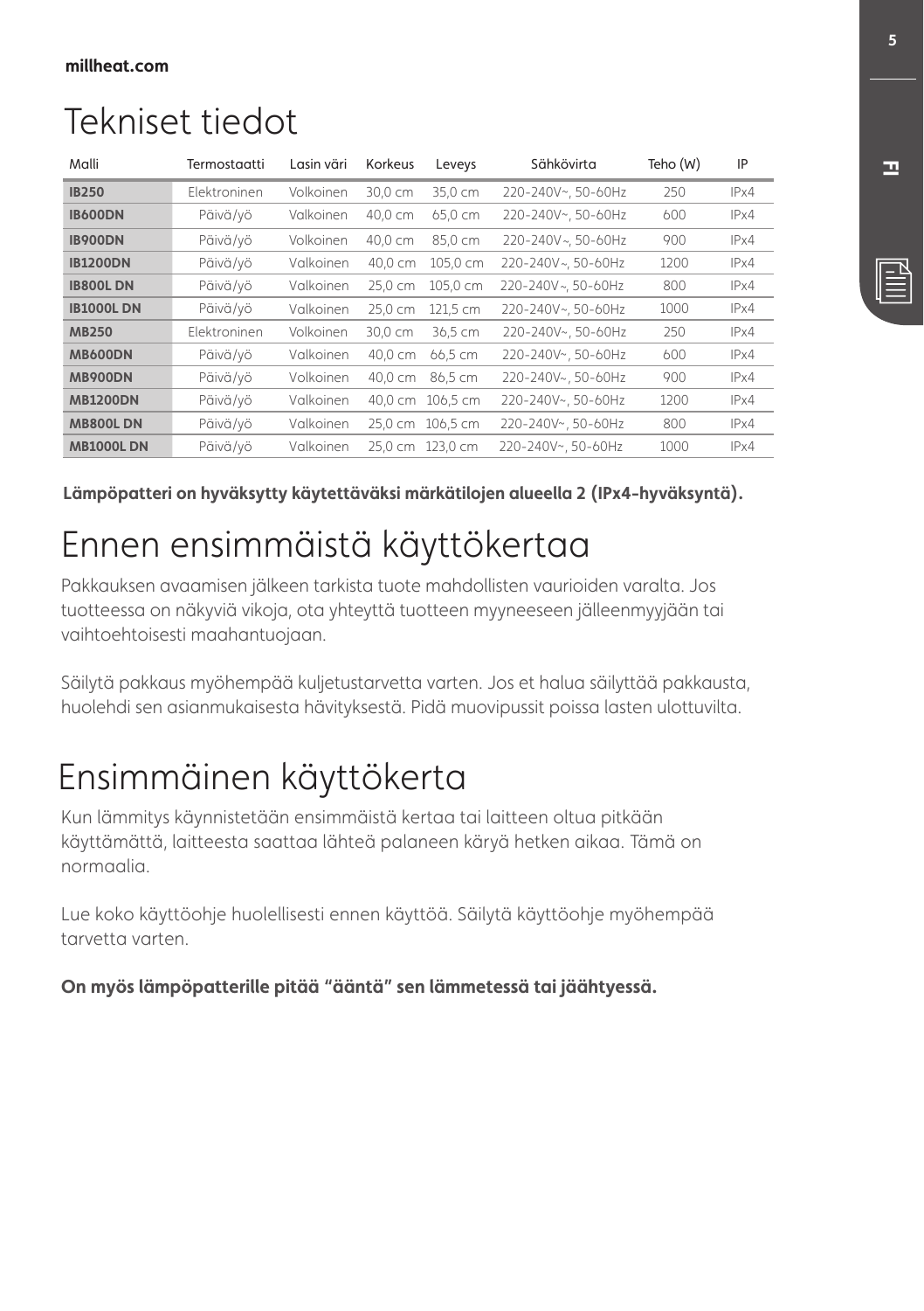# Tekniset tiedot

| Malli | Termostaatti | Lasin väri | Korkeus | Leveys | Sähkövirta | Teho (W) | IP |
|---|---|---|---|---|---|---|---|
| **IB250** | Elektroninen | Volkoinen | 30,0 cm | 35,0 cm | 220-240V~, 50-60Hz | 250 | IPx4 |
| **IB600DN** | Päivä/yö | Valkoinen | 40,0 cm | 65,0 cm | 220-240V~, 50-60Hz | 600 | IPx4 |
| **IB900DN** | Päivä/yö | Volkoinen | 40,0 cm | 85,0 cm | 220-240V~, 50-60Hz | 900 | IPx4 |
| **IB1200DN** | Päivä/yö | Valkoinen | 40,0 cm | 105,0 cm | 220-240V~, 50-60Hz | 1200 | IPx4 |
| **IB800L DN** | Päivä/yö | Valkoinen | 25,0 cm | 105,0 cm | 220-240V~, 50-60Hz | 800 | IPx4 |
| **IB1000L DN** | Päivä/yö | Valkoinen | 25,0 cm | 121,5 cm | 220-240V~, 50-60Hz | 1000 | IPx4 |
| **MB250** | Elektroninen | Volkoinen | 30,0 cm | 36,5 cm | 220-240V~, 50-60Hz | 250 | IPx4 |
| **MB600DN** | Päivä/yö | Valkoinen | 40,0 cm | 66,5 cm | 220-240V~, 50-60Hz | 600 | IPx4 |
| **MB900DN** | Päivä/yö | Volkoinen | 40,0 cm | 86,5 cm | 220-240V~, 50-60Hz | 900 | IPx4 |
| **MB1200DN** | Päivä/yö | Valkoinen | 40,0 cm | 106,5 cm | 220-240V~, 50-60Hz | 1200 | IPx4 |
| **MB800L DN** | Päivä/yö | Valkoinen | 25,0 cm | 106,5 cm | 220-240V~, 50-60Hz | 800 | IPx4 |
| **MB1000L DN** | Päivä/yö | Valkoinen | 25,0 cm | 123,0 cm | 220-240V~, 50-60Hz | 1000 | IPx4 |

**Lämpöpatteri on hyväksytty käytettäväksi märkätilojen alueella 2 (IPx4-hyväksyntä).**

# Ennen ensimmäistä käyttökertaa

Pakkauksen avaamisen jälkeen tarkista tuote mahdollisten vaurioiden varalta. Jos tuotteessa on näkyviä vikoja, ota yhteyttä tuotteen myyneeseen jälleenmyyjään tai vaihtoehtoisesti maahantuojaan.

Säilytä pakkaus myöhempää kuljetustarvetta varten. Jos et halua säilyttää pakkausta, huolehdi sen asianmukaisesta hävityksestä. Pidä muovipussit poissa lasten ulottuvilta.

# Ensimmäinen käyttökerta

Kun lämmitys käynnistetään ensimmäistä kertaa tai laitteen oltua pitkään käyttämättä, laitteesta saattaa lähteä palaneen käryä hetken aikaa. Tämä on normaalia.

Lue koko käyttöohje huolellisesti ennen käyttöä. Säilytä käyttöohje myöhempää tarvetta varten.

**On myös lämpöpatterille pitää "ääntä" sen lämmetessä tai jäähtyessä.**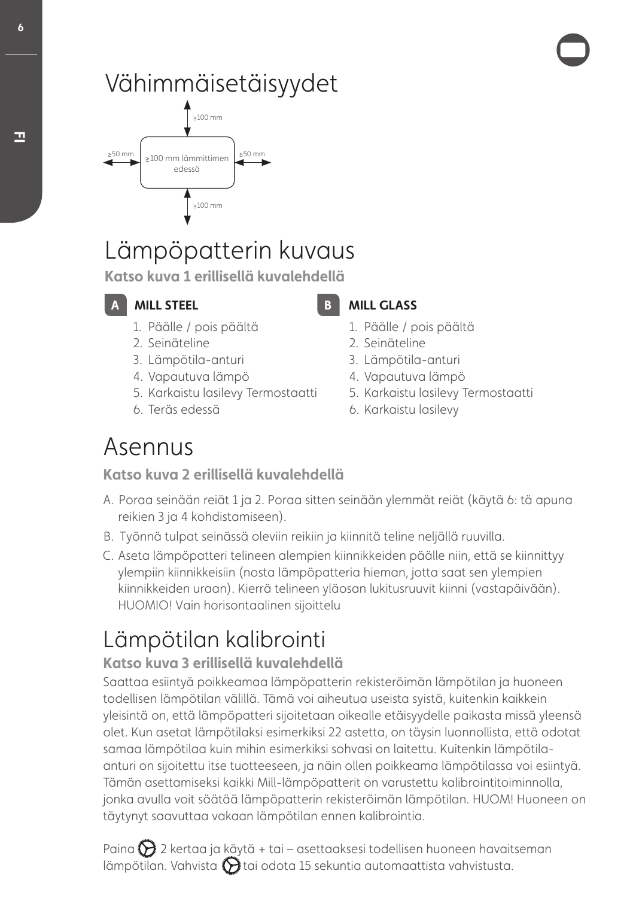# Vähimmäisetäisyydet

≥100 mm

≥50 mm | ≥100 mm lämmittimen edessä | ≥50 mm

≥100 mm

# Lämpöpatterin kuvaus

**Katso kuva 1 erillisellä kuvalehdellä**

**A MILL STEEL**

1. Päälle / pois päältä
2. Seinäteline
3. Lämpötila-anturi
4. Vapautuva lämpö
5. Karkaistu lasilevy Termostaatti
6. Teräs edessä

**B MILL GLASS**

1. Päälle / pois päältä
2. Seinäteline
3. Lämpötila-anturi
4. Vapautuva lämpö
5. Karkaistu lasilevy Termostaatti
6. Karkaistu lasilevy

# Asennus

**Katso kuva 2 erillisellä kuvalehdellä**

A. Poraa seinään reiät 1 ja 2. Poraa sitten seinään ylemmät reiät (käytä 6: tä apuna reikien 3 ja 4 kohdistamiseen).

B. Työnnä tulpat seinässä oleviin reikiin ja kiinnitä teline neljällä ruuvilla.

C. Aseta lämpöpatteri telineen alempien kiinnikkeiden päälle niin, että se kiinnittyy ylempiin kiinnikkeisiin (nosta lämpöpatteria hieman, jotta saat sen ylempien kiinnikkeiden uraan). Kierrä telineen yläosan lukitusruuvit kiinni (vastapäivään). HUOMIO! Vain horisontaalinen sijoittelu

# Lämpötilan kalibrointi

**Katso kuva 3 erillisellä kuvalehdellä**

Saattaa esiintyä poikkeamaa lämpöpatterin rekisteröimän lämpötilan ja huoneen todellisen lämpötilan välillä. Tämä voi aiheutua useista syistä, kuitenkin kaikkein yleisintä on, että lämpöpatteri sijoitetaan oikealle etäisyydelle paikasta missä yleensä olet. Kun asetat lämpötilaksi esimerkiksi 22 astetta, on täysin luonnollista, että odotat samaa lämpötilaa kuin mihin esimerkiksi sohvasi on laitettu. Kuitenkin lämpötila-anturi on sijoitettu itse tuotteeseen, ja näin ollen poikkeama lämpötilassa voi esiintyä. Tämän asettamiseksi kaikki Mill-lämpöpatterit on varustettu kalibrointitoiminnolla, jonka avulla voit säätää lämpöpatterin rekisteröimän lämpötilan. HUOM! Huoneen on täytynyt saavuttaa vakaan lämpötilan ennen kalibrointia.

Paina ⚙ 2 kertaa ja käytä + tai – asettaaksesi todellisen huoneen havaitseman lämpötilan. Vahvista ⚙ tai odota 15 sekuntia automaattista vahvistusta.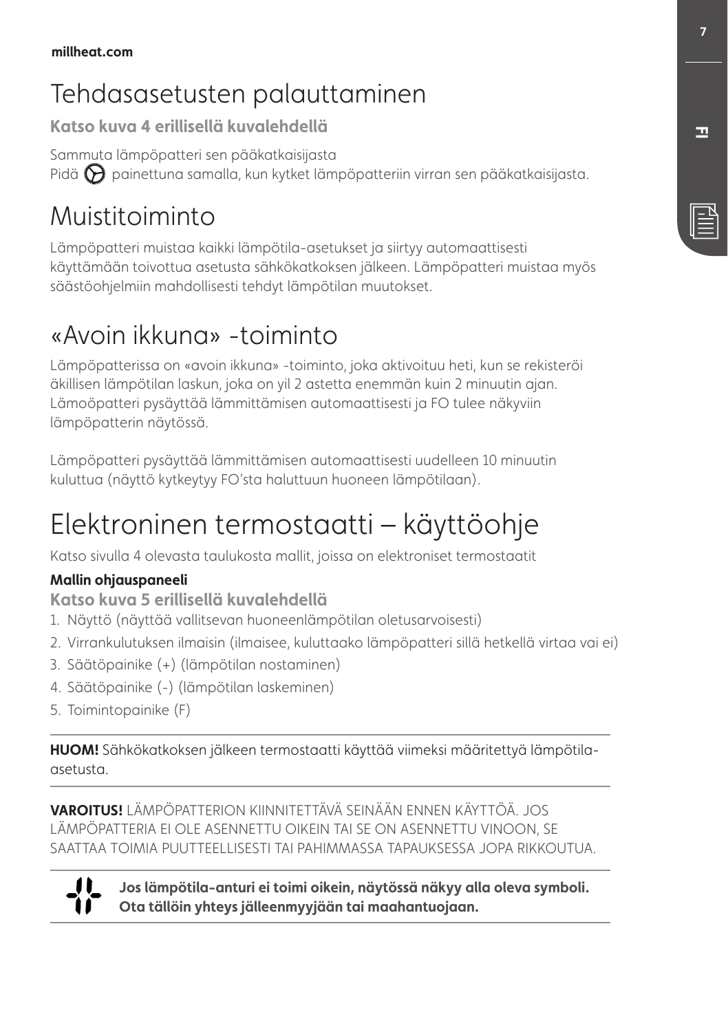# Tehdasasetusten palauttaminen

**Katso kuva 4 erillisellä kuvalehdellä**

Sammuta lämpöpatteri sen pääkatkaisijasta
Pidä painettuna samalla, kun kytket lämpöpatteriin virran sen pääkatkaisijasta.

# Muistitoiminto

Lämpöpatteri muistaa kaikki lämpötila-asetukset ja siirtyy automaattisesti käyttämään toivottua asetusta sähkökatkoksen jälkeen. Lämpöpatteri muistaa myös säästöohjelmiin mahdollisesti tehdyt lämpötilan muutokset.

# «Avoin ikkuna» -toiminto

Lämpöpatterissa on «avoin ikkuna» -toiminto, joka aktivoituu heti, kun se rekisteröi äkillisen lämpötilan laskun, joka on yil 2 astetta enemmän kuin 2 minuutin ajan. Lämoöpatteri pysäyttää lämmittämisen automaattisesti ja FO tulee näkyviin lämpöpatterin näytössä.

Lämpöpatteri pysäyttää lämmittämisen automaattisesti uudelleen 10 minuutin kuluttua (näyttö kytkeytyy FO'sta haluttuun huoneen lämpötilaan).

# Elektroninen termostaatti – käyttöohje

Katso sivulla 4 olevasta taulukosta mallit, joissa on elektroniset termostaatit

**Mallin ohjauspaneeli**

**Katso kuva 5 erillisellä kuvalehdellä**

1. Näyttö (näyttää vallitsevan huoneenlämpötilan oletusarvoisesti)
2. Virrankulutuksen ilmaisin (ilmaisee, kuluttaako lämpöpatteri sillä hetkellä virtaa vai ei)
3. Säätöpainike (+) (lämpötilan nostaminen)
4. Säätöpainike (-) (lämpötilan laskeminen)
5. Toimintopainike (F)

---

**HUOM!** Sähkökatkoksen jälkeen termostaatti käyttää viimeksi määritettyä lämpötila-asetusta.

---

**VAROITUS!** LÄMPÖPATTERION KIINNITETTÄVÄ SEINÄÄN ENNEN KÄYTTÖÄ. JOS LÄMPÖPATTERIA EI OLE ASENNETTU OIKEIN TAI SE ON ASENNETTU VINOON, SE SAATTAA TOIMIA PUUTTEELLISESTI TAI PAHIMMASSA TAPAUKSESSA JOPA RIKKOUTUA.

**Jos lämpötila-anturi ei toimi oikein, näytössä näkyy alla oleva symboli. Ota tällöin yhteys jälleenmyyjään tai maahantuojaan.**

---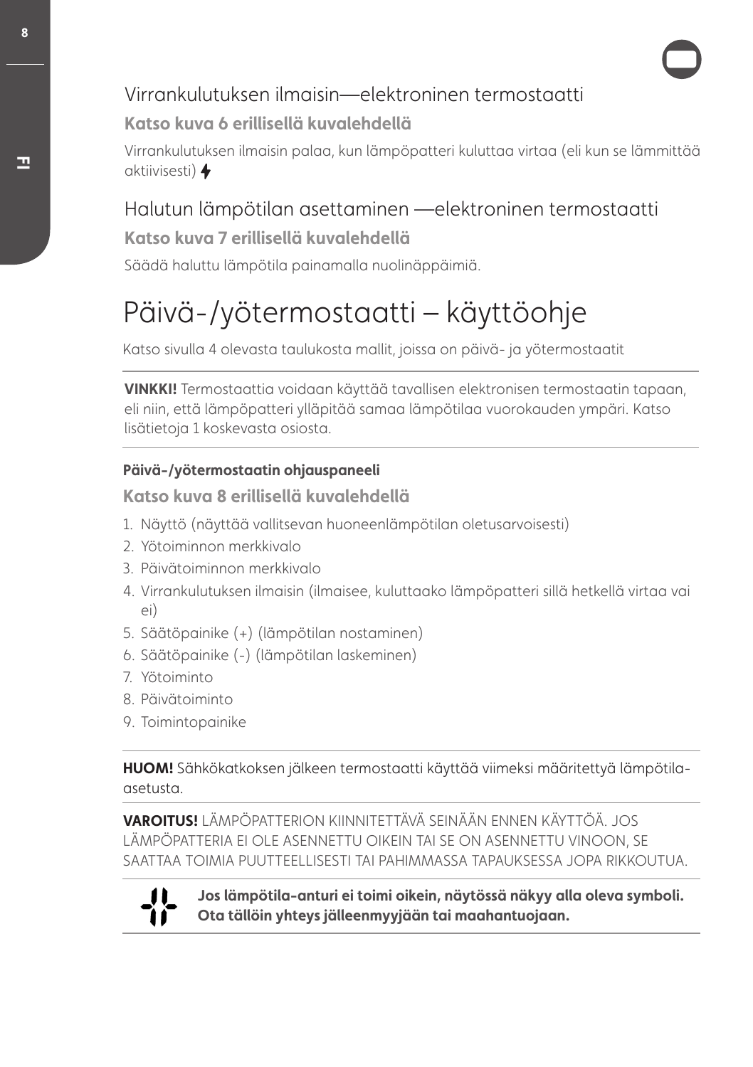## Virrankulutuksen ilmaisin—elektroninen termostaatti

**Katso kuva 6 erillisellä kuvalehdellä**

Virrankulutuksen ilmaisin palaa, kun lämpöpatteri kuluttaa virtaa (eli kun se lämmittää aktiivisesti) ⚡

## Halutun lämpötilan asettaminen —elektroninen termostaatti

**Katso kuva 7 erillisellä kuvalehdellä**

Säädä haluttu lämpötila painamalla nuolinäppäimiä.

# Päivä-/yötermostaatti – käyttöohje

Katso sivulla 4 olevasta taulukosta mallit, joissa on päivä- ja yötermostaatit

**VINKKI!** Termostaattia voidaan käyttää tavallisen elektronisen termostaatin tapaan, eli niin, että lämpöpatteri ylläpitää samaa lämpötilaa vuorokauden ympäri. Katso lisätietoja 1 koskevasta osiosta.

**Päivä-/yötermostaatin ohjauspaneeli**

**Katso kuva 8 erillisellä kuvalehdellä**

1. Näyttö (näyttää vallitsevan huoneenlämpötilan oletusarvoisesti)
2. Yötoiminnon merkkivalo
3. Päivätoiminnon merkkivalo
4. Virrankulutuksen ilmaisin (ilmaisee, kuluttaako lämpöpatteri sillä hetkellä virtaa vai ei)
5. Säätöpainike (+) (lämpötilan nostaminen)
6. Säätöpainike (-) (lämpötilan laskeminen)
7. Yötoiminto
8. Päivätoiminto
9. Toimintopainike

**HUOM!** Sähkökatkoksen jälkeen termostaatti käyttää viimeksi määritettyä lämpötila-asetusta.

**VAROITUS!** LÄMPÖPATTERION KIINNITETTÄVÄ SEINÄÄN ENNEN KÄYTTÖÄ. JOS LÄMPÖPATTERIA EI OLE ASENNETTU OIKEIN TAI SE ON ASENNETTU VINOON, SE SAATTAA TOIMIA PUUTTEELLISESTI TAI PAHIMMASSA TAPAUKSESSA JOPA RIKKOUTUA.

**Jos lämpötila-anturi ei toimi oikein, näytössä näkyy alla oleva symboli. Ota tällöin yhteys jälleenmyyjään tai maahantuojaan.**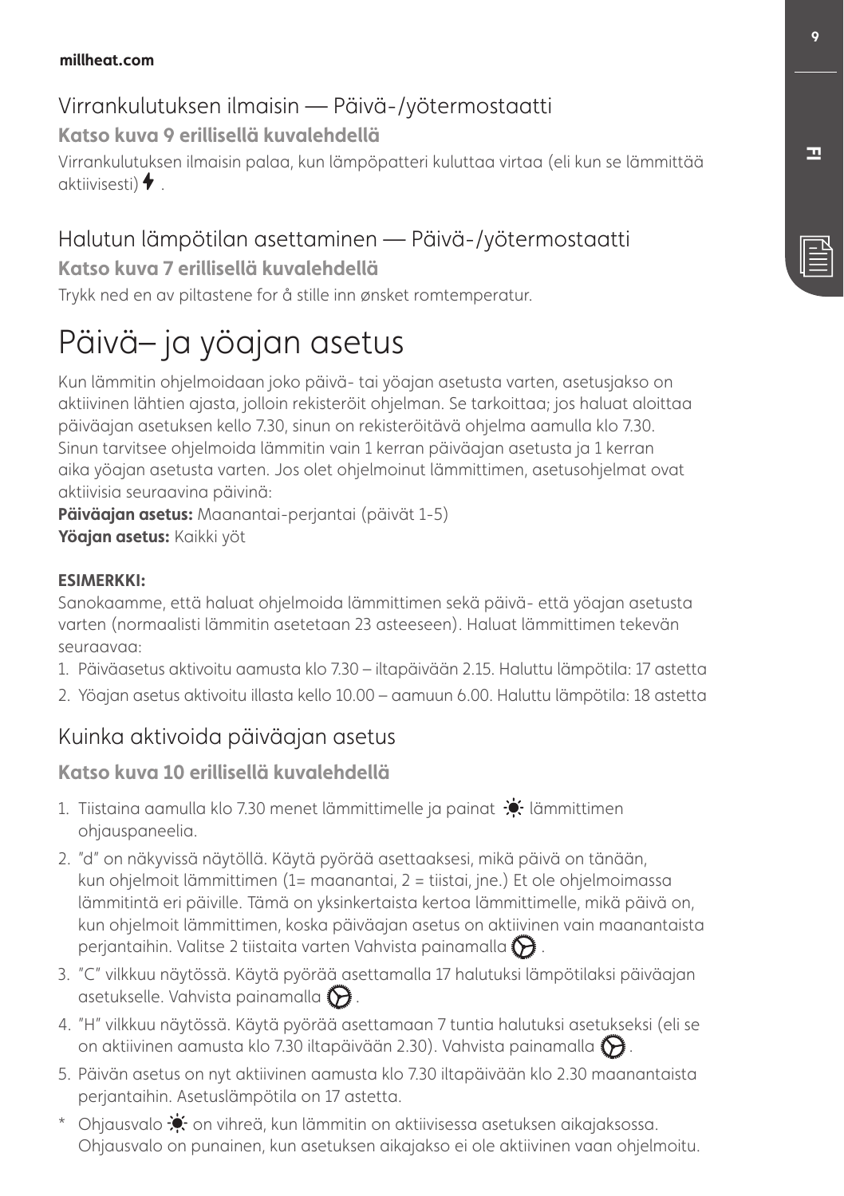## Virrankulutuksen ilmaisin — Päivä-/yötermostaatti

**Katso kuva 9 erillisellä kuvalehdellä**

Virrankulutuksen ilmaisin palaa, kun lämpöpatteri kuluttaa virtaa (eli kun se lämmittää aktiivisesti) ⚡ .

## Halutun lämpötilan asettaminen — Päivä-/yötermostaatti

**Katso kuva 7 erillisellä kuvalehdellä**

Trykk ned en av piltastene for å stille inn ønsket romtemperatur.

# Päivä– ja yöajan asetus

Kun lämmitin ohjelmoidaan joko päivä- tai yöajan asetusta varten, asetusjakso on aktiivinen lähtien ajasta, jolloin rekisteröit ohjelman. Se tarkoittaa; jos haluat aloittaa päiväajan asetuksen kello 7.30, sinun on rekisteröitävä ohjelma aamulla klo 7.30. Sinun tarvitsee ohjelmoida lämmitin vain 1 kerran päiväajan asetusta ja 1 kerran aika yöajan asetusta varten. Jos olet ohjelmoinut lämmittimen, asetusohjelmat ovat aktiivisia seuraavina päivinä:
**Päiväajan asetus:** Maanantai-perjantai (päivät 1-5)
**Yöajan asetus:** Kaikki yöt

**ESIMERKKI:**
Sanokaamme, että haluat ohjelmoida lämmittimen sekä päivä- että yöajan asetusta varten (normaalisti lämmitin asetetaan 23 asteeseen). Haluat lämmittimen tekevän seuraavaa:

1. Päiväasetus aktivoitu aamusta klo 7.30 – iltapäivään 2.15. Haluttu lämpötila: 17 astetta
2. Yöajan asetus aktivoitu illasta kello 10.00 – aamuun 6.00. Haluttu lämpötila: 18 astetta

## Kuinka aktivoida päiväajan asetus

**Katso kuva 10 erillisellä kuvalehdellä**

1. Tiistaina aamulla klo 7.30 menet lämmittimelle ja painat ☀ lämmittimen ohjauspaneelia.
2. "d" on näkyvissä näytöllä. Käytä pyörää asettaaksesi, mikä päivä on tänään, kun ohjelmoit lämmittimen (1= maanantai, 2 = tiistai, jne.) Et ole ohjelmoimassa lämmitintä eri päiville. Tämä on yksinkertaista kertoa lämmittimelle, mikä päivä on, kun ohjelmoit lämmittimen, koska päiväajan asetus on aktiivinen vain maanantaista perjantaihin. Valitse 2 tiistaita varten Vahvista painamalla ⚙ .
3. "C" vilkkuu näytössä. Käytä pyörää asettamalla 17 halutuksi lämpötilaksi päiväajan asetukselle. Vahvista painamalla ⚙ .
4. "H" vilkkuu näytössä. Käytä pyörää asettamaan 7 tuntia halutuksi asetukseksi (eli se on aktiivinen aamusta klo 7.30 iltapäivään 2.30). Vahvista painamalla ⚙ .
5. Päivän asetus on nyt aktiivinen aamusta klo 7.30 iltapäivään klo 2.30 maanantaista perjantaihin. Asetuslämpötila on 17 astetta.

\* Ohjausvalo ☀ on vihreä, kun lämmitin on aktiivisessa asetuksen aikajaksossa. Ohjausvalo on punainen, kun asetuksen aikajakso ei ole aktiivinen vaan ohjelmoitu.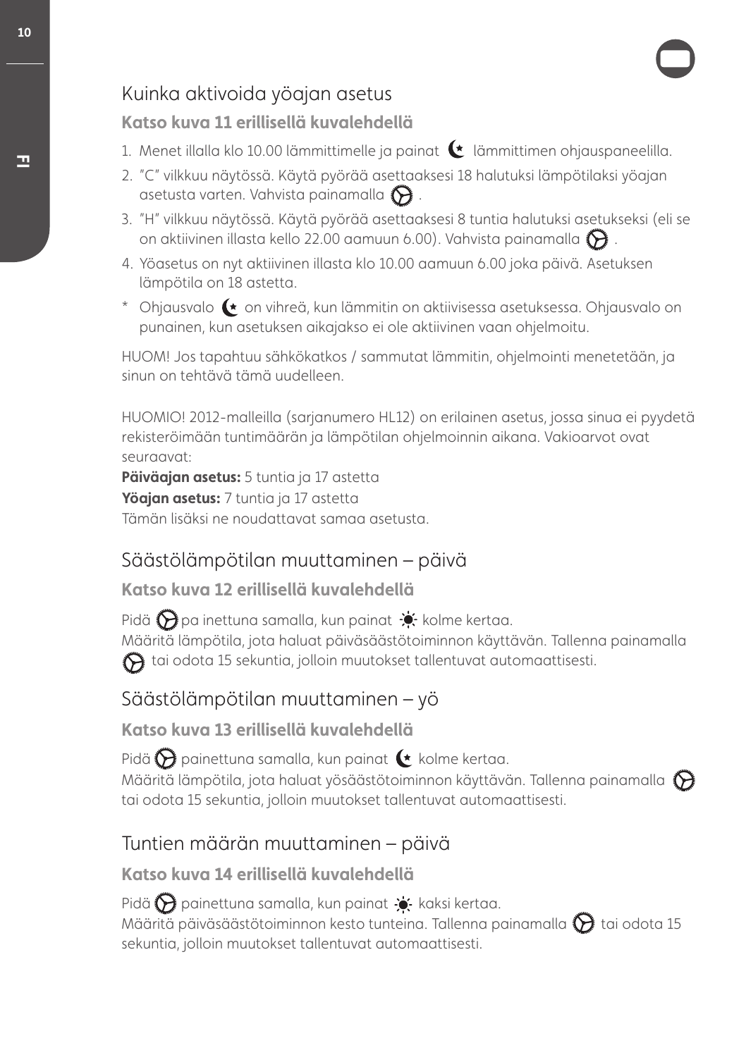## Kuinka aktivoida yöajan asetus

**Katso kuva 11 erillisellä kuvalehdellä**

1. Menet illalla klo 10.00 lämmittimelle ja painat lämmittimen ohjauspaneelilla.
2. "C" vilkkuu näytössä. Käytä pyörää asettaaksesi 18 halutuksi lämpötilaksi yöajan asetusta varten. Vahvista painamalla .
3. "H" vilkkuu näytössä. Käytä pyörää asettaaksesi 8 tuntia halutuksi asetukseksi (eli se on aktiivinen illasta kello 22.00 aamuun 6.00). Vahvista painamalla .
4. Yöasetus on nyt aktiivinen illasta klo 10.00 aamuun 6.00 joka päivä. Asetuksen lämpötila on 18 astetta.

\* Ohjausvalo on vihreä, kun lämmitin on aktiivisessa asetuksessa. Ohjausvalo on punainen, kun asetuksen aikajakso ei ole aktiivinen vaan ohjelmoitu.

HUOM! Jos tapahtuu sähkökatkos / sammutat lämmitin, ohjelmointi menetetään, ja sinun on tehtävä tämä uudelleen.

HUOMIO! 2012-malleilla (sarjanumero HL12) on erilainen asetus, jossa sinua ei pyydetä rekisteröimään tuntimäärän ja lämpötilan ohjelmoinnin aikana. Vakioarvot ovat seuraavat:

**Päiväajan asetus:** 5 tuntia ja 17 astetta

**Yöajan asetus:** 7 tuntia ja 17 astetta

Tämän lisäksi ne noudattavat samaa asetusta.

## Säästölämpötilan muuttaminen – päivä

**Katso kuva 12 erillisellä kuvalehdellä**

Pidä pa inettuna samalla, kun painat kolme kertaa.
Määritä lämpötila, jota haluat päiväsäästötoiminnon käyttävän. Tallenna painamalla tai odota 15 sekuntia, jolloin muutokset tallentuvat automaattisesti.

## Säästölämpötilan muuttaminen – yö

**Katso kuva 13 erillisellä kuvalehdellä**

Pidä painettuna samalla, kun painat kolme kertaa.
Määritä lämpötila, jota haluat yösäästötoiminnon käyttävän. Tallenna painamalla tai odota 15 sekuntia, jolloin muutokset tallentuvat automaattisesti.

## Tuntien määrän muuttaminen – päivä

**Katso kuva 14 erillisellä kuvalehdellä**

Pidä painettuna samalla, kun painat kaksi kertaa.
Määritä päiväsäästötoiminnon kesto tunteina. Tallenna painamalla tai odota 15 sekuntia, jolloin muutokset tallentuvat automaattisesti.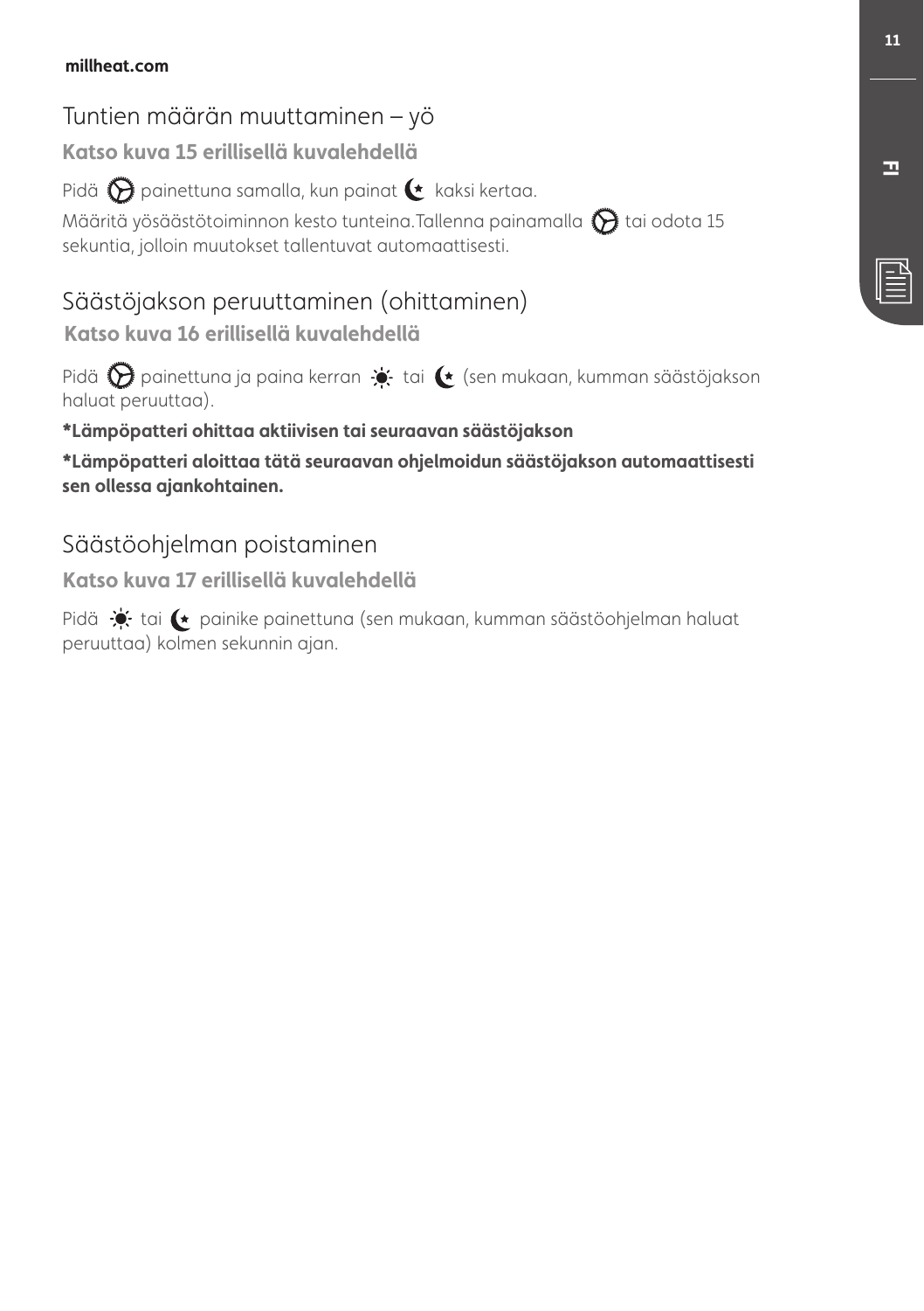## Tuntien määrän muuttaminen – yö

**Katso kuva 15 erillisellä kuvalehdellä**

Pidä painettuna samalla, kun painat kaksi kertaa.

Määritä yösäästötoiminnon kesto tunteina.Tallenna painamalla tai odota 15 sekuntia, jolloin muutokset tallentuvat automaattisesti.

## Säästöjakson peruuttaminen (ohittaminen)

**Katso kuva 16 erillisellä kuvalehdellä**

Pidä painettuna ja paina kerran tai (sen mukaan, kumman säästöjakson haluat peruuttaa).

**\*Lämpöpatteri ohittaa aktiivisen tai seuraavan säästöjakson**

**\*Lämpöpatteri aloittaa tätä seuraavan ohjelmoidun säästöjakson automaattisesti sen ollessa ajankohtainen.**

## Säästöohjelman poistaminen

**Katso kuva 17 erillisellä kuvalehdellä**

Pidä tai painike painettuna (sen mukaan, kumman säästöohjelman haluat peruuttaa) kolmen sekunnin ajan.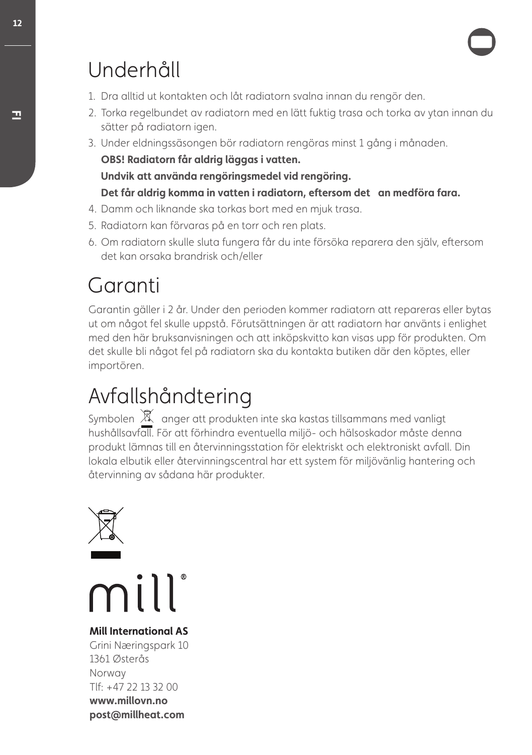# Underhåll

1. Dra alltid ut kontakten och låt radiatorn svalna innan du rengör den.
2. Torka regelbundet av radiatorn med en lätt fuktig trasa och torka av ytan innan du sätter på radiatorn igen.
3. Under eldningssäsongen bör radiatorn rengöras minst 1 gång i månaden.
   **OBS! Radiatorn får aldrig läggas i vatten.**
   **Undvik att använda rengöringsmedel vid rengöring.**
   **Det får aldrig komma in vatten i radiatorn, eftersom det  an medföra fara.**
4. Damm och liknande ska torkas bort med en mjuk trasa.
5. Radiatorn kan förvaras på en torr och ren plats.
6. Om radiatorn skulle sluta fungera får du inte försöka reparera den själv, eftersom det kan orsaka brandrisk och/eller

# Garanti

Garantin gäller i 2 år. Under den perioden kommer radiatorn att repareras eller bytas ut om något fel skulle uppstå. Förutsättningen är att radiatorn har använts i enlighet med den här bruksanvisningen och att inköpskvitto kan visas upp för produkten. Om det skulle bli något fel på radiatorn ska du kontakta butiken där den köptes, eller importören.

# Avfallshåndtering

Symbolen anger att produkten inte ska kastas tillsammans med vanligt hushållsavfall. För att förhindra eventuella miljö- och hälsoskador måste denna produkt lämnas till en återvinningsstation för elektriskt och elektroniskt avfall. Din lokala elbutik eller återvinningscentral har ett system för miljövänlig hantering och återvinning av sådana här produkter.

mill®

**Mill International AS**
Grini Næringspark 10
1361 Østerås
Norway
Tlf: +47 22 13 32 00
**www.millovn.no**
**post@millheat.com**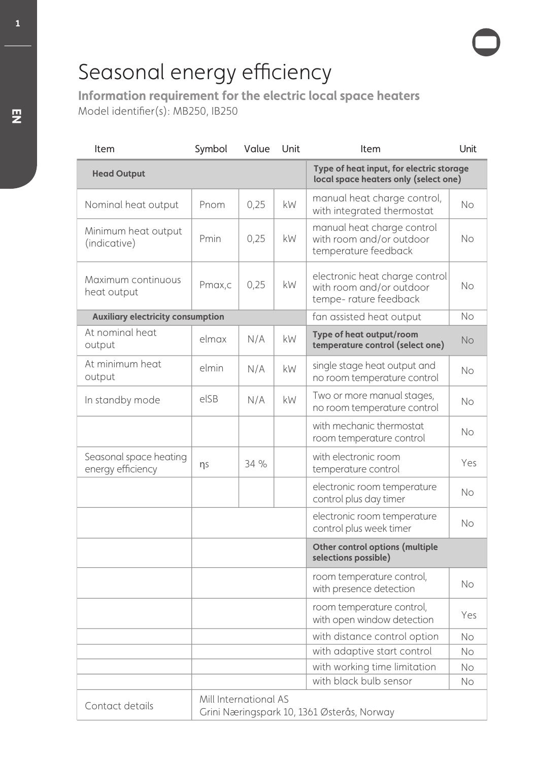# Seasonal energy efficiency

**Information requirement for the electric local space heaters**

Model identifier(s): MB250, IB250

| Item | Symbol | Value | Unit | Item | Unit |
|---|---|---|---|---|---|
| **Head Output** | | | | **Type of heat input, for electric storage local space heaters only (select one)** | |
| Nominal heat output | Pnom | 0,25 | kW | manual heat charge control, with integrated thermostat | No |
| Minimum heat output (indicative) | Pmin | 0,25 | kW | manual heat charge control with room and/or outdoor temperature feedback | No |
| Maximum continuous heat output | Pmax,c | 0,25 | kW | electronic heat charge control with room and/or outdoor tempe- rature feedback | No |
| **Auxiliary electricity consumption** | | | | fan assisted heat output | No |
| At nominal heat output | elmax | N/A | kW | **Type of heat output/room temperature control (select one)** | No |
| At minimum heat output | elmin | N/A | kW | single stage heat output and no room temperature control | No |
| In standby mode | elSB | N/A | kW | Two or more manual stages, no room temperature control | No |
| | | | | with mechanic thermostat room temperature control | No |
| Seasonal space heating energy efficiency | ηs | 34 % | | with electronic room temperature control | Yes |
| | | | | electronic room temperature control plus day timer | No |
| | | | | electronic room temperature control plus week timer | No |
| | | | | **Other control options (multiple selections possible)** | |
| | | | | room temperature control, with presence detection | No |
| | | | | room temperature control, with open window detection | Yes |
| | | | | with distance control option | No |
| | | | | with adaptive start control | No |
| | | | | with working time limitation | No |
| | | | | with black bulb sensor | No |
| Contact details | Mill International AS<br>Grini Næringspark 10, 1361 Østerås, Norway | | | | |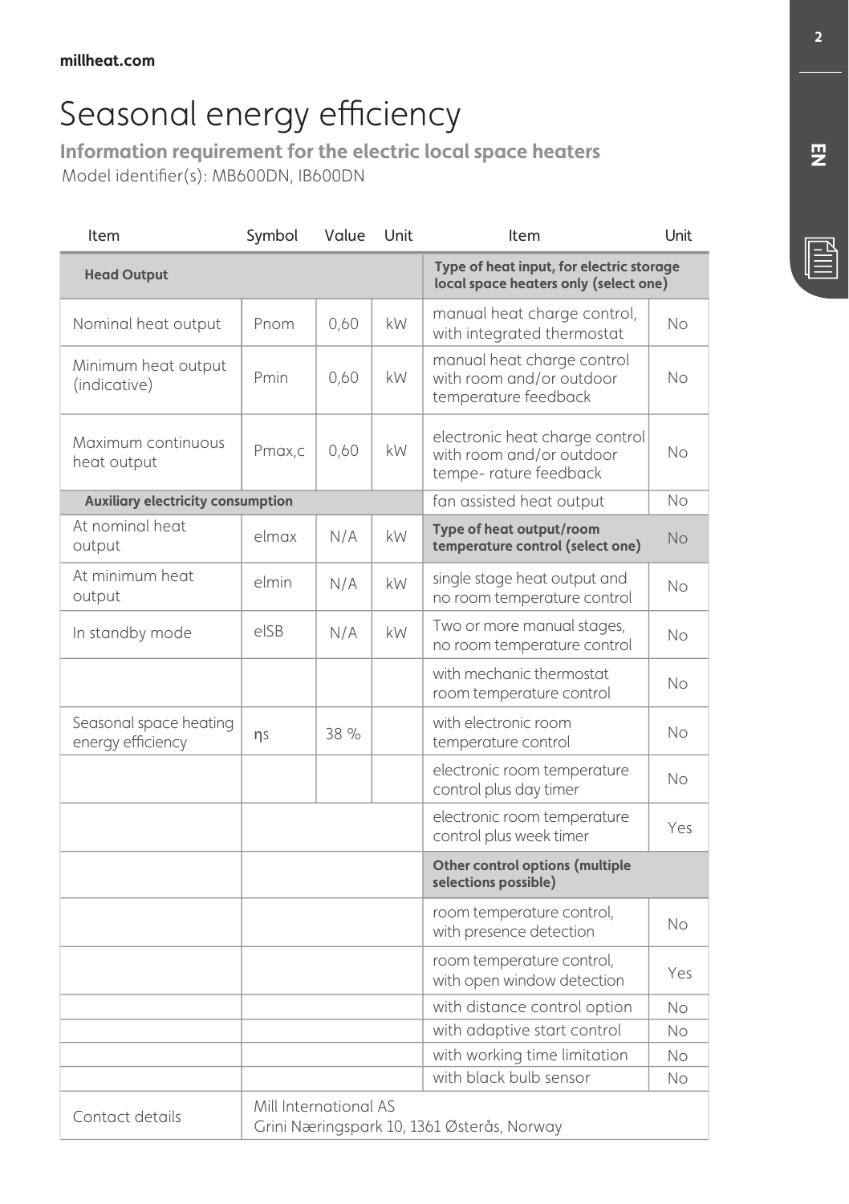millheat.com

# Seasonal energy efficiency

### Information requirement for the electric local space heaters

Model identifier(s): MB600DN, IB600DN

| Item | Symbol | Value | Unit | Item | Unit |
|---|---|---|---|---|---|
| **Head Output** | | | | **Type of heat input, for electric storage local space heaters only (select one)** | |
| Nominal heat output | Pnom | 0,60 | kW | manual heat charge control, with integrated thermostat | No |
| Minimum heat output (indicative) | Pmin | 0,60 | kW | manual heat charge control with room and/or outdoor temperature feedback | No |
| Maximum continuous heat output | Pmax,c | 0,60 | kW | electronic heat charge control with room and/or outdoor tempe- rature feedback | No |
| **Auxiliary electricity consumption** | | | | fan assisted heat output | No |
| At nominal heat output | elmax | N/A | kW | **Type of heat output/room temperature control (select one)** | No |
| At minimum heat output | elmin | N/A | kW | single stage heat output and no room temperature control | No |
| In standby mode | elSB | N/A | kW | Two or more manual stages, no room temperature control | No |
| | | | | with mechanic thermostat room temperature control | No |
| Seasonal space heating energy efficiency | ηs | 38 % | | with electronic room temperature control | No |
| | | | | electronic room temperature control plus day timer | No |
| | | | | electronic room temperature control plus week timer | Yes |
| | | | | **Other control options (multiple selections possible)** | |
| | | | | room temperature control, with presence detection | No |
| | | | | room temperature control, with open window detection | Yes |
| | | | | with distance control option | No |
| | | | | with adaptive start control | No |
| | | | | with working time limitation | No |
| | | | | with black bulb sensor | No |
| Contact details | Mill International AS<br>Grini Næringspark 10, 1361 Østerås, Norway | | | | |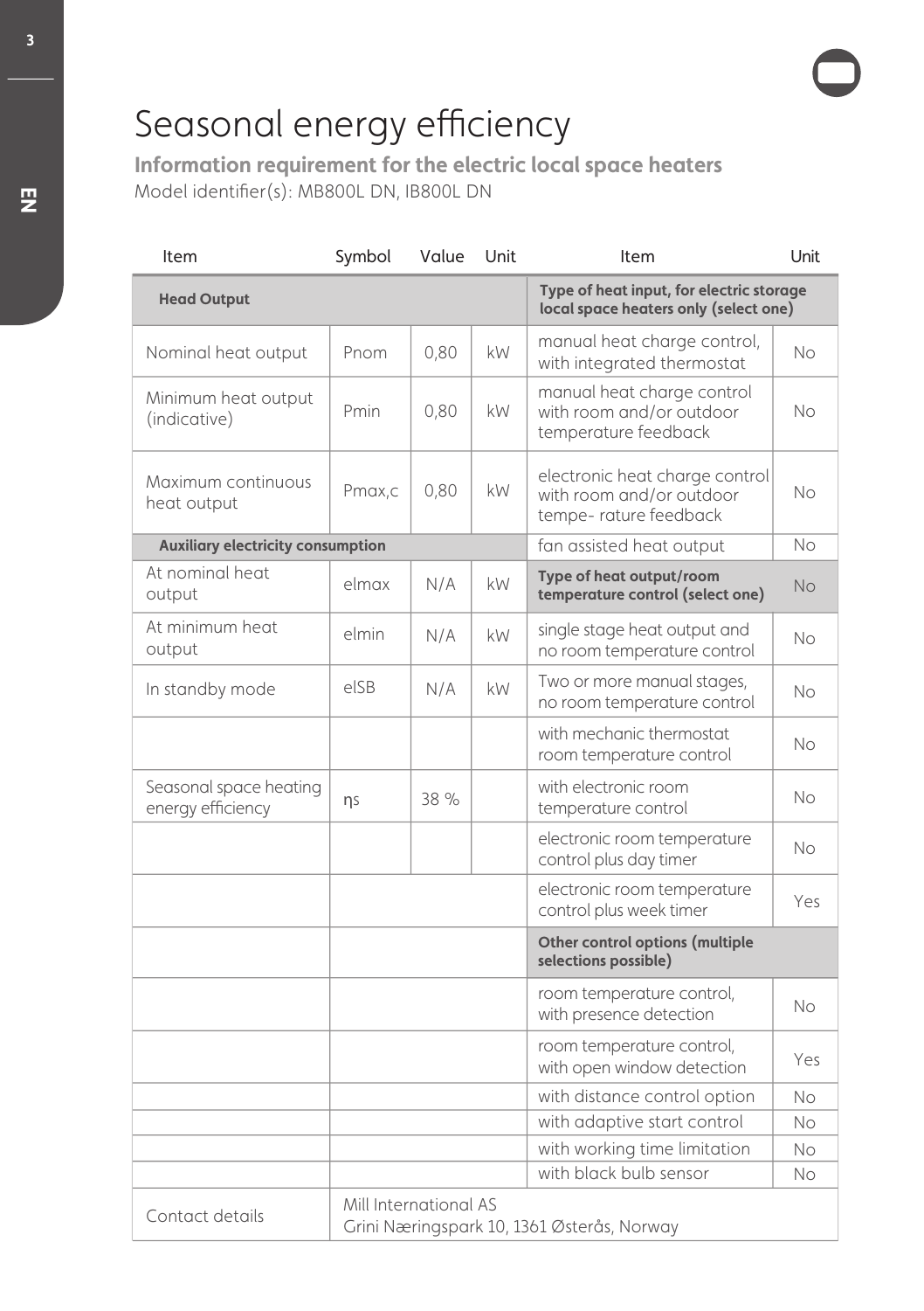# Seasonal energy efficiency

## Information requirement for the electric local space heaters

Model identifier(s): MB800L DN, IB800L DN

| Item | Symbol | Value | Unit | Item | Unit |
|---|---|---|---|---|---|
| **Head Output** | | | | **Type of heat input, for electric storage local space heaters only (select one)** | |
| Nominal heat output | Pnom | 0,80 | kW | manual heat charge control, with integrated thermostat | No |
| Minimum heat output (indicative) | Pmin | 0,80 | kW | manual heat charge control with room and/or outdoor temperature feedback | No |
| Maximum continuous heat output | Pmax,c | 0,80 | kW | electronic heat charge control with room and/or outdoor tempe- rature feedback | No |
| **Auxiliary electricity consumption** | | | | fan assisted heat output | No |
| At nominal heat output | elmax | N/A | kW | **Type of heat output/room temperature control (select one)** | No |
| At minimum heat output | elmin | N/A | kW | single stage heat output and no room temperature control | No |
| In standby mode | elSB | N/A | kW | Two or more manual stages, no room temperature control | No |
| | | | | with mechanic thermostat room temperature control | No |
| Seasonal space heating energy efficiency | ηs | 38 % | | with electronic room temperature control | No |
| | | | | electronic room temperature control plus day timer | No |
| | | | | electronic room temperature control plus week timer | Yes |
| | | | | **Other control options (multiple selections possible)** | |
| | | | | room temperature control, with presence detection | No |
| | | | | room temperature control, with open window detection | Yes |
| | | | | with distance control option | No |
| | | | | with adaptive start control | No |
| | | | | with working time limitation | No |
| | | | | with black bulb sensor | No |
| Contact details | Mill International AS Grini Næringspark 10, 1361 Østerås, Norway | | | | |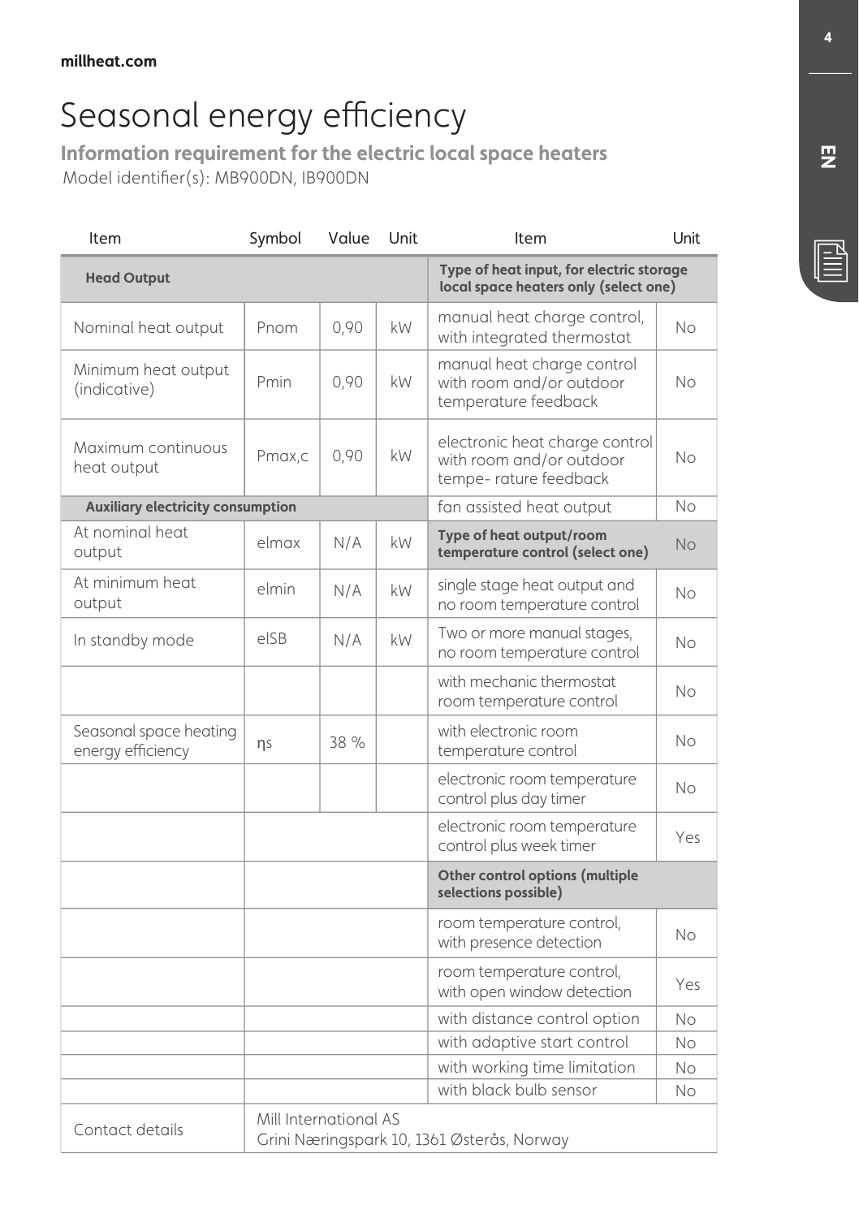millheat.com

# Seasonal energy efficiency

**Information requirement for the electric local space heaters**

Model identifier(s): MB900DN, IB900DN

| Item | Symbol | Value | Unit | Item | Unit |
|---|---|---|---|---|---|
| **Head Output** | | | | **Type of heat input, for electric storage local space heaters only (select one)** | |
| Nominal heat output | Pnom | 0,90 | kW | manual heat charge control, with integrated thermostat | No |
| Minimum heat output (indicative) | Pmin | 0,90 | kW | manual heat charge control with room and/or outdoor temperature feedback | No |
| Maximum continuous heat output | Pmax,c | 0,90 | kW | electronic heat charge control with room and/or outdoor tempe- rature feedback | No |
| **Auxiliary electricity consumption** | | | | fan assisted heat output | No |
| At nominal heat output | elmax | N/A | kW | **Type of heat output/room temperature control (select one)** | No |
| At minimum heat output | elmin | N/A | kW | single stage heat output and no room temperature control | No |
| In standby mode | elSB | N/A | kW | Two or more manual stages, no room temperature control | No |
| | | | | with mechanic thermostat room temperature control | No |
| Seasonal space heating energy efficiency | ηs | 38 % | | with electronic room temperature control | No |
| | | | | electronic room temperature control plus day timer | No |
| | | | | electronic room temperature control plus week timer | Yes |
| | | | | **Other control options (multiple selections possible)** | |
| | | | | room temperature control, with presence detection | No |
| | | | | room temperature control, with open window detection | Yes |
| | | | | with distance control option | No |
| | | | | with adaptive start control | No |
| | | | | with working time limitation | No |
| | | | | with black bulb sensor | No |
| Contact details | Mill International AS<br>Grini Næringspark 10, 1361 Østerås, Norway | | | | |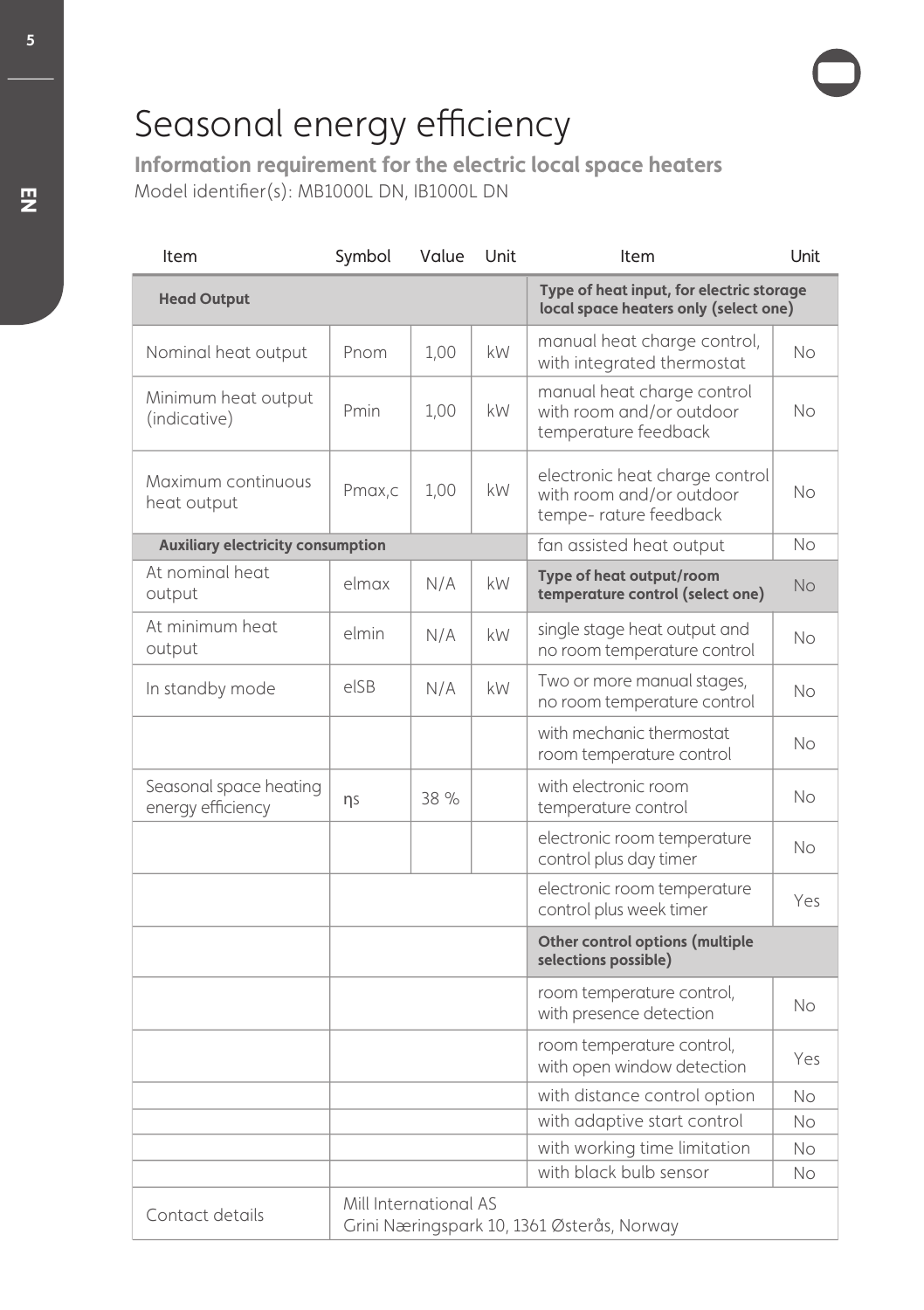# Seasonal energy efficiency

**Information requirement for the electric local space heaters**

Model identifier(s): MB1000L DN, IB1000L DN

| Item | Symbol | Value | Unit | Item | Unit |
|---|---|---|---|---|---|
| **Head Output** | | | | **Type of heat input, for electric storage local space heaters only (select one)** | |
| Nominal heat output | Pnom | 1,00 | kW | manual heat charge control, with integrated thermostat | No |
| Minimum heat output (indicative) | Pmin | 1,00 | kW | manual heat charge control with room and/or outdoor temperature feedback | No |
| Maximum continuous heat output | Pmax,c | 1,00 | kW | electronic heat charge control with room and/or outdoor tempe- rature feedback | No |
| **Auxiliary electricity consumption** | | | | fan assisted heat output | No |
| At nominal heat output | elmax | N/A | kW | **Type of heat output/room temperature control (select one)** | No |
| At minimum heat output | elmin | N/A | kW | single stage heat output and no room temperature control | No |
| In standby mode | elSB | N/A | kW | Two or more manual stages, no room temperature control | No |
| | | | | with mechanic thermostat room temperature control | No |
| Seasonal space heating energy efficiency | ηs | 38 % | | with electronic room temperature control | No |
| | | | | electronic room temperature control plus day timer | No |
| | | | | electronic room temperature control plus week timer | Yes |
| | | | | **Other control options (multiple selections possible)** | |
| | | | | room temperature control, with presence detection | No |
| | | | | room temperature control, with open window detection | Yes |
| | | | | with distance control option | No |
| | | | | with adaptive start control | No |
| | | | | with working time limitation | No |
| | | | | with black bulb sensor | No |
| Contact details | Mill International AS Grini Næringspark 10, 1361 Østerås, Norway | | | | |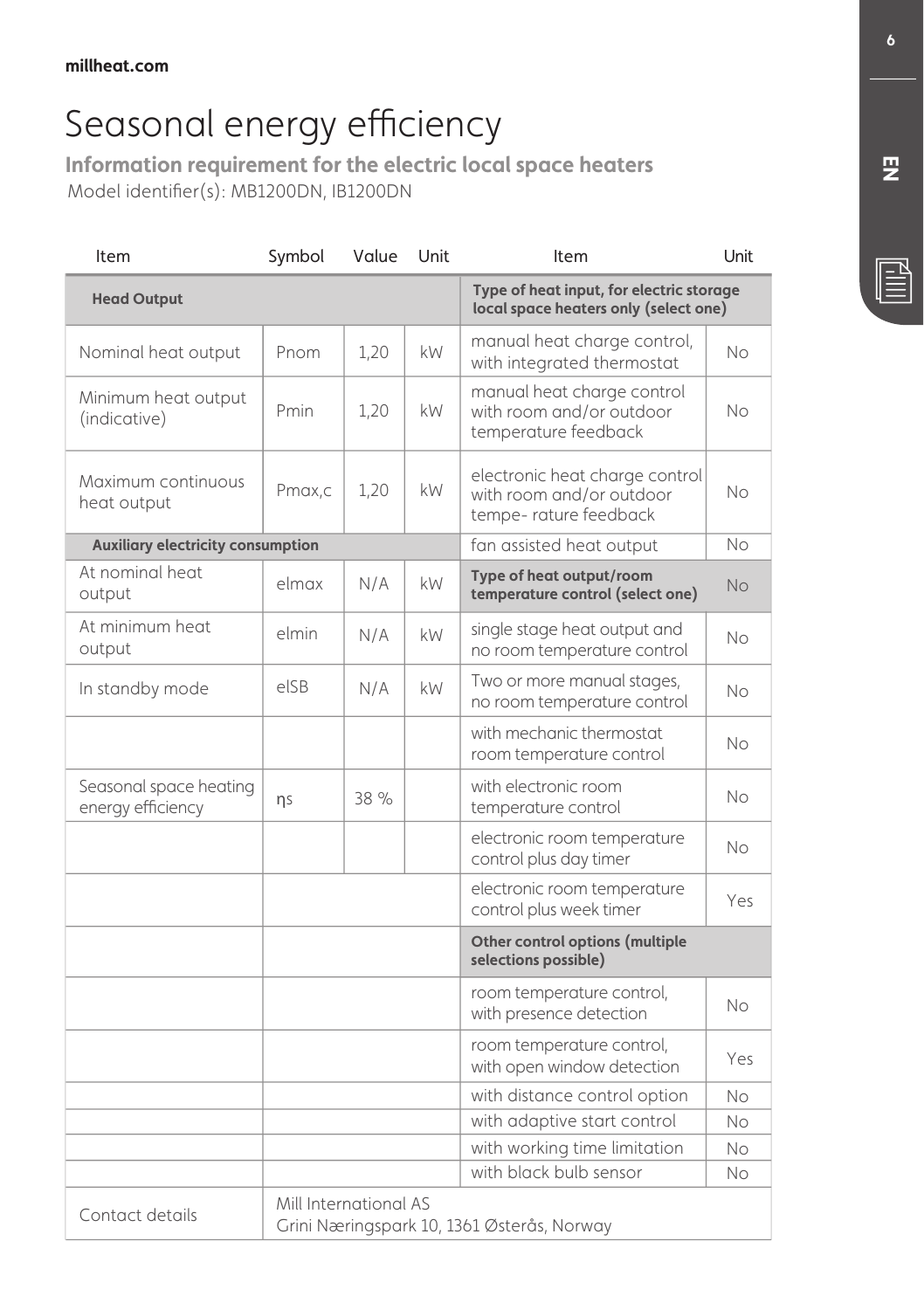millheat.com

# Seasonal energy efficiency

## Information requirement for the electric local space heaters

Model identifier(s): MB1200DN, IB1200DN

| Item | Symbol | Value | Unit | Item | Unit |
|---|---|---|---|---|---|
| **Head Output** | | | | **Type of heat input, for electric storage local space heaters only (select one)** | |
| Nominal heat output | Pnom | 1,20 | kW | manual heat charge control, with integrated thermostat | No |
| Minimum heat output (indicative) | Pmin | 1,20 | kW | manual heat charge control with room and/or outdoor temperature feedback | No |
| Maximum continuous heat output | Pmax,c | 1,20 | kW | electronic heat charge control with room and/or outdoor tempe- rature feedback | No |
| **Auxiliary electricity consumption** | | | | fan assisted heat output | No |
| At nominal heat output | elmax | N/A | kW | **Type of heat output/room temperature control (select one)** | No |
| At minimum heat output | elmin | N/A | kW | single stage heat output and no room temperature control | No |
| In standby mode | elSB | N/A | kW | Two or more manual stages, no room temperature control | No |
| | | | | with mechanic thermostat room temperature control | No |
| Seasonal space heating energy efficiency | ηs | 38 % | | with electronic room temperature control | No |
| | | | | electronic room temperature control plus day timer | No |
| | | | | electronic room temperature control plus week timer | Yes |
| | | | | **Other control options (multiple selections possible)** | |
| | | | | room temperature control, with presence detection | No |
| | | | | room temperature control, with open window detection | Yes |
| | | | | with distance control option | No |
| | | | | with adaptive start control | No |
| | | | | with working time limitation | No |
| | | | | with black bulb sensor | No |
| Contact details | Mill International AS<br>Grini Næringspark 10, 1361 Østerås, Norway | | | | |